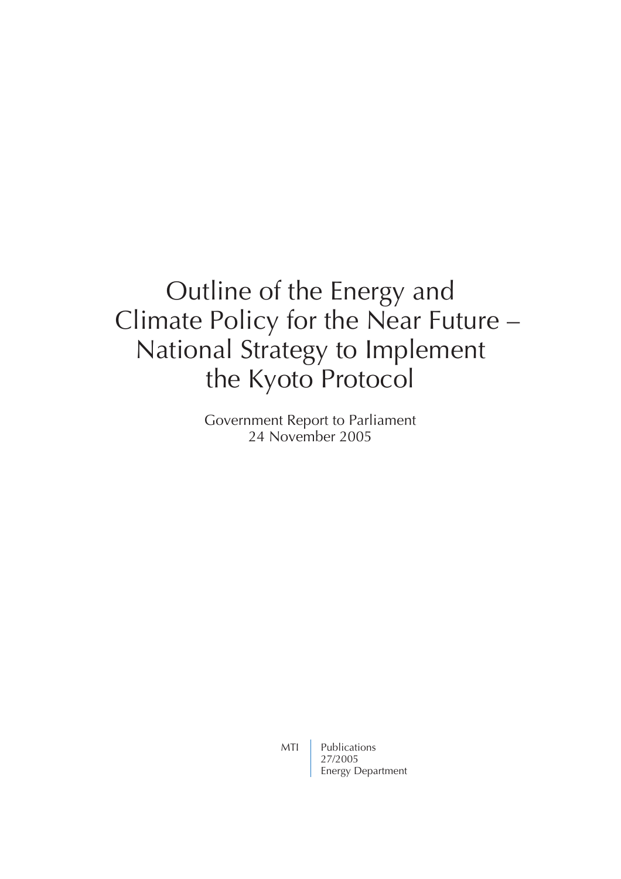# Outline of the Energy and Climate Policy for the Near Future – National Strategy to Implement the Kyoto Protocol

Government Report to Parliament
24 November 2005

MTI | Publications
27/2005
Energy Department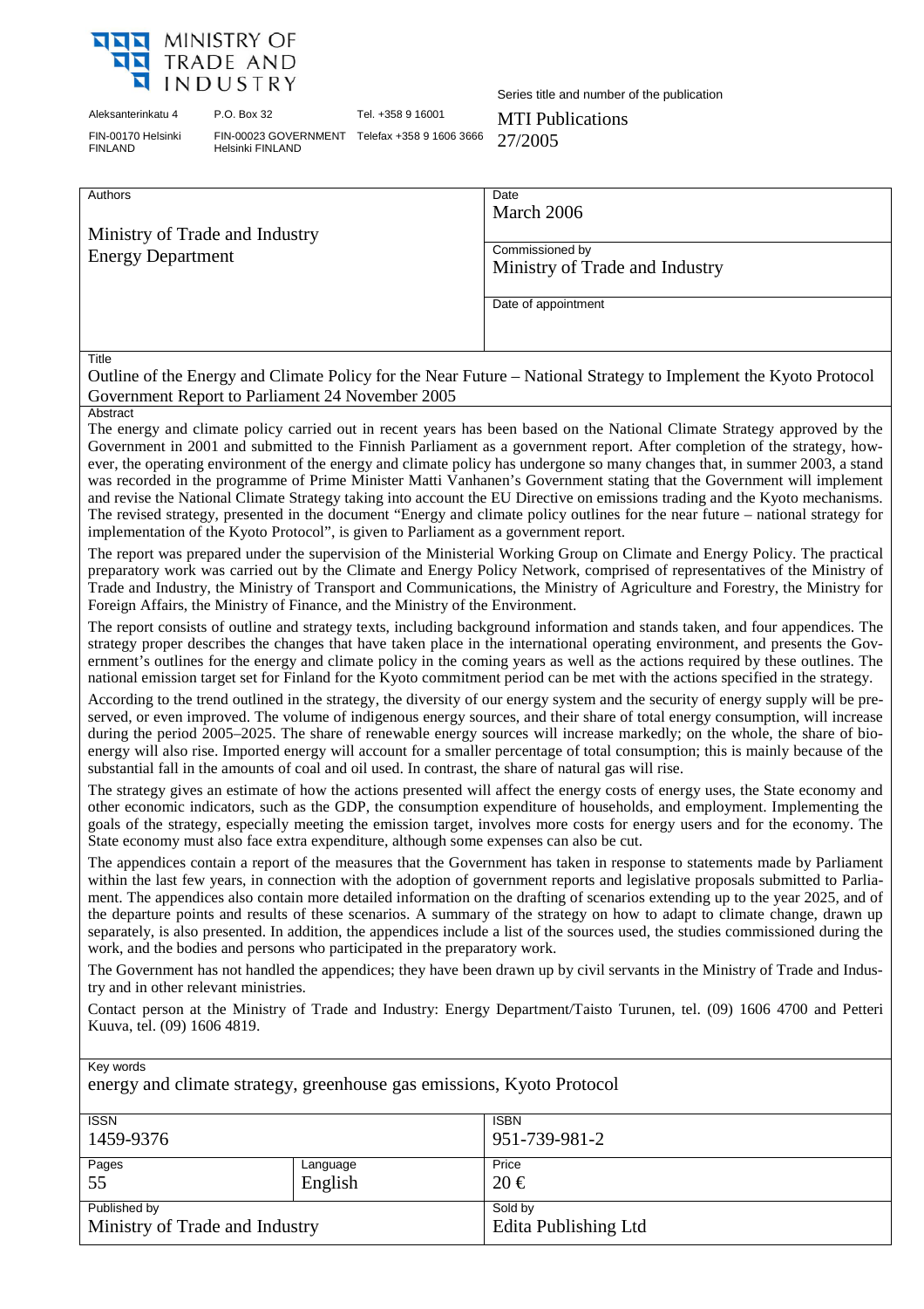MINISTRY OF TRADE AND INDUSTRY

Aleksanterinkatu 4
FIN-00170 Helsinki
FINLAND

P.O. Box 32
FIN-00023 GOVERNMENT
Helsinki FINLAND

Tel. +358 9 16001
Telefax +358 9 1606 3666

Series title and number of the publication
MTI Publications
27/2005

| Authors | Date |
|---|---|
| Ministry of Trade and Industry<br>Energy Department | March 2006 |
| | **Commissioned by**<br>Ministry of Trade and Industry |
| | **Date of appointment** |

**Title**

Outline of the Energy and Climate Policy for the Near Future – National Strategy to Implement the Kyoto Protocol
Government Report to Parliament 24 November 2005

**Abstract**

The energy and climate policy carried out in recent years has been based on the National Climate Strategy approved by the Government in 2001 and submitted to the Finnish Parliament as a government report. After completion of the strategy, however, the operating environment of the energy and climate policy has undergone so many changes that, in summer 2003, a stand was recorded in the programme of Prime Minister Matti Vanhanen's Government stating that the Government will implement and revise the National Climate Strategy taking into account the EU Directive on emissions trading and the Kyoto mechanisms. The revised strategy, presented in the document "Energy and climate policy outlines for the near future – national strategy for implementation of the Kyoto Protocol", is given to Parliament as a government report.

The report was prepared under the supervision of the Ministerial Working Group on Climate and Energy Policy. The practical preparatory work was carried out by the Climate and Energy Policy Network, comprised of representatives of the Ministry of Trade and Industry, the Ministry of Transport and Communications, the Ministry of Agriculture and Forestry, the Ministry for Foreign Affairs, the Ministry of Finance, and the Ministry of the Environment.

The report consists of outline and strategy texts, including background information and stands taken, and four appendices. The strategy proper describes the changes that have taken place in the international operating environment, and presents the Government's outlines for the energy and climate policy in the coming years as well as the actions required by these outlines. The national emission target set for Finland for the Kyoto commitment period can be met with the actions specified in the strategy.

According to the trend outlined in the strategy, the diversity of our energy system and the security of energy supply will be preserved, or even improved. The volume of indigenous energy sources, and their share of total energy consumption, will increase during the period 2005–2025. The share of renewable energy sources will increase markedly; on the whole, the share of bioenergy will also rise. Imported energy will account for a smaller percentage of total consumption; this is mainly because of the substantial fall in the amounts of coal and oil used. In contrast, the share of natural gas will rise.

The strategy gives an estimate of how the actions presented will affect the energy costs of energy uses, the State economy and other economic indicators, such as the GDP, the consumption expenditure of households, and employment. Implementing the goals of the strategy, especially meeting the emission target, involves more costs for energy users and for the economy. The State economy must also face extra expenditure, although some expenses can also be cut.

The appendices contain a report of the measures that the Government has taken in response to statements made by Parliament within the last few years, in connection with the adoption of government reports and legislative proposals submitted to Parliament. The appendices also contain more detailed information on the drafting of scenarios extending up to the year 2025, and of the departure points and results of these scenarios. A summary of the strategy on how to adapt to climate change, drawn up separately, is also presented. In addition, the appendices include a list of the sources used, the studies commissioned during the work, and the bodies and persons who participated in the preparatory work.

The Government has not handled the appendices; they have been drawn up by civil servants in the Ministry of Trade and Industry and in other relevant ministries.

Contact person at the Ministry of Trade and Industry: Energy Department/Taisto Turunen, tel. (09) 1606 4700 and Petteri Kuuva, tel. (09) 1606 4819.

**Key words**

energy and climate strategy, greenhouse gas emissions, Kyoto Protocol

| ISSN | | ISBN |
|---|---|---|
| 1459-9376 | | 951-739-981-2 |
| **Pages** | **Language** | **Price** |
| 55 | English | 20 € |
| **Published by** | | **Sold by** |
| Ministry of Trade and Industry | | Edita Publishing Ltd |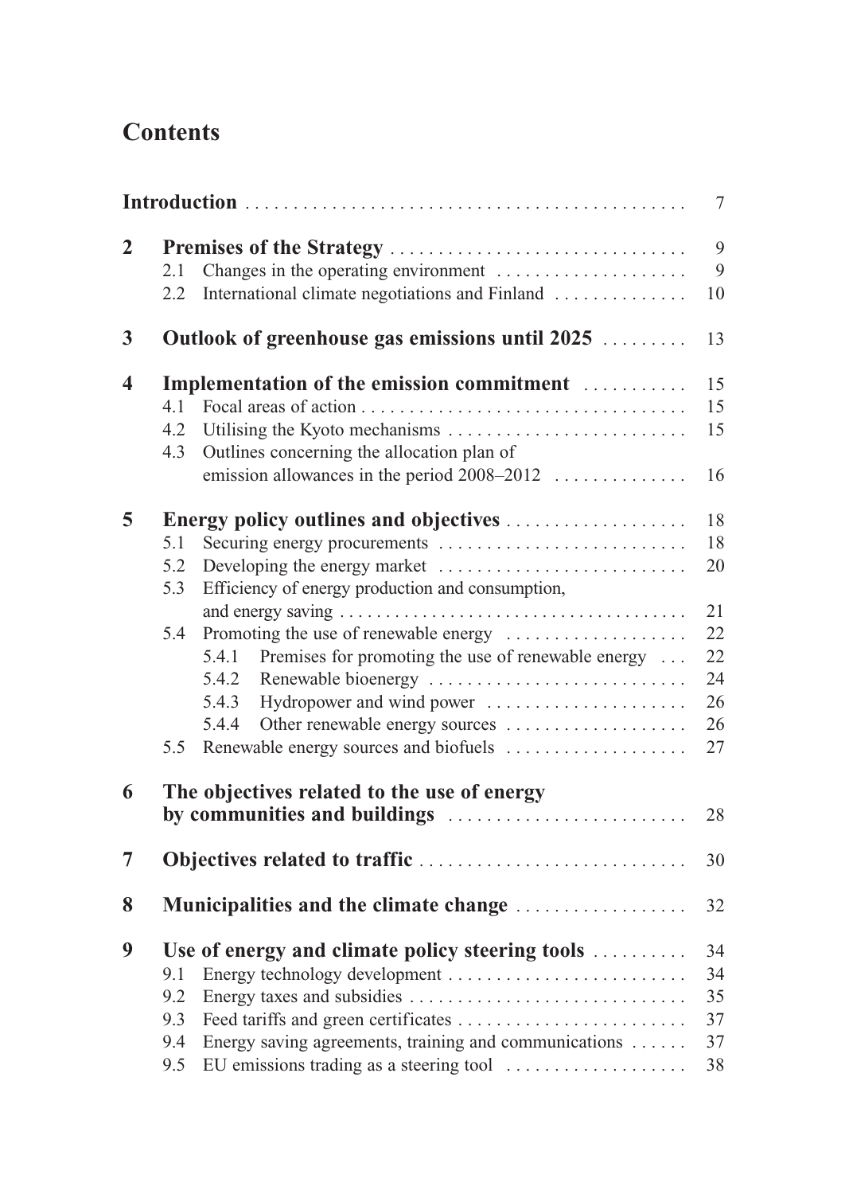# Contents

| | | | |
|---|---|---|---|
| **Introduction** | | | 7 |
| **2** | **Premises of the Strategy** | | 9 |
| | 2.1 | Changes in the operating environment | 9 |
| | 2.2 | International climate negotiations and Finland | 10 |
| **3** | **Outlook of greenhouse gas emissions until 2025** | | 13 |
| **4** | **Implementation of the emission commitment** | | 15 |
| | 4.1 | Focal areas of action | 15 |
| | 4.2 | Utilising the Kyoto mechanisms | 15 |
| | 4.3 | Outlines concerning the allocation plan of emission allowances in the period 2008–2012 | 16 |
| **5** | **Energy policy outlines and objectives** | | 18 |
| | 5.1 | Securing energy procurements | 18 |
| | 5.2 | Developing the energy market | 20 |
| | 5.3 | Efficiency of energy production and consumption, and energy saving | 21 |
| | 5.4 | Promoting the use of renewable energy | 22 |
| | | 5.4.1 Premises for promoting the use of renewable energy | 22 |
| | | 5.4.2 Renewable bioenergy | 24 |
| | | 5.4.3 Hydropower and wind power | 26 |
| | | 5.4.4 Other renewable energy sources | 26 |
| | 5.5 | Renewable energy sources and biofuels | 27 |
| **6** | **The objectives related to the use of energy by communities and buildings** | | 28 |
| **7** | **Objectives related to traffic** | | 30 |
| **8** | **Municipalities and the climate change** | | 32 |
| **9** | **Use of energy and climate policy steering tools** | | 34 |
| | 9.1 | Energy technology development | 34 |
| | 9.2 | Energy taxes and subsidies | 35 |
| | 9.3 | Feed tariffs and green certificates | 37 |
| | 9.4 | Energy saving agreements, training and communications | 37 |
| | 9.5 | EU emissions trading as a steering tool | 38 |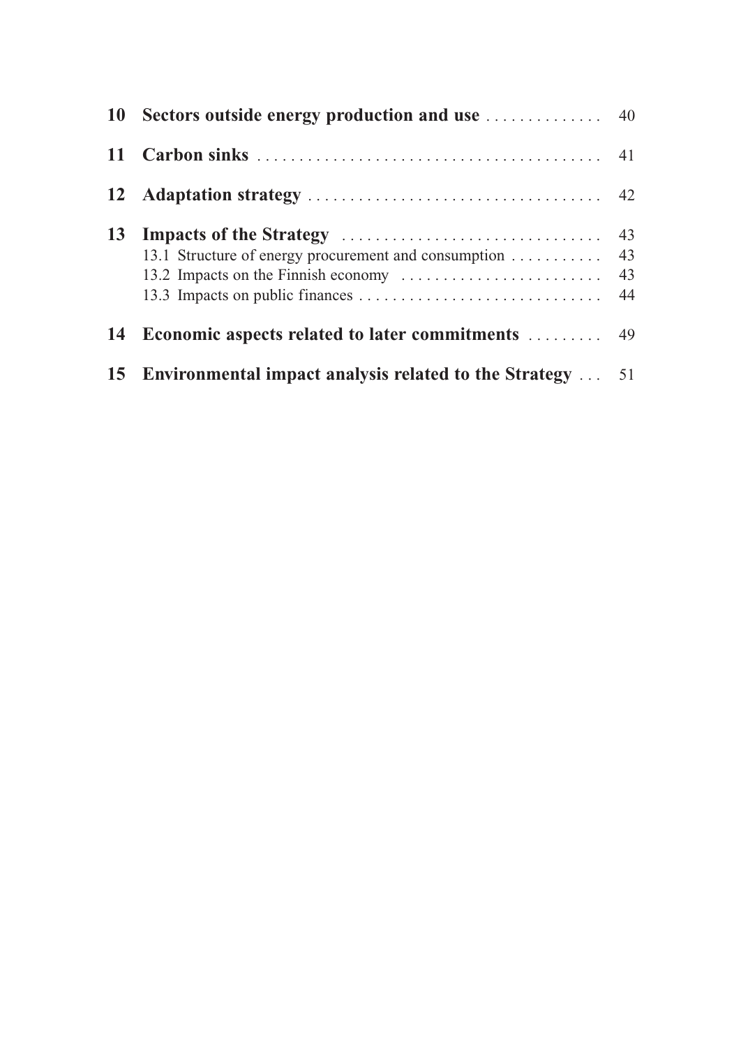| | | |
|---|---|---|
| **10** | **Sectors outside energy production and use** | 40 |
| **11** | **Carbon sinks** | 41 |
| **12** | **Adaptation strategy** | 42 |
| **13** | **Impacts of the Strategy** | 43 |
| | 13.1 Structure of energy procurement and consumption | 43 |
| | 13.2 Impacts on the Finnish economy | 43 |
| | 13.3 Impacts on public finances | 44 |
| **14** | **Economic aspects related to later commitments** | 49 |
| **15** | **Environmental impact analysis related to the Strategy** | 51 |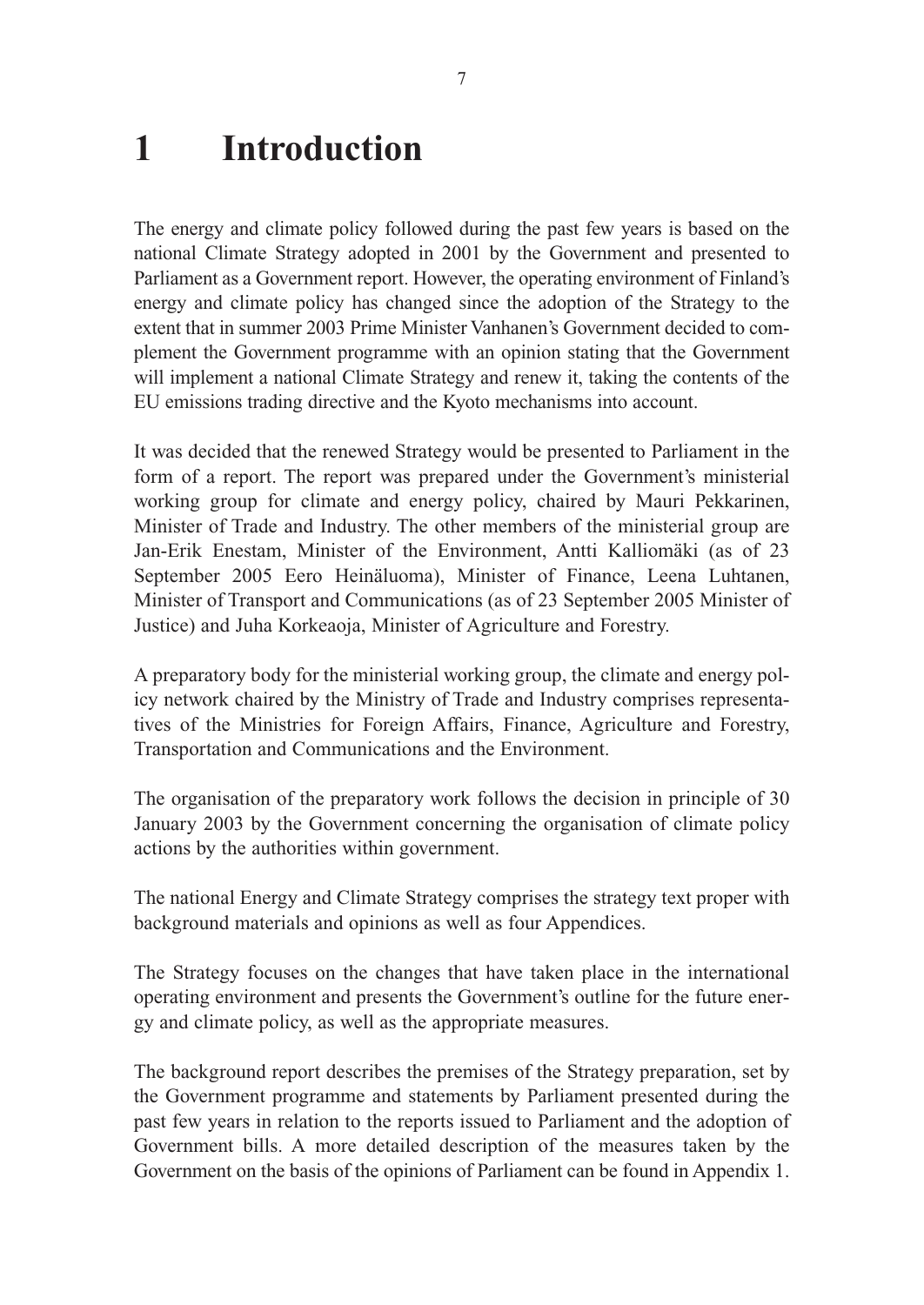# 1 Introduction

The energy and climate policy followed during the past few years is based on the national Climate Strategy adopted in 2001 by the Government and presented to Parliament as a Government report. However, the operating environment of Finland's energy and climate policy has changed since the adoption of the Strategy to the extent that in summer 2003 Prime Minister Vanhanen's Government decided to complement the Government programme with an opinion stating that the Government will implement a national Climate Strategy and renew it, taking the contents of the EU emissions trading directive and the Kyoto mechanisms into account.

It was decided that the renewed Strategy would be presented to Parliament in the form of a report. The report was prepared under the Government's ministerial working group for climate and energy policy, chaired by Mauri Pekkarinen, Minister of Trade and Industry. The other members of the ministerial group are Jan-Erik Enestam, Minister of the Environment, Antti Kalliomäki (as of 23 September 2005 Eero Heinäluoma), Minister of Finance, Leena Luhtanen, Minister of Transport and Communications (as of 23 September 2005 Minister of Justice) and Juha Korkeaoja, Minister of Agriculture and Forestry.

A preparatory body for the ministerial working group, the climate and energy policy network chaired by the Ministry of Trade and Industry comprises representatives of the Ministries for Foreign Affairs, Finance, Agriculture and Forestry, Transportation and Communications and the Environment.

The organisation of the preparatory work follows the decision in principle of 30 January 2003 by the Government concerning the organisation of climate policy actions by the authorities within government.

The national Energy and Climate Strategy comprises the strategy text proper with background materials and opinions as well as four Appendices.

The Strategy focuses on the changes that have taken place in the international operating environment and presents the Government's outline for the future energy and climate policy, as well as the appropriate measures.

The background report describes the premises of the Strategy preparation, set by the Government programme and statements by Parliament presented during the past few years in relation to the reports issued to Parliament and the adoption of Government bills. A more detailed description of the measures taken by the Government on the basis of the opinions of Parliament can be found in Appendix 1.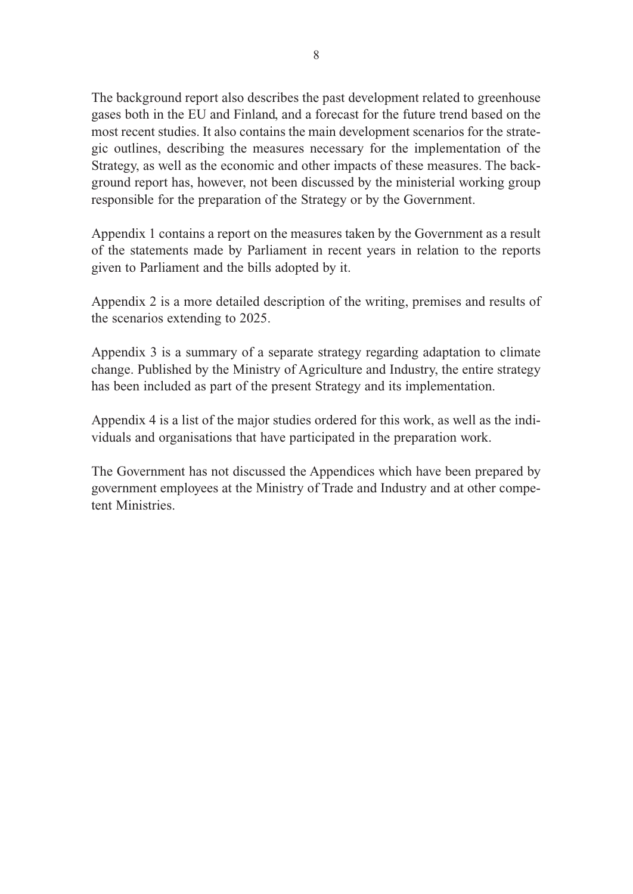The background report also describes the past development related to greenhouse gases both in the EU and Finland, and a forecast for the future trend based on the most recent studies. It also contains the main development scenarios for the strategic outlines, describing the measures necessary for the implementation of the Strategy, as well as the economic and other impacts of these measures. The background report has, however, not been discussed by the ministerial working group responsible for the preparation of the Strategy or by the Government.

Appendix 1 contains a report on the measures taken by the Government as a result of the statements made by Parliament in recent years in relation to the reports given to Parliament and the bills adopted by it.

Appendix 2 is a more detailed description of the writing, premises and results of the scenarios extending to 2025.

Appendix 3 is a summary of a separate strategy regarding adaptation to climate change. Published by the Ministry of Agriculture and Industry, the entire strategy has been included as part of the present Strategy and its implementation.

Appendix 4 is a list of the major studies ordered for this work, as well as the individuals and organisations that have participated in the preparation work.

The Government has not discussed the Appendices which have been prepared by government employees at the Ministry of Trade and Industry and at other competent Ministries.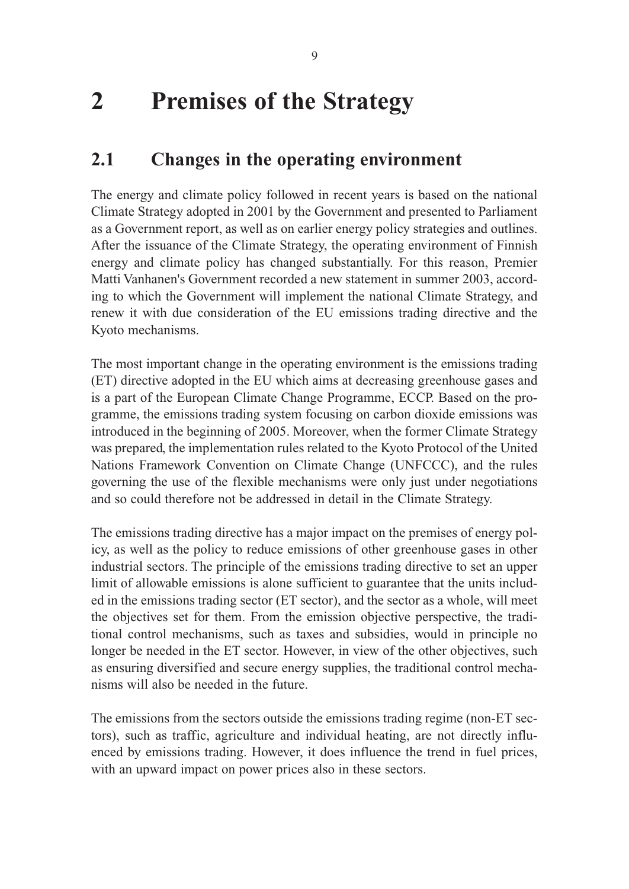# 2 Premises of the Strategy

## 2.1 Changes in the operating environment

The energy and climate policy followed in recent years is based on the national Climate Strategy adopted in 2001 by the Government and presented to Parliament as a Government report, as well as on earlier energy policy strategies and outlines. After the issuance of the Climate Strategy, the operating environment of Finnish energy and climate policy has changed substantially. For this reason, Premier Matti Vanhanen's Government recorded a new statement in summer 2003, according to which the Government will implement the national Climate Strategy, and renew it with due consideration of the EU emissions trading directive and the Kyoto mechanisms.

The most important change in the operating environment is the emissions trading (ET) directive adopted in the EU which aims at decreasing greenhouse gases and is a part of the European Climate Change Programme, ECCP. Based on the programme, the emissions trading system focusing on carbon dioxide emissions was introduced in the beginning of 2005. Moreover, when the former Climate Strategy was prepared, the implementation rules related to the Kyoto Protocol of the United Nations Framework Convention on Climate Change (UNFCCC), and the rules governing the use of the flexible mechanisms were only just under negotiations and so could therefore not be addressed in detail in the Climate Strategy.

The emissions trading directive has a major impact on the premises of energy policy, as well as the policy to reduce emissions of other greenhouse gases in other industrial sectors. The principle of the emissions trading directive to set an upper limit of allowable emissions is alone sufficient to guarantee that the units included in the emissions trading sector (ET sector), and the sector as a whole, will meet the objectives set for them. From the emission objective perspective, the traditional control mechanisms, such as taxes and subsidies, would in principle no longer be needed in the ET sector. However, in view of the other objectives, such as ensuring diversified and secure energy supplies, the traditional control mechanisms will also be needed in the future.

The emissions from the sectors outside the emissions trading regime (non-ET sectors), such as traffic, agriculture and individual heating, are not directly influenced by emissions trading. However, it does influence the trend in fuel prices, with an upward impact on power prices also in these sectors.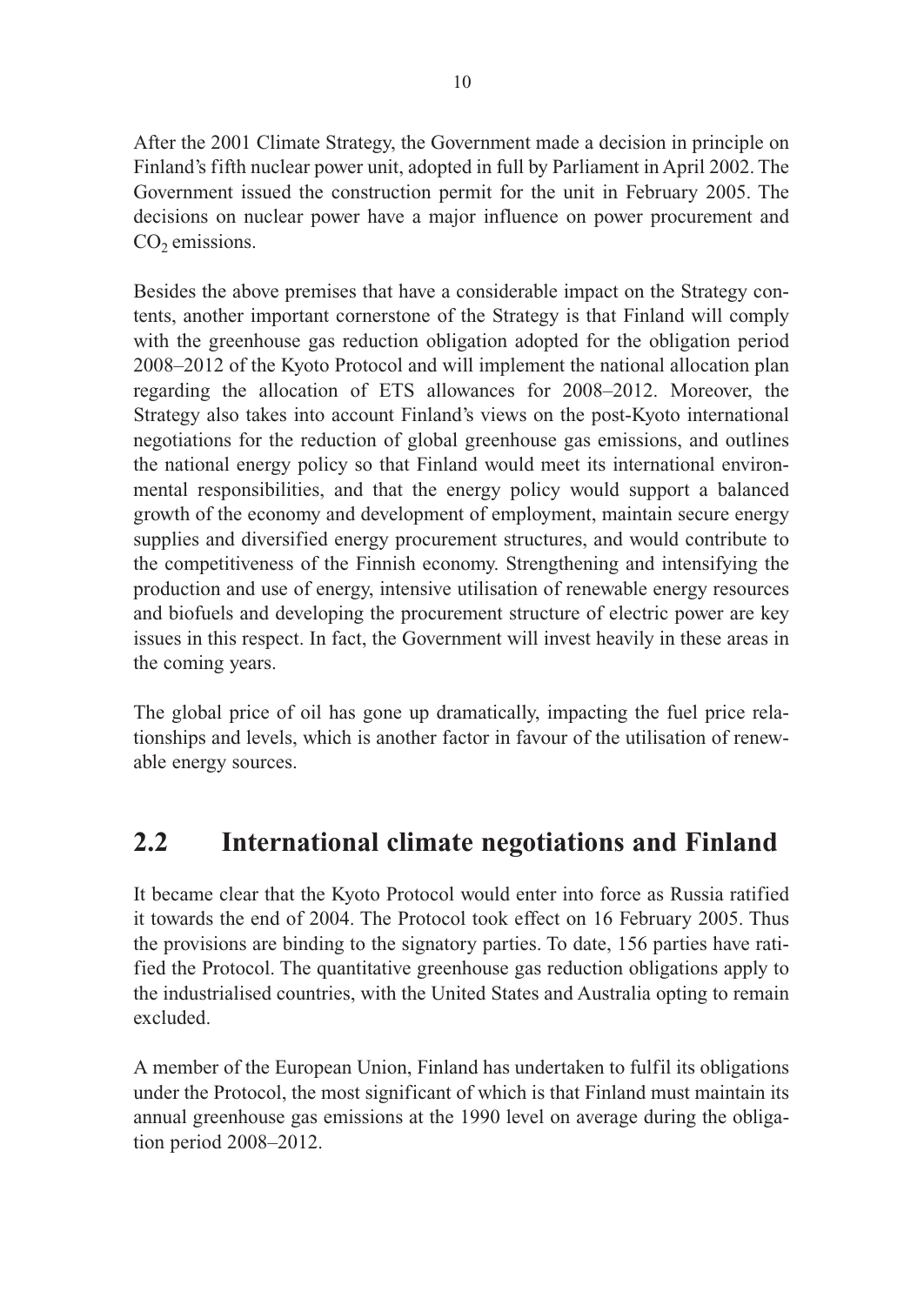After the 2001 Climate Strategy, the Government made a decision in principle on Finland's fifth nuclear power unit, adopted in full by Parliament in April 2002. The Government issued the construction permit for the unit in February 2005. The decisions on nuclear power have a major influence on power procurement and $CO_2$ emissions.

Besides the above premises that have a considerable impact on the Strategy contents, another important cornerstone of the Strategy is that Finland will comply with the greenhouse gas reduction obligation adopted for the obligation period 2008–2012 of the Kyoto Protocol and will implement the national allocation plan regarding the allocation of ETS allowances for 2008–2012. Moreover, the Strategy also takes into account Finland's views on the post-Kyoto international negotiations for the reduction of global greenhouse gas emissions, and outlines the national energy policy so that Finland would meet its international environmental responsibilities, and that the energy policy would support a balanced growth of the economy and development of employment, maintain secure energy supplies and diversified energy procurement structures, and would contribute to the competitiveness of the Finnish economy. Strengthening and intensifying the production and use of energy, intensive utilisation of renewable energy resources and biofuels and developing the procurement structure of electric power are key issues in this respect. In fact, the Government will invest heavily in these areas in the coming years.

The global price of oil has gone up dramatically, impacting the fuel price relationships and levels, which is another factor in favour of the utilisation of renewable energy sources.

## 2.2 International climate negotiations and Finland

It became clear that the Kyoto Protocol would enter into force as Russia ratified it towards the end of 2004. The Protocol took effect on 16 February 2005. Thus the provisions are binding to the signatory parties. To date, 156 parties have ratified the Protocol. The quantitative greenhouse gas reduction obligations apply to the industrialised countries, with the United States and Australia opting to remain excluded.

A member of the European Union, Finland has undertaken to fulfil its obligations under the Protocol, the most significant of which is that Finland must maintain its annual greenhouse gas emissions at the 1990 level on average during the obligation period 2008–2012.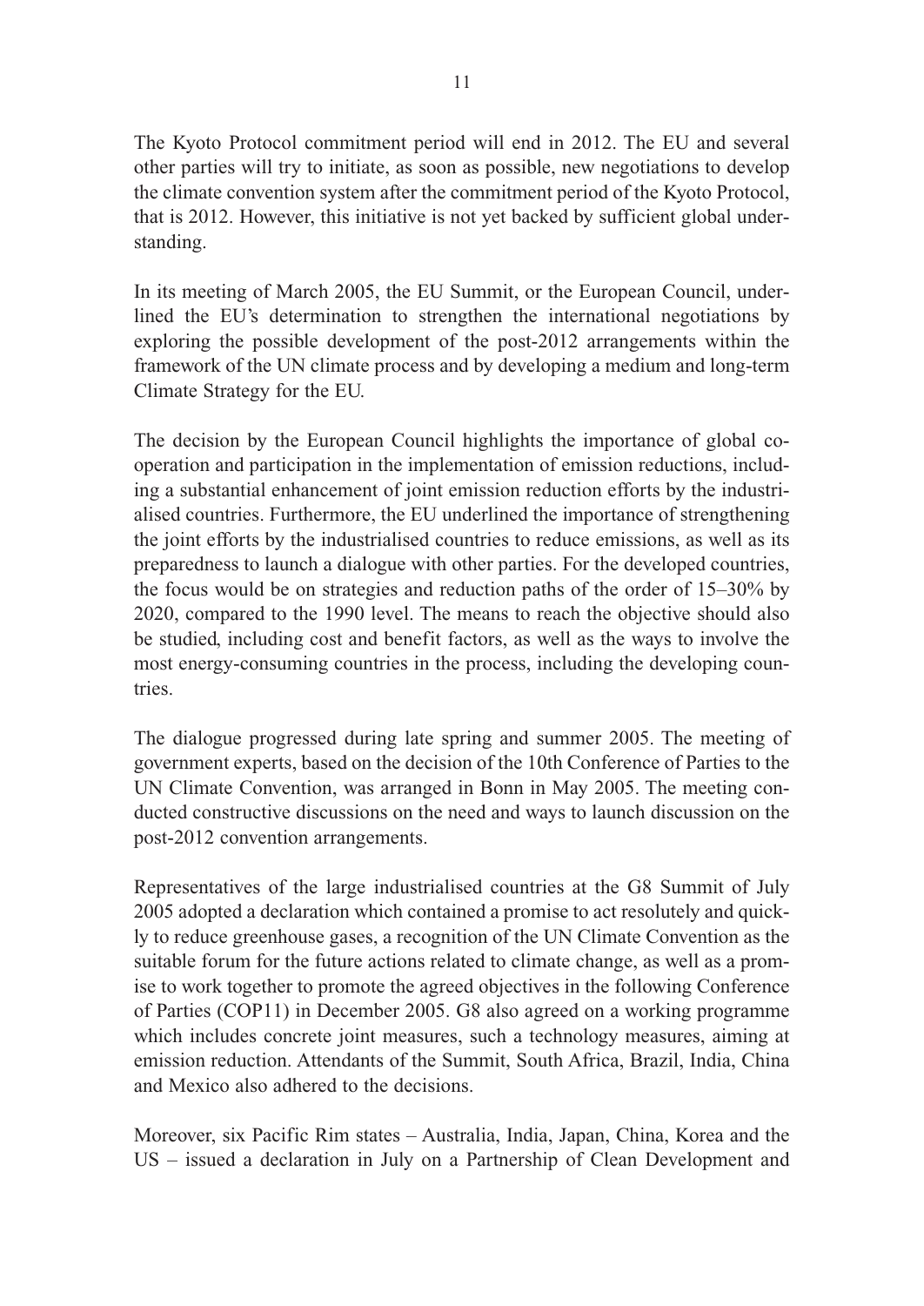The Kyoto Protocol commitment period will end in 2012. The EU and several other parties will try to initiate, as soon as possible, new negotiations to develop the climate convention system after the commitment period of the Kyoto Protocol, that is 2012. However, this initiative is not yet backed by sufficient global understanding.

In its meeting of March 2005, the EU Summit, or the European Council, underlined the EU's determination to strengthen the international negotiations by exploring the possible development of the post-2012 arrangements within the framework of the UN climate process and by developing a medium and long-term Climate Strategy for the EU.

The decision by the European Council highlights the importance of global cooperation and participation in the implementation of emission reductions, including a substantial enhancement of joint emission reduction efforts by the industrialised countries. Furthermore, the EU underlined the importance of strengthening the joint efforts by the industrialised countries to reduce emissions, as well as its preparedness to launch a dialogue with other parties. For the developed countries, the focus would be on strategies and reduction paths of the order of 15–30% by 2020, compared to the 1990 level. The means to reach the objective should also be studied, including cost and benefit factors, as well as the ways to involve the most energy-consuming countries in the process, including the developing countries.

The dialogue progressed during late spring and summer 2005. The meeting of government experts, based on the decision of the 10th Conference of Parties to the UN Climate Convention, was arranged in Bonn in May 2005. The meeting conducted constructive discussions on the need and ways to launch discussion on the post-2012 convention arrangements.

Representatives of the large industrialised countries at the G8 Summit of July 2005 adopted a declaration which contained a promise to act resolutely and quickly to reduce greenhouse gases, a recognition of the UN Climate Convention as the suitable forum for the future actions related to climate change, as well as a promise to work together to promote the agreed objectives in the following Conference of Parties (COP11) in December 2005. G8 also agreed on a working programme which includes concrete joint measures, such a technology measures, aiming at emission reduction. Attendants of the Summit, South Africa, Brazil, India, China and Mexico also adhered to the decisions.

Moreover, six Pacific Rim states – Australia, India, Japan, China, Korea and the US – issued a declaration in July on a Partnership of Clean Development and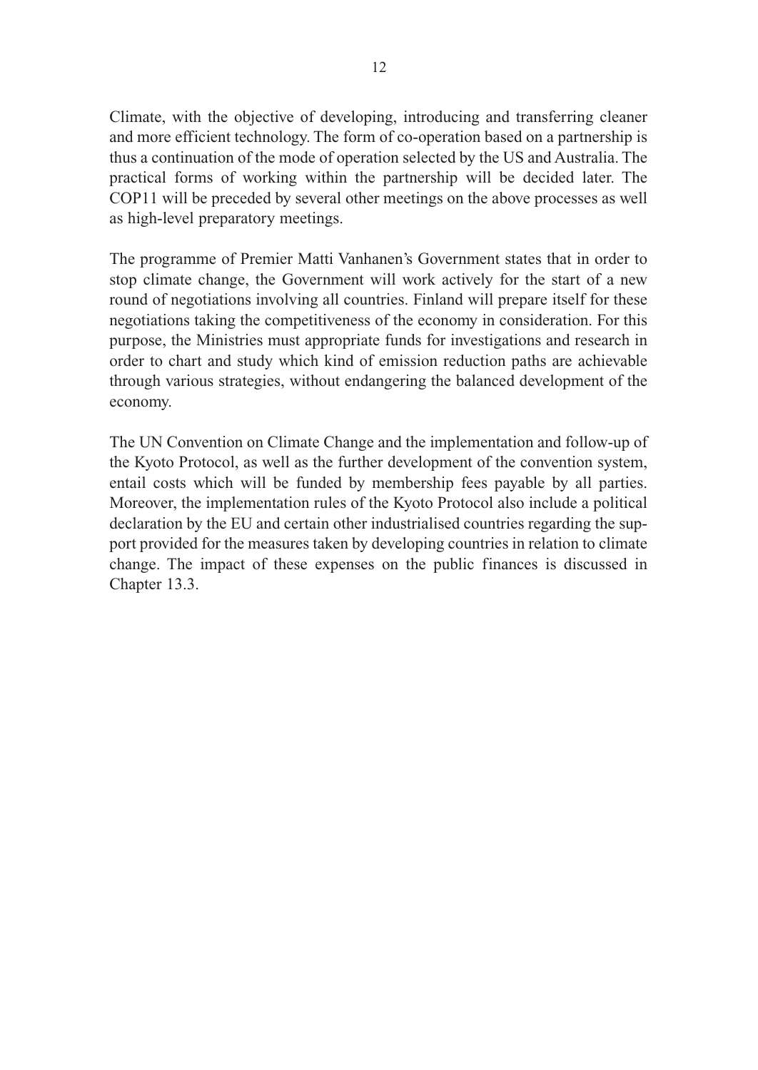Climate, with the objective of developing, introducing and transferring cleaner and more efficient technology. The form of co-operation based on a partnership is thus a continuation of the mode of operation selected by the US and Australia. The practical forms of working within the partnership will be decided later. The COP11 will be preceded by several other meetings on the above processes as well as high-level preparatory meetings.

The programme of Premier Matti Vanhanen's Government states that in order to stop climate change, the Government will work actively for the start of a new round of negotiations involving all countries. Finland will prepare itself for these negotiations taking the competitiveness of the economy in consideration. For this purpose, the Ministries must appropriate funds for investigations and research in order to chart and study which kind of emission reduction paths are achievable through various strategies, without endangering the balanced development of the economy.

The UN Convention on Climate Change and the implementation and follow-up of the Kyoto Protocol, as well as the further development of the convention system, entail costs which will be funded by membership fees payable by all parties. Moreover, the implementation rules of the Kyoto Protocol also include a political declaration by the EU and certain other industrialised countries regarding the support provided for the measures taken by developing countries in relation to climate change. The impact of these expenses on the public finances is discussed in Chapter 13.3.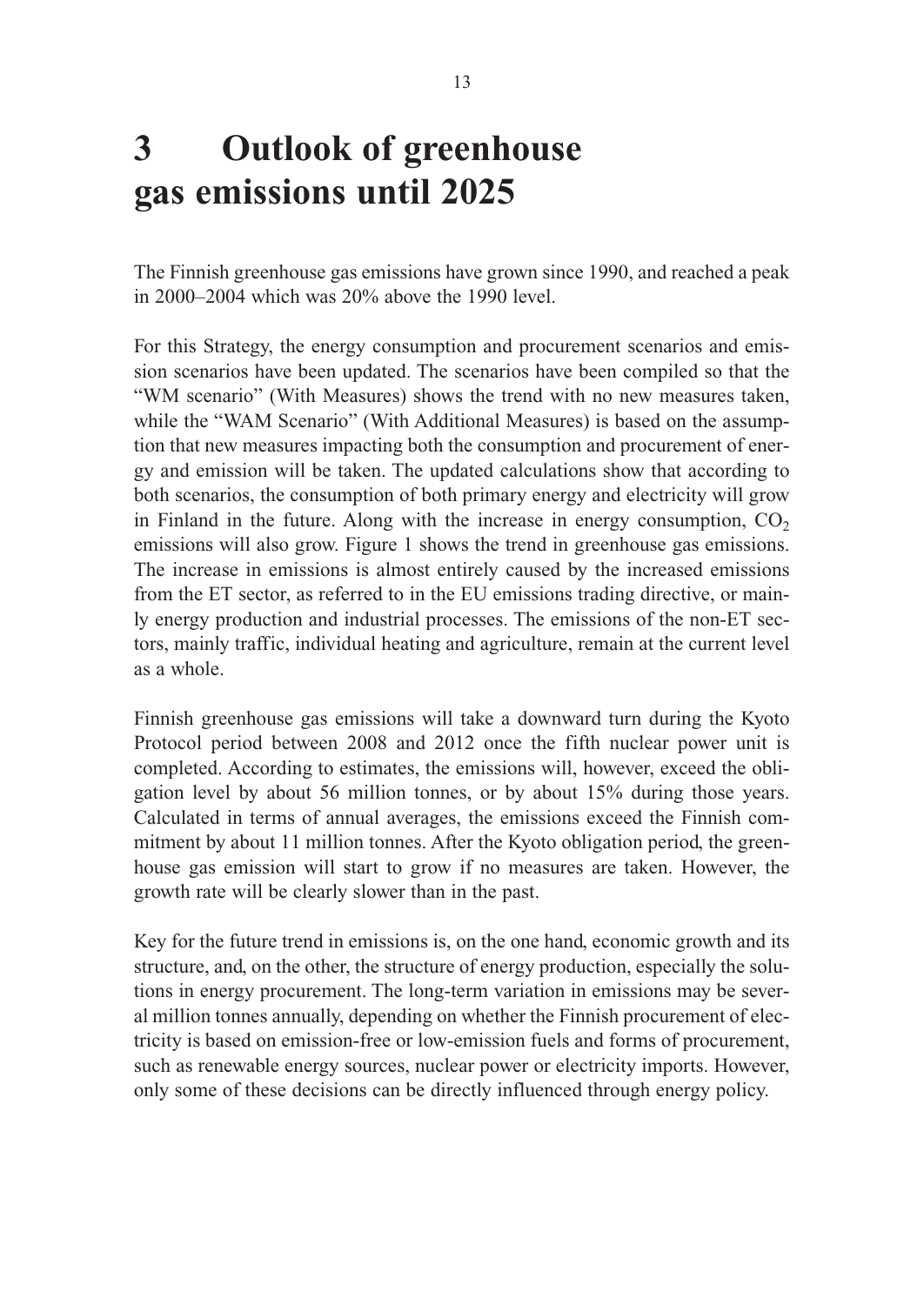# 3 Outlook of greenhouse gas emissions until 2025

The Finnish greenhouse gas emissions have grown since 1990, and reached a peak in 2000–2004 which was 20% above the 1990 level.

For this Strategy, the energy consumption and procurement scenarios and emission scenarios have been updated. The scenarios have been compiled so that the "WM scenario" (With Measures) shows the trend with no new measures taken, while the "WAM Scenario" (With Additional Measures) is based on the assumption that new measures impacting both the consumption and procurement of energy and emission will be taken. The updated calculations show that according to both scenarios, the consumption of both primary energy and electricity will grow in Finland in the future. Along with the increase in energy consumption, $CO_2$ emissions will also grow. Figure 1 shows the trend in greenhouse gas emissions. The increase in emissions is almost entirely caused by the increased emissions from the ET sector, as referred to in the EU emissions trading directive, or mainly energy production and industrial processes. The emissions of the non-ET sectors, mainly traffic, individual heating and agriculture, remain at the current level as a whole.

Finnish greenhouse gas emissions will take a downward turn during the Kyoto Protocol period between 2008 and 2012 once the fifth nuclear power unit is completed. According to estimates, the emissions will, however, exceed the obligation level by about 56 million tonnes, or by about 15% during those years. Calculated in terms of annual averages, the emissions exceed the Finnish commitment by about 11 million tonnes. After the Kyoto obligation period, the greenhouse gas emission will start to grow if no measures are taken. However, the growth rate will be clearly slower than in the past.

Key for the future trend in emissions is, on the one hand, economic growth and its structure, and, on the other, the structure of energy production, especially the solutions in energy procurement. The long-term variation in emissions may be several million tonnes annually, depending on whether the Finnish procurement of electricity is based on emission-free or low-emission fuels and forms of procurement, such as renewable energy sources, nuclear power or electricity imports. However, only some of these decisions can be directly influenced through energy policy.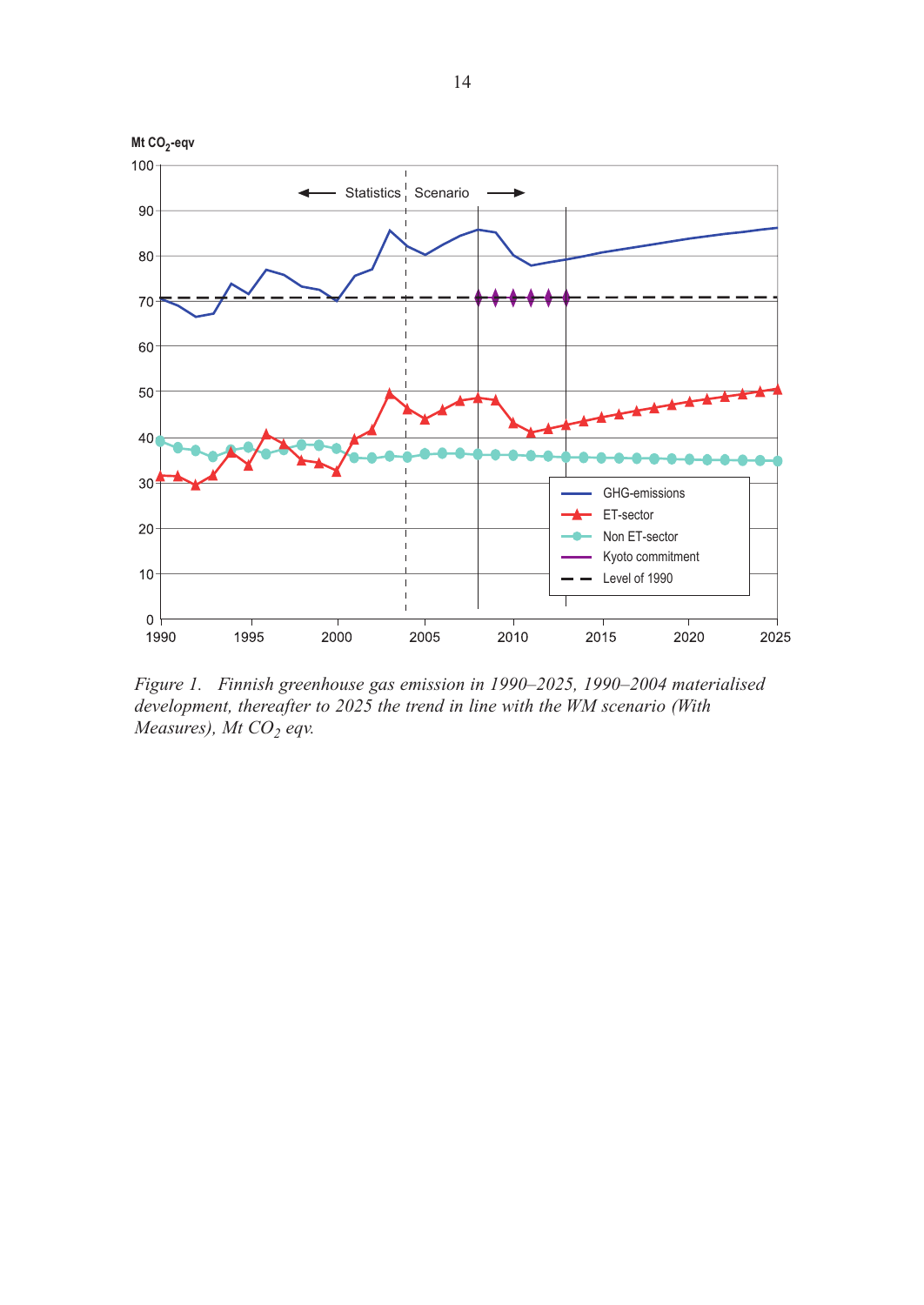*Figure 1. Finnish greenhouse gas emission in 1990–2025, 1990–2004 materialised development, thereafter to 2025 the trend in line with the WM scenario (With Measures), Mt $CO_2$ eqv.*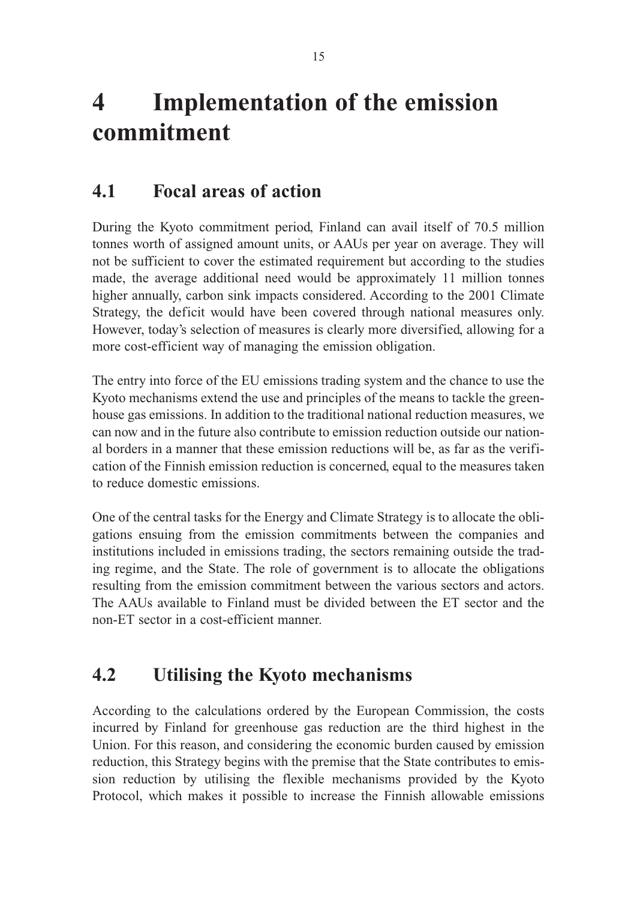# 4 Implementation of the emission commitment

## 4.1 Focal areas of action

During the Kyoto commitment period, Finland can avail itself of 70.5 million tonnes worth of assigned amount units, or AAUs per year on average. They will not be sufficient to cover the estimated requirement but according to the studies made, the average additional need would be approximately 11 million tonnes higher annually, carbon sink impacts considered. According to the 2001 Climate Strategy, the deficit would have been covered through national measures only. However, today's selection of measures is clearly more diversified, allowing for a more cost-efficient way of managing the emission obligation.

The entry into force of the EU emissions trading system and the chance to use the Kyoto mechanisms extend the use and principles of the means to tackle the greenhouse gas emissions. In addition to the traditional national reduction measures, we can now and in the future also contribute to emission reduction outside our national borders in a manner that these emission reductions will be, as far as the verification of the Finnish emission reduction is concerned, equal to the measures taken to reduce domestic emissions.

One of the central tasks for the Energy and Climate Strategy is to allocate the obligations ensuing from the emission commitments between the companies and institutions included in emissions trading, the sectors remaining outside the trading regime, and the State. The role of government is to allocate the obligations resulting from the emission commitment between the various sectors and actors. The AAUs available to Finland must be divided between the ET sector and the non-ET sector in a cost-efficient manner.

## 4.2 Utilising the Kyoto mechanisms

According to the calculations ordered by the European Commission, the costs incurred by Finland for greenhouse gas reduction are the third highest in the Union. For this reason, and considering the economic burden caused by emission reduction, this Strategy begins with the premise that the State contributes to emission reduction by utilising the flexible mechanisms provided by the Kyoto Protocol, which makes it possible to increase the Finnish allowable emissions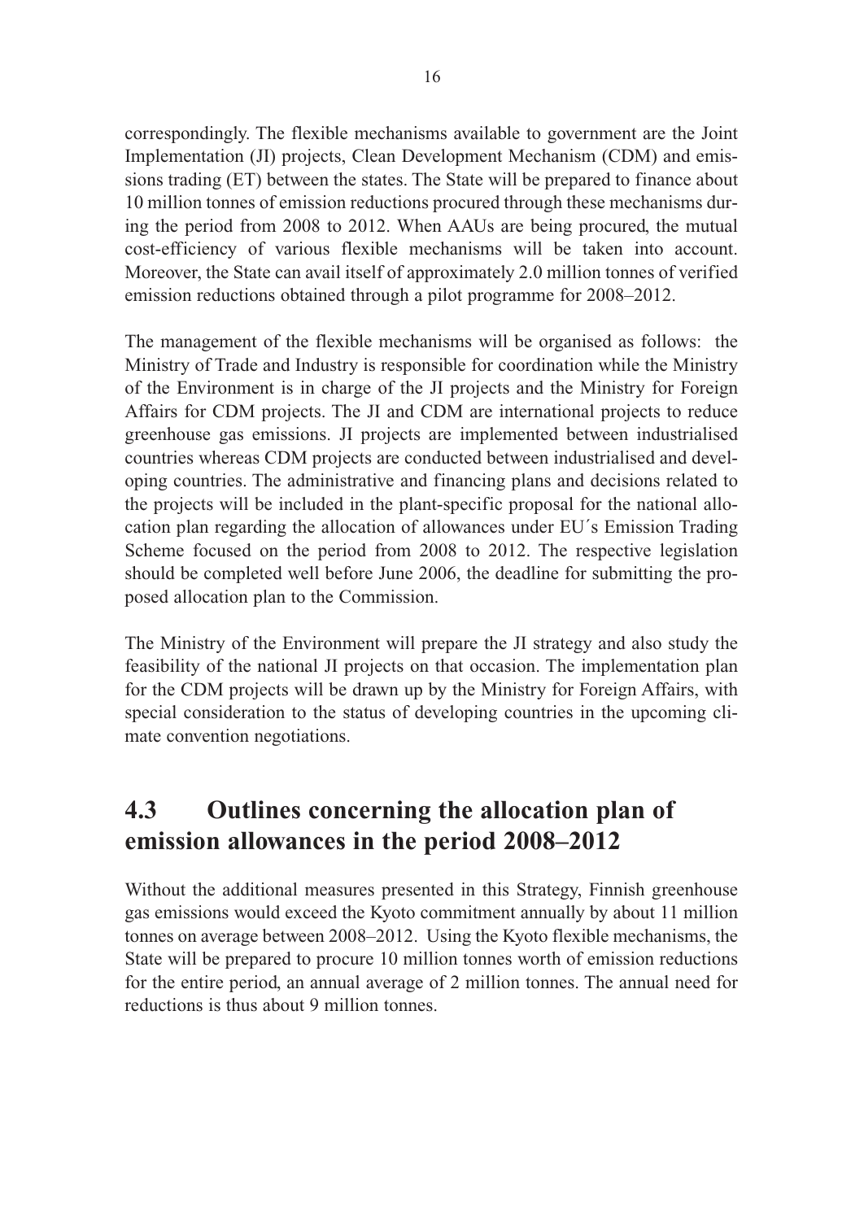correspondingly. The flexible mechanisms available to government are the Joint Implementation (JI) projects, Clean Development Mechanism (CDM) and emissions trading (ET) between the states. The State will be prepared to finance about 10 million tonnes of emission reductions procured through these mechanisms during the period from 2008 to 2012. When AAUs are being procured, the mutual cost-efficiency of various flexible mechanisms will be taken into account. Moreover, the State can avail itself of approximately 2.0 million tonnes of verified emission reductions obtained through a pilot programme for 2008–2012.

The management of the flexible mechanisms will be organised as follows: the Ministry of Trade and Industry is responsible for coordination while the Ministry of the Environment is in charge of the JI projects and the Ministry for Foreign Affairs for CDM projects. The JI and CDM are international projects to reduce greenhouse gas emissions. JI projects are implemented between industrialised countries whereas CDM projects are conducted between industrialised and developing countries. The administrative and financing plans and decisions related to the projects will be included in the plant-specific proposal for the national allocation plan regarding the allocation of allowances under EU´s Emission Trading Scheme focused on the period from 2008 to 2012. The respective legislation should be completed well before June 2006, the deadline for submitting the proposed allocation plan to the Commission.

The Ministry of the Environment will prepare the JI strategy and also study the feasibility of the national JI projects on that occasion. The implementation plan for the CDM projects will be drawn up by the Ministry for Foreign Affairs, with special consideration to the status of developing countries in the upcoming climate convention negotiations.

## 4.3 Outlines concerning the allocation plan of emission allowances in the period 2008–2012

Without the additional measures presented in this Strategy, Finnish greenhouse gas emissions would exceed the Kyoto commitment annually by about 11 million tonnes on average between 2008–2012. Using the Kyoto flexible mechanisms, the State will be prepared to procure 10 million tonnes worth of emission reductions for the entire period, an annual average of 2 million tonnes. The annual need for reductions is thus about 9 million tonnes.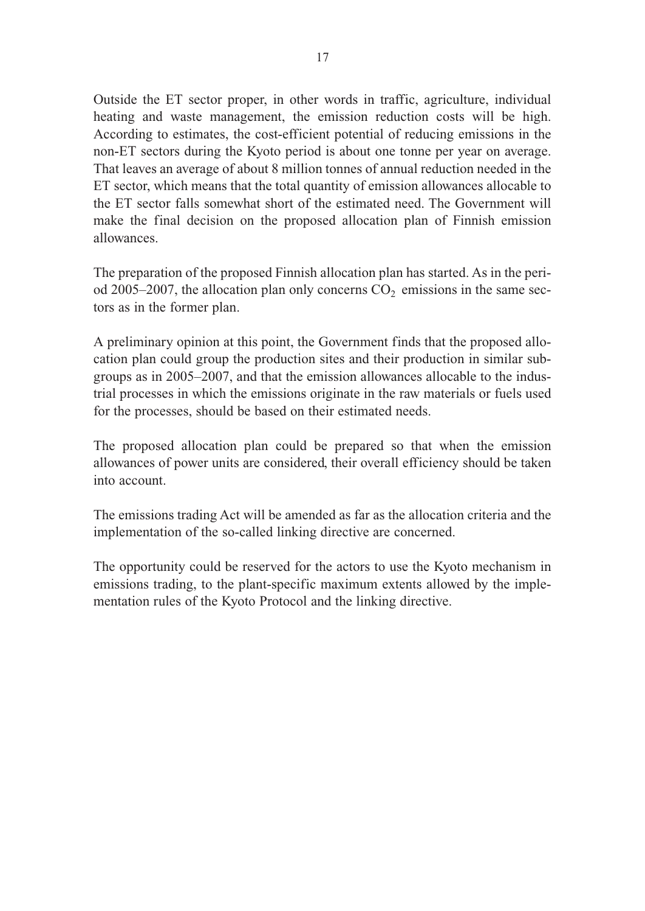Outside the ET sector proper, in other words in traffic, agriculture, individual heating and waste management, the emission reduction costs will be high. According to estimates, the cost-efficient potential of reducing emissions in the non-ET sectors during the Kyoto period is about one tonne per year on average. That leaves an average of about 8 million tonnes of annual reduction needed in the ET sector, which means that the total quantity of emission allowances allocable to the ET sector falls somewhat short of the estimated need. The Government will make the final decision on the proposed allocation plan of Finnish emission allowances.

The preparation of the proposed Finnish allocation plan has started. As in the period 2005–2007, the allocation plan only concerns $CO_2$ emissions in the same sectors as in the former plan.

A preliminary opinion at this point, the Government finds that the proposed allocation plan could group the production sites and their production in similar subgroups as in 2005–2007, and that the emission allowances allocable to the industrial processes in which the emissions originate in the raw materials or fuels used for the processes, should be based on their estimated needs.

The proposed allocation plan could be prepared so that when the emission allowances of power units are considered, their overall efficiency should be taken into account.

The emissions trading Act will be amended as far as the allocation criteria and the implementation of the so-called linking directive are concerned.

The opportunity could be reserved for the actors to use the Kyoto mechanism in emissions trading, to the plant-specific maximum extents allowed by the implementation rules of the Kyoto Protocol and the linking directive.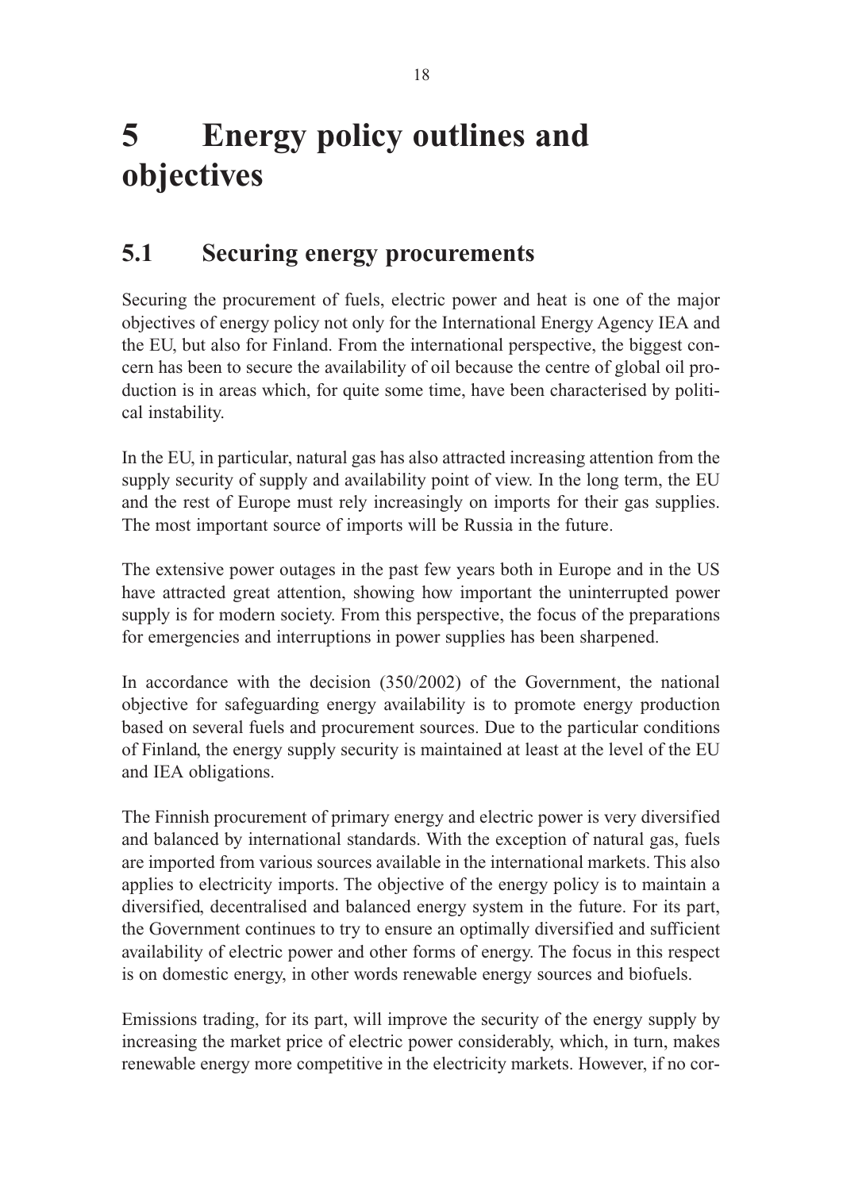# 5 Energy policy outlines and objectives

## 5.1 Securing energy procurements

Securing the procurement of fuels, electric power and heat is one of the major objectives of energy policy not only for the International Energy Agency IEA and the EU, but also for Finland. From the international perspective, the biggest concern has been to secure the availability of oil because the centre of global oil production is in areas which, for quite some time, have been characterised by political instability.

In the EU, in particular, natural gas has also attracted increasing attention from the supply security of supply and availability point of view. In the long term, the EU and the rest of Europe must rely increasingly on imports for their gas supplies. The most important source of imports will be Russia in the future.

The extensive power outages in the past few years both in Europe and in the US have attracted great attention, showing how important the uninterrupted power supply is for modern society. From this perspective, the focus of the preparations for emergencies and interruptions in power supplies has been sharpened.

In accordance with the decision (350/2002) of the Government, the national objective for safeguarding energy availability is to promote energy production based on several fuels and procurement sources. Due to the particular conditions of Finland, the energy supply security is maintained at least at the level of the EU and IEA obligations.

The Finnish procurement of primary energy and electric power is very diversified and balanced by international standards. With the exception of natural gas, fuels are imported from various sources available in the international markets. This also applies to electricity imports. The objective of the energy policy is to maintain a diversified, decentralised and balanced energy system in the future. For its part, the Government continues to try to ensure an optimally diversified and sufficient availability of electric power and other forms of energy. The focus in this respect is on domestic energy, in other words renewable energy sources and biofuels.

Emissions trading, for its part, will improve the security of the energy supply by increasing the market price of electric power considerably, which, in turn, makes renewable energy more competitive in the electricity markets. However, if no cor-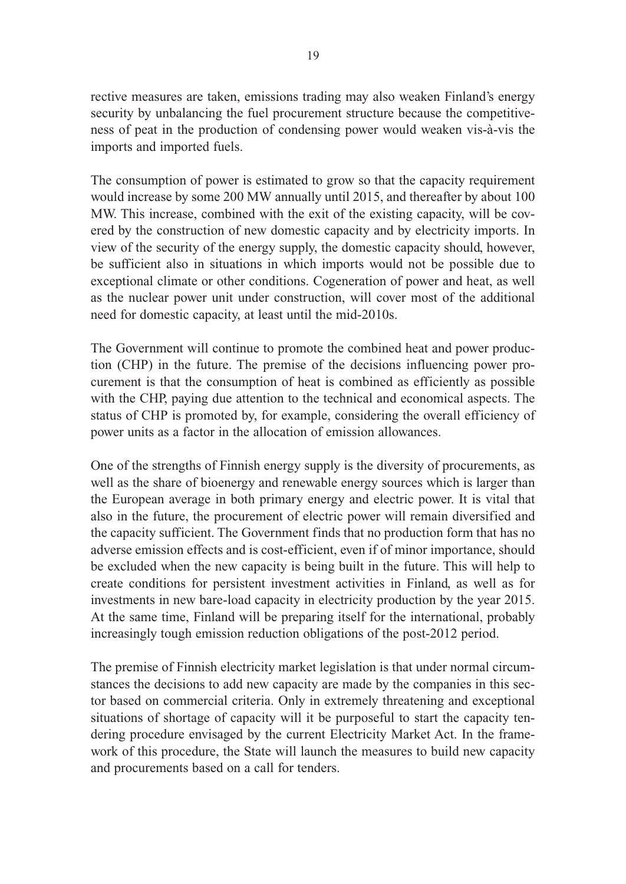rective measures are taken, emissions trading may also weaken Finland's energy security by unbalancing the fuel procurement structure because the competitiveness of peat in the production of condensing power would weaken vis-à-vis the imports and imported fuels.

The consumption of power is estimated to grow so that the capacity requirement would increase by some 200 MW annually until 2015, and thereafter by about 100 MW. This increase, combined with the exit of the existing capacity, will be covered by the construction of new domestic capacity and by electricity imports. In view of the security of the energy supply, the domestic capacity should, however, be sufficient also in situations in which imports would not be possible due to exceptional climate or other conditions. Cogeneration of power and heat, as well as the nuclear power unit under construction, will cover most of the additional need for domestic capacity, at least until the mid-2010s.

The Government will continue to promote the combined heat and power production (CHP) in the future. The premise of the decisions influencing power procurement is that the consumption of heat is combined as efficiently as possible with the CHP, paying due attention to the technical and economical aspects. The status of CHP is promoted by, for example, considering the overall efficiency of power units as a factor in the allocation of emission allowances.

One of the strengths of Finnish energy supply is the diversity of procurements, as well as the share of bioenergy and renewable energy sources which is larger than the European average in both primary energy and electric power. It is vital that also in the future, the procurement of electric power will remain diversified and the capacity sufficient. The Government finds that no production form that has no adverse emission effects and is cost-efficient, even if of minor importance, should be excluded when the new capacity is being built in the future. This will help to create conditions for persistent investment activities in Finland, as well as for investments in new bare-load capacity in electricity production by the year 2015. At the same time, Finland will be preparing itself for the international, probably increasingly tough emission reduction obligations of the post-2012 period.

The premise of Finnish electricity market legislation is that under normal circumstances the decisions to add new capacity are made by the companies in this sector based on commercial criteria. Only in extremely threatening and exceptional situations of shortage of capacity will it be purposeful to start the capacity tendering procedure envisaged by the current Electricity Market Act. In the framework of this procedure, the State will launch the measures to build new capacity and procurements based on a call for tenders.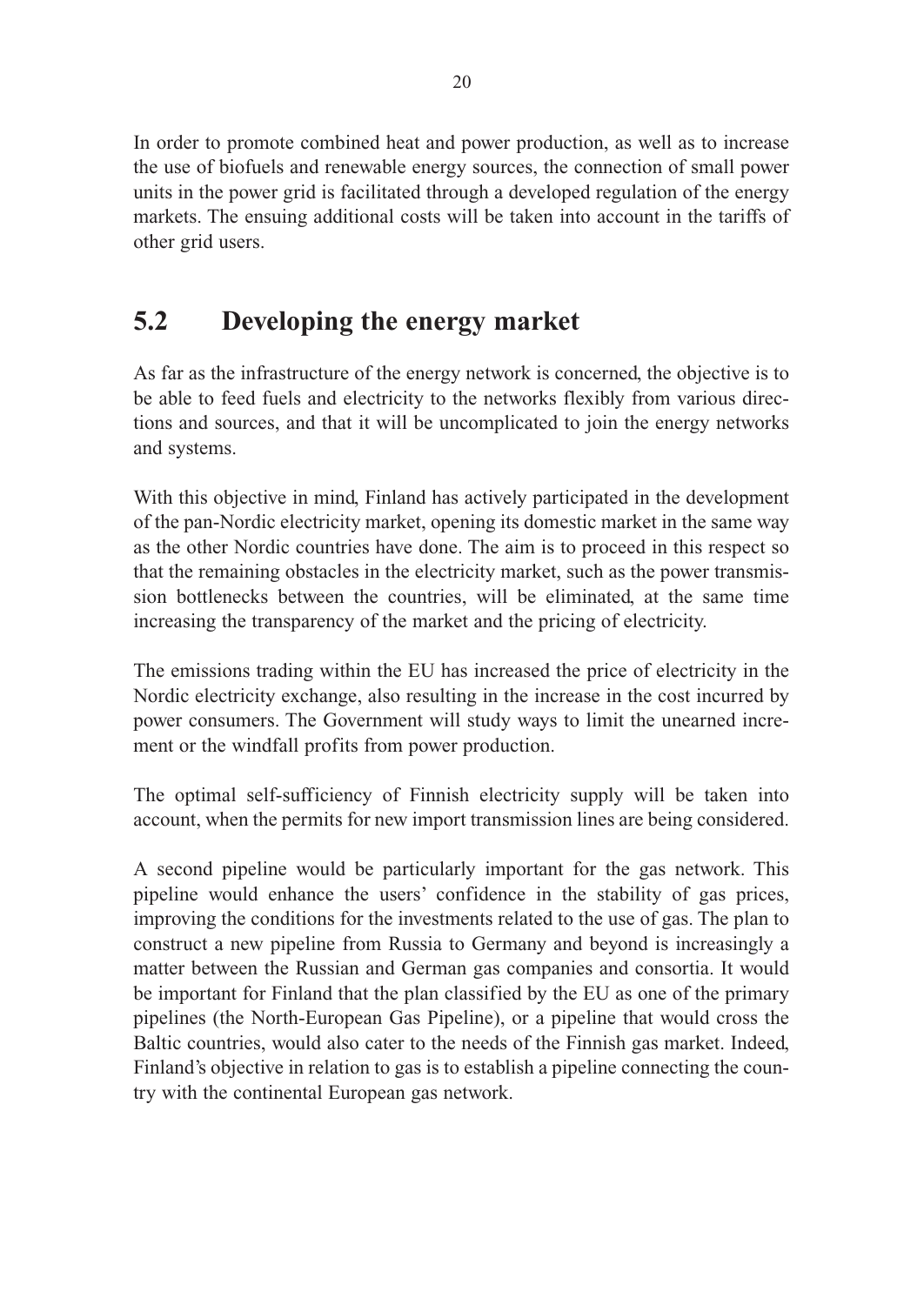In order to promote combined heat and power production, as well as to increase the use of biofuels and renewable energy sources, the connection of small power units in the power grid is facilitated through a developed regulation of the energy markets. The ensuing additional costs will be taken into account in the tariffs of other grid users.

## 5.2 Developing the energy market

As far as the infrastructure of the energy network is concerned, the objective is to be able to feed fuels and electricity to the networks flexibly from various directions and sources, and that it will be uncomplicated to join the energy networks and systems.

With this objective in mind, Finland has actively participated in the development of the pan-Nordic electricity market, opening its domestic market in the same way as the other Nordic countries have done. The aim is to proceed in this respect so that the remaining obstacles in the electricity market, such as the power transmission bottlenecks between the countries, will be eliminated, at the same time increasing the transparency of the market and the pricing of electricity.

The emissions trading within the EU has increased the price of electricity in the Nordic electricity exchange, also resulting in the increase in the cost incurred by power consumers. The Government will study ways to limit the unearned increment or the windfall profits from power production.

The optimal self-sufficiency of Finnish electricity supply will be taken into account, when the permits for new import transmission lines are being considered.

A second pipeline would be particularly important for the gas network. This pipeline would enhance the users' confidence in the stability of gas prices, improving the conditions for the investments related to the use of gas. The plan to construct a new pipeline from Russia to Germany and beyond is increasingly a matter between the Russian and German gas companies and consortia. It would be important for Finland that the plan classified by the EU as one of the primary pipelines (the North-European Gas Pipeline), or a pipeline that would cross the Baltic countries, would also cater to the needs of the Finnish gas market. Indeed, Finland's objective in relation to gas is to establish a pipeline connecting the country with the continental European gas network.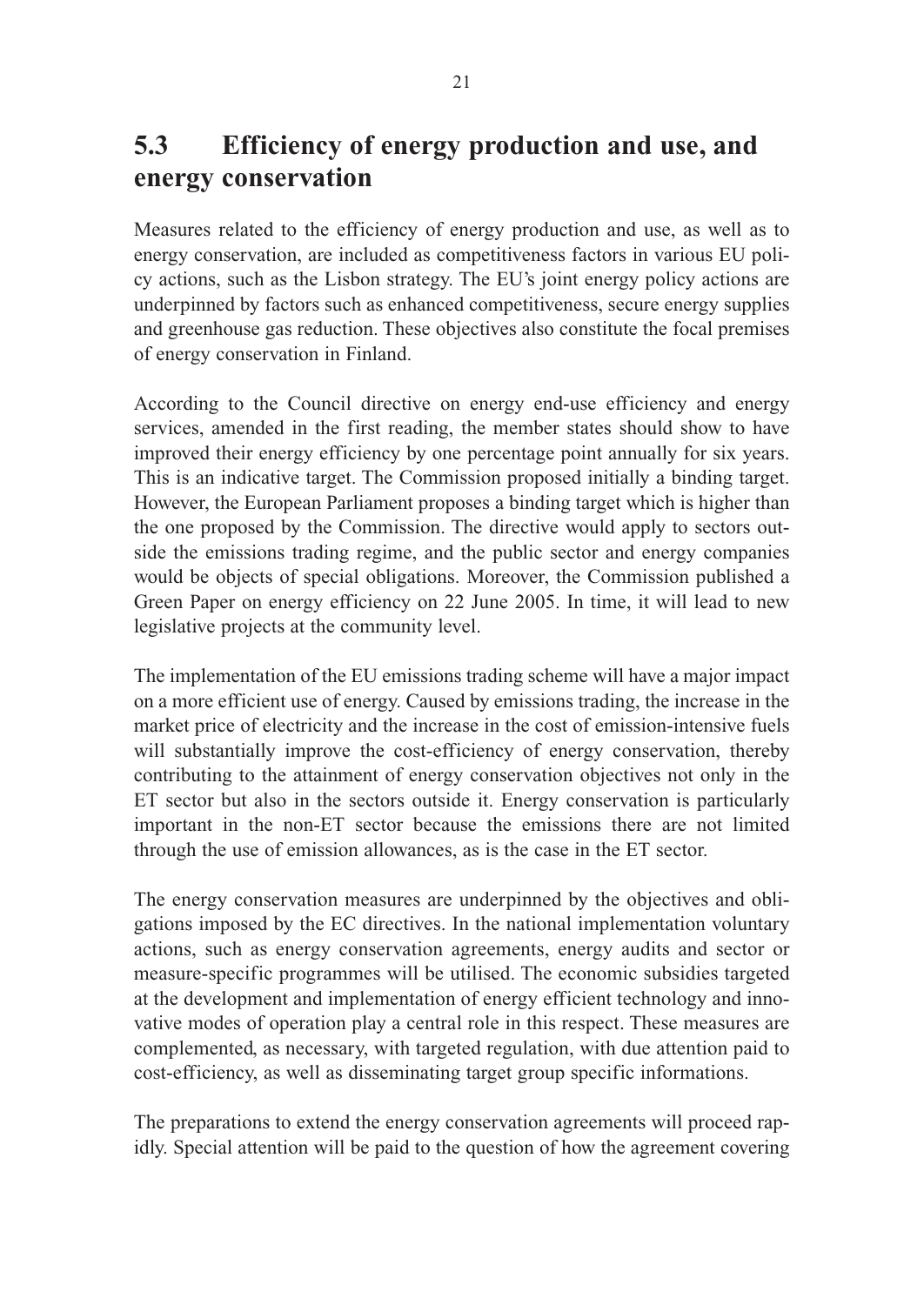## 5.3 Efficiency of energy production and use, and energy conservation

Measures related to the efficiency of energy production and use, as well as to energy conservation, are included as competitiveness factors in various EU policy actions, such as the Lisbon strategy. The EU's joint energy policy actions are underpinned by factors such as enhanced competitiveness, secure energy supplies and greenhouse gas reduction. These objectives also constitute the focal premises of energy conservation in Finland.

According to the Council directive on energy end-use efficiency and energy services, amended in the first reading, the member states should show to have improved their energy efficiency by one percentage point annually for six years. This is an indicative target. The Commission proposed initially a binding target. However, the European Parliament proposes a binding target which is higher than the one proposed by the Commission. The directive would apply to sectors outside the emissions trading regime, and the public sector and energy companies would be objects of special obligations. Moreover, the Commission published a Green Paper on energy efficiency on 22 June 2005. In time, it will lead to new legislative projects at the community level.

The implementation of the EU emissions trading scheme will have a major impact on a more efficient use of energy. Caused by emissions trading, the increase in the market price of electricity and the increase in the cost of emission-intensive fuels will substantially improve the cost-efficiency of energy conservation, thereby contributing to the attainment of energy conservation objectives not only in the ET sector but also in the sectors outside it. Energy conservation is particularly important in the non-ET sector because the emissions there are not limited through the use of emission allowances, as is the case in the ET sector.

The energy conservation measures are underpinned by the objectives and obligations imposed by the EC directives. In the national implementation voluntary actions, such as energy conservation agreements, energy audits and sector or measure-specific programmes will be utilised. The economic subsidies targeted at the development and implementation of energy efficient technology and innovative modes of operation play a central role in this respect. These measures are complemented, as necessary, with targeted regulation, with due attention paid to cost-efficiency, as well as disseminating target group specific informations.

The preparations to extend the energy conservation agreements will proceed rapidly. Special attention will be paid to the question of how the agreement covering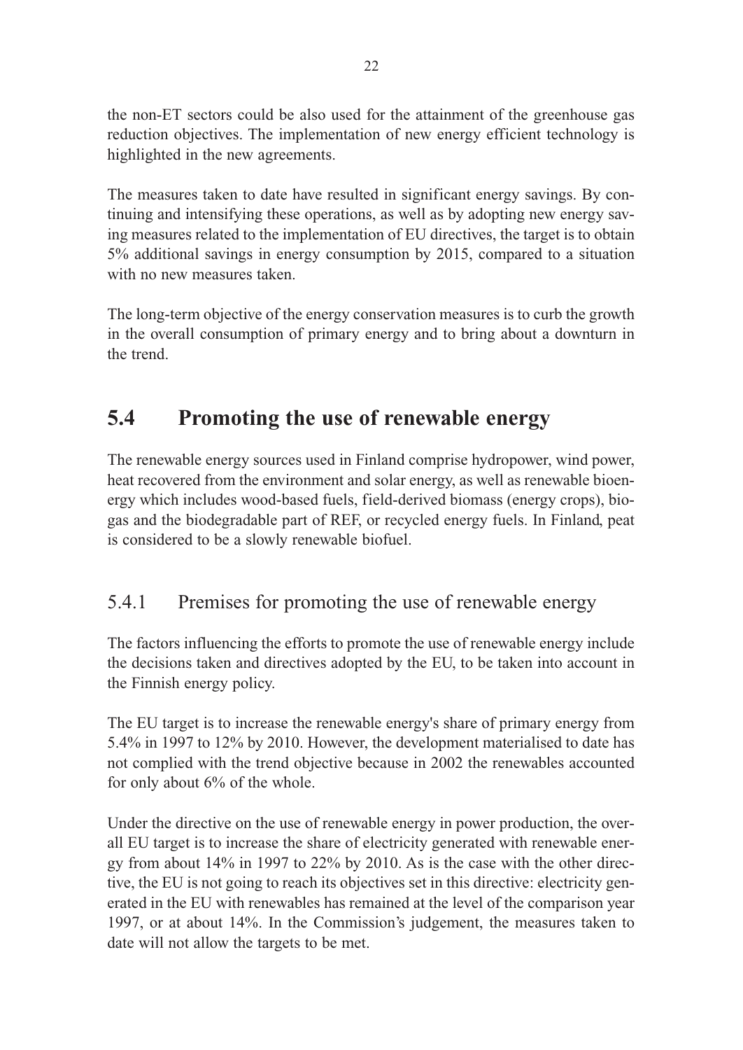the non-ET sectors could be also used for the attainment of the greenhouse gas reduction objectives. The implementation of new energy efficient technology is highlighted in the new agreements.

The measures taken to date have resulted in significant energy savings. By continuing and intensifying these operations, as well as by adopting new energy saving measures related to the implementation of EU directives, the target is to obtain 5% additional savings in energy consumption by 2015, compared to a situation with no new measures taken.

The long-term objective of the energy conservation measures is to curb the growth in the overall consumption of primary energy and to bring about a downturn in the trend.

## 5.4 Promoting the use of renewable energy

The renewable energy sources used in Finland comprise hydropower, wind power, heat recovered from the environment and solar energy, as well as renewable bioenergy which includes wood-based fuels, field-derived biomass (energy crops), biogas and the biodegradable part of REF, or recycled energy fuels. In Finland, peat is considered to be a slowly renewable biofuel.

### 5.4.1 Premises for promoting the use of renewable energy

The factors influencing the efforts to promote the use of renewable energy include the decisions taken and directives adopted by the EU, to be taken into account in the Finnish energy policy.

The EU target is to increase the renewable energy's share of primary energy from 5.4% in 1997 to 12% by 2010. However, the development materialised to date has not complied with the trend objective because in 2002 the renewables accounted for only about 6% of the whole.

Under the directive on the use of renewable energy in power production, the overall EU target is to increase the share of electricity generated with renewable energy from about 14% in 1997 to 22% by 2010. As is the case with the other directive, the EU is not going to reach its objectives set in this directive: electricity generated in the EU with renewables has remained at the level of the comparison year 1997, or at about 14%. In the Commission's judgement, the measures taken to date will not allow the targets to be met.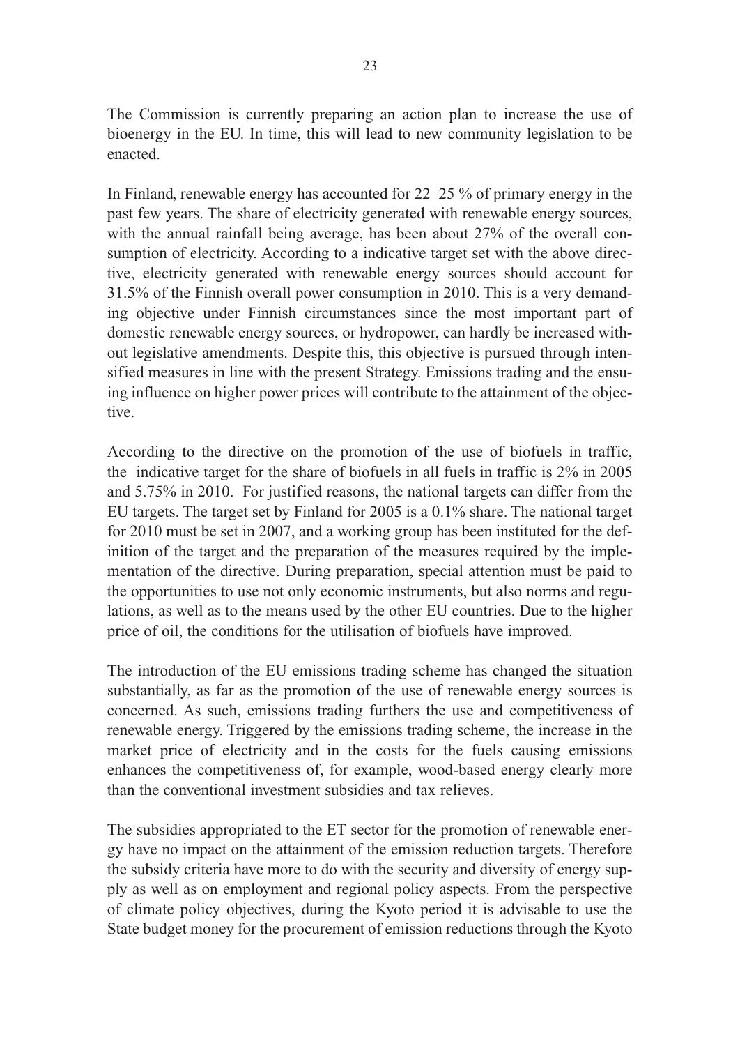The Commission is currently preparing an action plan to increase the use of bioenergy in the EU. In time, this will lead to new community legislation to be enacted.

In Finland, renewable energy has accounted for 22–25 % of primary energy in the past few years. The share of electricity generated with renewable energy sources, with the annual rainfall being average, has been about 27% of the overall consumption of electricity. According to a indicative target set with the above directive, electricity generated with renewable energy sources should account for 31.5% of the Finnish overall power consumption in 2010. This is a very demanding objective under Finnish circumstances since the most important part of domestic renewable energy sources, or hydropower, can hardly be increased without legislative amendments. Despite this, this objective is pursued through intensified measures in line with the present Strategy. Emissions trading and the ensuing influence on higher power prices will contribute to the attainment of the objective.

According to the directive on the promotion of the use of biofuels in traffic, the indicative target for the share of biofuels in all fuels in traffic is 2% in 2005 and 5.75% in 2010. For justified reasons, the national targets can differ from the EU targets. The target set by Finland for 2005 is a 0.1% share. The national target for 2010 must be set in 2007, and a working group has been instituted for the definition of the target and the preparation of the measures required by the implementation of the directive. During preparation, special attention must be paid to the opportunities to use not only economic instruments, but also norms and regulations, as well as to the means used by the other EU countries. Due to the higher price of oil, the conditions for the utilisation of biofuels have improved.

The introduction of the EU emissions trading scheme has changed the situation substantially, as far as the promotion of the use of renewable energy sources is concerned. As such, emissions trading furthers the use and competitiveness of renewable energy. Triggered by the emissions trading scheme, the increase in the market price of electricity and in the costs for the fuels causing emissions enhances the competitiveness of, for example, wood-based energy clearly more than the conventional investment subsidies and tax relieves.

The subsidies appropriated to the ET sector for the promotion of renewable energy have no impact on the attainment of the emission reduction targets. Therefore the subsidy criteria have more to do with the security and diversity of energy supply as well as on employment and regional policy aspects. From the perspective of climate policy objectives, during the Kyoto period it is advisable to use the State budget money for the procurement of emission reductions through the Kyoto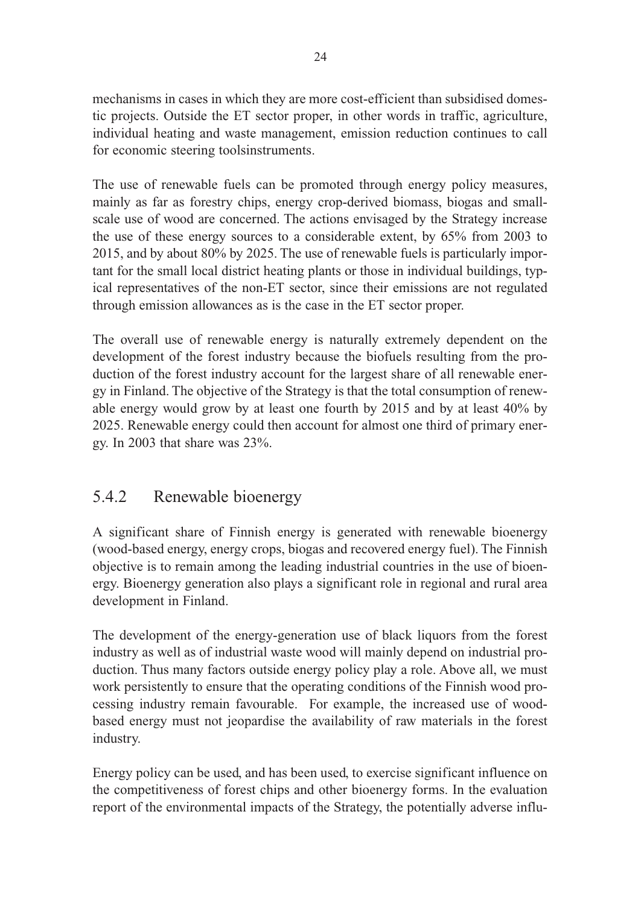mechanisms in cases in which they are more cost-efficient than subsidised domestic projects. Outside the ET sector proper, in other words in traffic, agriculture, individual heating and waste management, emission reduction continues to call for economic steering toolsinstruments.

The use of renewable fuels can be promoted through energy policy measures, mainly as far as forestry chips, energy crop-derived biomass, biogas and small-scale use of wood are concerned. The actions envisaged by the Strategy increase the use of these energy sources to a considerable extent, by 65% from 2003 to 2015, and by about 80% by 2025. The use of renewable fuels is particularly important for the small local district heating plants or those in individual buildings, typical representatives of the non-ET sector, since their emissions are not regulated through emission allowances as is the case in the ET sector proper.

The overall use of renewable energy is naturally extremely dependent on the development of the forest industry because the biofuels resulting from the production of the forest industry account for the largest share of all renewable energy in Finland. The objective of the Strategy is that the total consumption of renewable energy would grow by at least one fourth by 2015 and by at least 40% by 2025. Renewable energy could then account for almost one third of primary energy. In 2003 that share was 23%.

### 5.4.2 Renewable bioenergy

A significant share of Finnish energy is generated with renewable bioenergy (wood-based energy, energy crops, biogas and recovered energy fuel). The Finnish objective is to remain among the leading industrial countries in the use of bioenergy. Bioenergy generation also plays a significant role in regional and rural area development in Finland.

The development of the energy-generation use of black liquors from the forest industry as well as of industrial waste wood will mainly depend on industrial production. Thus many factors outside energy policy play a role. Above all, we must work persistently to ensure that the operating conditions of the Finnish wood processing industry remain favourable. For example, the increased use of wood-based energy must not jeopardise the availability of raw materials in the forest industry.

Energy policy can be used, and has been used, to exercise significant influence on the competitiveness of forest chips and other bioenergy forms. In the evaluation report of the environmental impacts of the Strategy, the potentially adverse influ-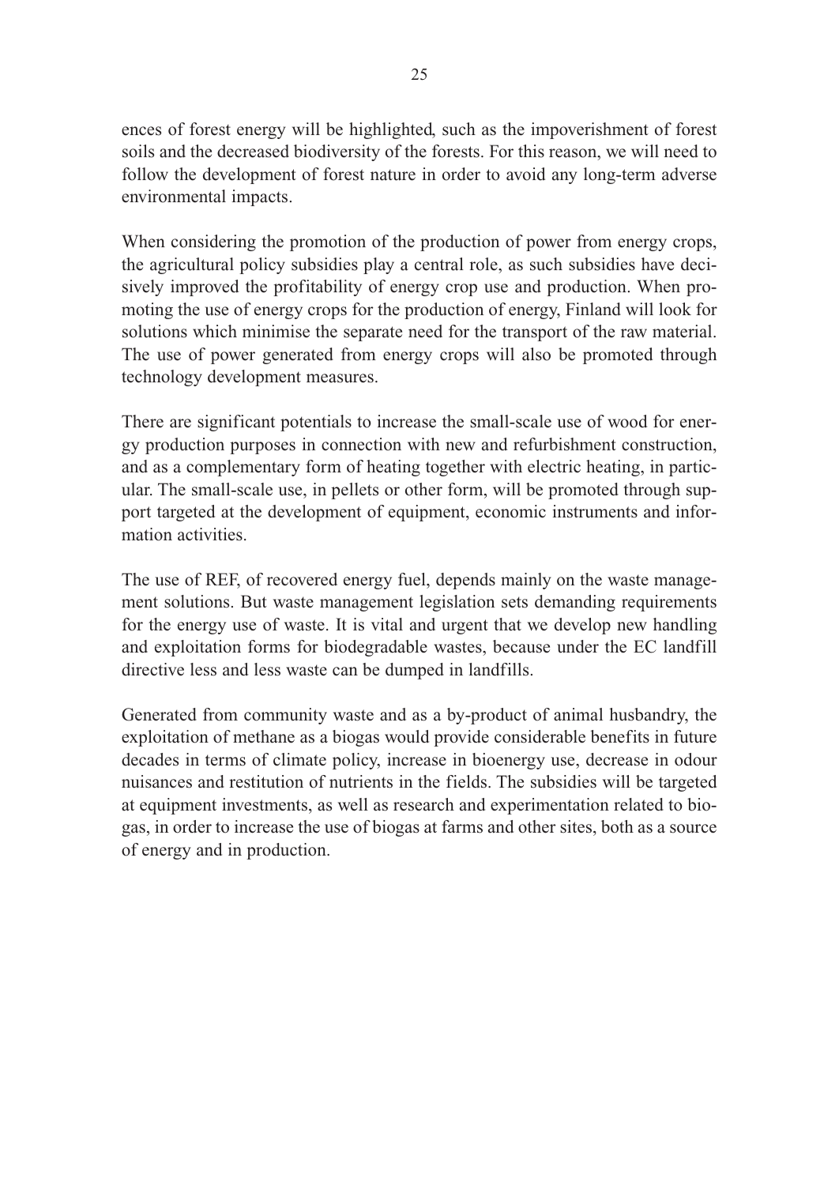ences of forest energy will be highlighted, such as the impoverishment of forest soils and the decreased biodiversity of the forests. For this reason, we will need to follow the development of forest nature in order to avoid any long-term adverse environmental impacts.

When considering the promotion of the production of power from energy crops, the agricultural policy subsidies play a central role, as such subsidies have decisively improved the profitability of energy crop use and production. When promoting the use of energy crops for the production of energy, Finland will look for solutions which minimise the separate need for the transport of the raw material. The use of power generated from energy crops will also be promoted through technology development measures.

There are significant potentials to increase the small-scale use of wood for energy production purposes in connection with new and refurbishment construction, and as a complementary form of heating together with electric heating, in particular. The small-scale use, in pellets or other form, will be promoted through support targeted at the development of equipment, economic instruments and information activities.

The use of REF, of recovered energy fuel, depends mainly on the waste management solutions. But waste management legislation sets demanding requirements for the energy use of waste. It is vital and urgent that we develop new handling and exploitation forms for biodegradable wastes, because under the EC landfill directive less and less waste can be dumped in landfills.

Generated from community waste and as a by-product of animal husbandry, the exploitation of methane as a biogas would provide considerable benefits in future decades in terms of climate policy, increase in bioenergy use, decrease in odour nuisances and restitution of nutrients in the fields. The subsidies will be targeted at equipment investments, as well as research and experimentation related to biogas, in order to increase the use of biogas at farms and other sites, both as a source of energy and in production.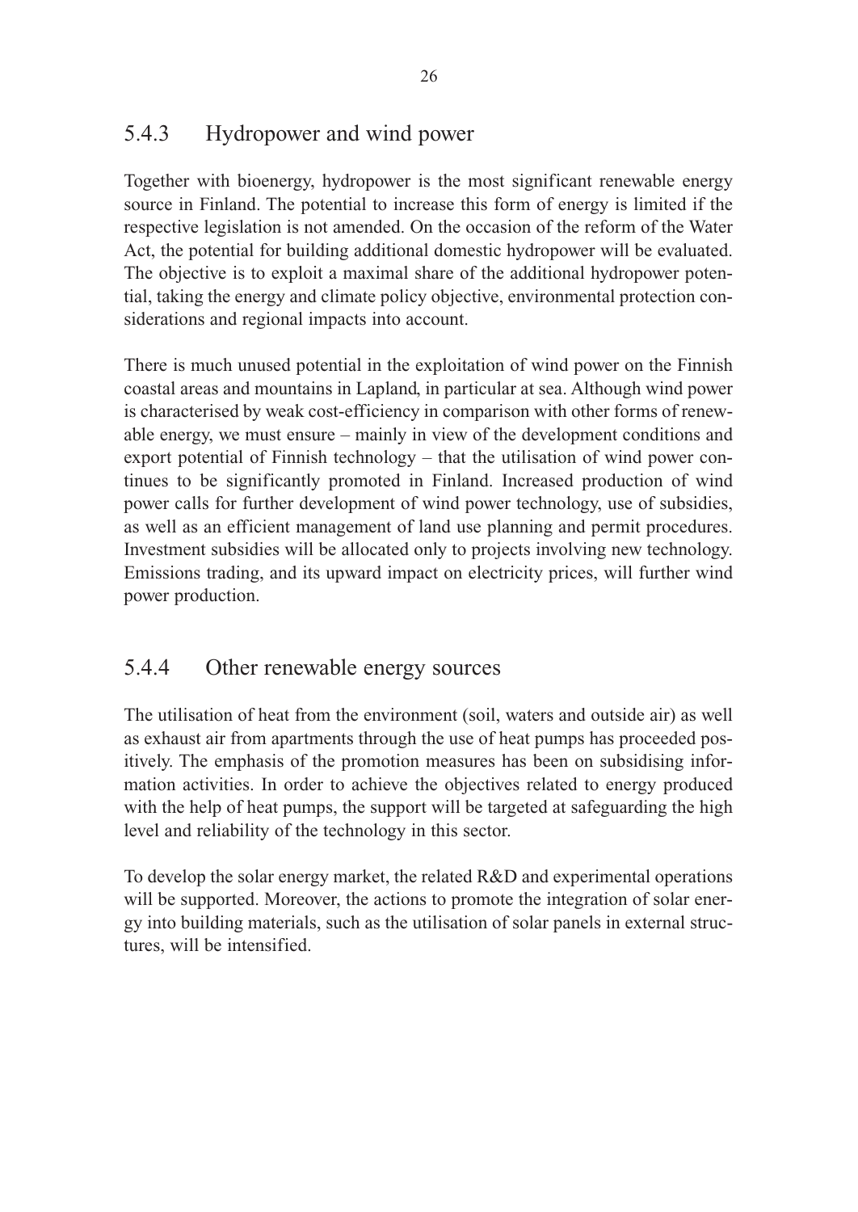### 5.4.3 Hydropower and wind power

Together with bioenergy, hydropower is the most significant renewable energy source in Finland. The potential to increase this form of energy is limited if the respective legislation is not amended. On the occasion of the reform of the Water Act, the potential for building additional domestic hydropower will be evaluated. The objective is to exploit a maximal share of the additional hydropower potential, taking the energy and climate policy objective, environmental protection considerations and regional impacts into account.

There is much unused potential in the exploitation of wind power on the Finnish coastal areas and mountains in Lapland, in particular at sea. Although wind power is characterised by weak cost-efficiency in comparison with other forms of renewable energy, we must ensure – mainly in view of the development conditions and export potential of Finnish technology – that the utilisation of wind power continues to be significantly promoted in Finland. Increased production of wind power calls for further development of wind power technology, use of subsidies, as well as an efficient management of land use planning and permit procedures. Investment subsidies will be allocated only to projects involving new technology. Emissions trading, and its upward impact on electricity prices, will further wind power production.

### 5.4.4 Other renewable energy sources

The utilisation of heat from the environment (soil, waters and outside air) as well as exhaust air from apartments through the use of heat pumps has proceeded positively. The emphasis of the promotion measures has been on subsidising information activities. In order to achieve the objectives related to energy produced with the help of heat pumps, the support will be targeted at safeguarding the high level and reliability of the technology in this sector.

To develop the solar energy market, the related R&D and experimental operations will be supported. Moreover, the actions to promote the integration of solar energy into building materials, such as the utilisation of solar panels in external structures, will be intensified.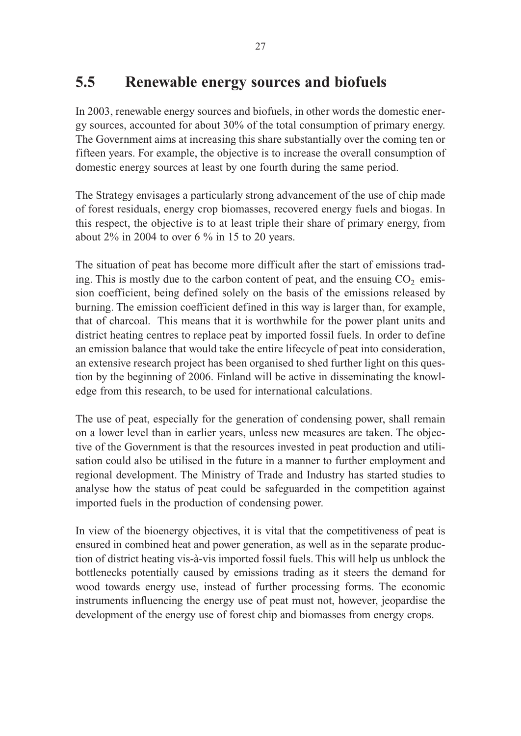## 5.5 Renewable energy sources and biofuels

In 2003, renewable energy sources and biofuels, in other words the domestic energy sources, accounted for about 30% of the total consumption of primary energy. The Government aims at increasing this share substantially over the coming ten or fifteen years. For example, the objective is to increase the overall consumption of domestic energy sources at least by one fourth during the same period.

The Strategy envisages a particularly strong advancement of the use of chip made of forest residuals, energy crop biomasses, recovered energy fuels and biogas. In this respect, the objective is to at least triple their share of primary energy, from about 2% in 2004 to over 6 % in 15 to 20 years.

The situation of peat has become more difficult after the start of emissions trading. This is mostly due to the carbon content of peat, and the ensuing $CO_2$ emission coefficient, being defined solely on the basis of the emissions released by burning. The emission coefficient defined in this way is larger than, for example, that of charcoal. This means that it is worthwhile for the power plant units and district heating centres to replace peat by imported fossil fuels. In order to define an emission balance that would take the entire lifecycle of peat into consideration, an extensive research project has been organised to shed further light on this question by the beginning of 2006. Finland will be active in disseminating the knowledge from this research, to be used for international calculations.

The use of peat, especially for the generation of condensing power, shall remain on a lower level than in earlier years, unless new measures are taken. The objective of the Government is that the resources invested in peat production and utilisation could also be utilised in the future in a manner to further employment and regional development. The Ministry of Trade and Industry has started studies to analyse how the status of peat could be safeguarded in the competition against imported fuels in the production of condensing power.

In view of the bioenergy objectives, it is vital that the competitiveness of peat is ensured in combined heat and power generation, as well as in the separate production of district heating vis-à-vis imported fossil fuels. This will help us unblock the bottlenecks potentially caused by emissions trading as it steers the demand for wood towards energy use, instead of further processing forms. The economic instruments influencing the energy use of peat must not, however, jeopardise the development of the energy use of forest chip and biomasses from energy crops.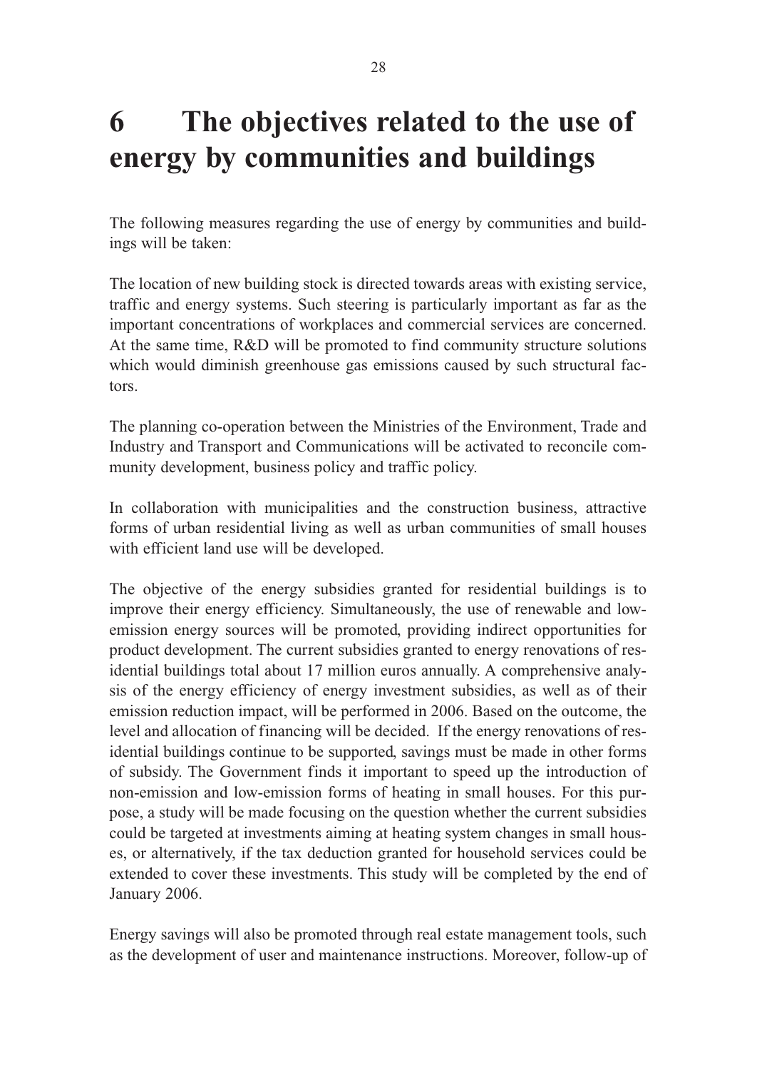# 6 The objectives related to the use of energy by communities and buildings

The following measures regarding the use of energy by communities and buildings will be taken:

The location of new building stock is directed towards areas with existing service, traffic and energy systems. Such steering is particularly important as far as the important concentrations of workplaces and commercial services are concerned. At the same time, R&D will be promoted to find community structure solutions which would diminish greenhouse gas emissions caused by such structural factors.

The planning co-operation between the Ministries of the Environment, Trade and Industry and Transport and Communications will be activated to reconcile community development, business policy and traffic policy.

In collaboration with municipalities and the construction business, attractive forms of urban residential living as well as urban communities of small houses with efficient land use will be developed.

The objective of the energy subsidies granted for residential buildings is to improve their energy efficiency. Simultaneously, the use of renewable and low-emission energy sources will be promoted, providing indirect opportunities for product development. The current subsidies granted to energy renovations of residential buildings total about 17 million euros annually. A comprehensive analysis of the energy efficiency of energy investment subsidies, as well as of their emission reduction impact, will be performed in 2006. Based on the outcome, the level and allocation of financing will be decided. If the energy renovations of residential buildings continue to be supported, savings must be made in other forms of subsidy. The Government finds it important to speed up the introduction of non-emission and low-emission forms of heating in small houses. For this purpose, a study will be made focusing on the question whether the current subsidies could be targeted at investments aiming at heating system changes in small houses, or alternatively, if the tax deduction granted for household services could be extended to cover these investments. This study will be completed by the end of January 2006.

Energy savings will also be promoted through real estate management tools, such as the development of user and maintenance instructions. Moreover, follow-up of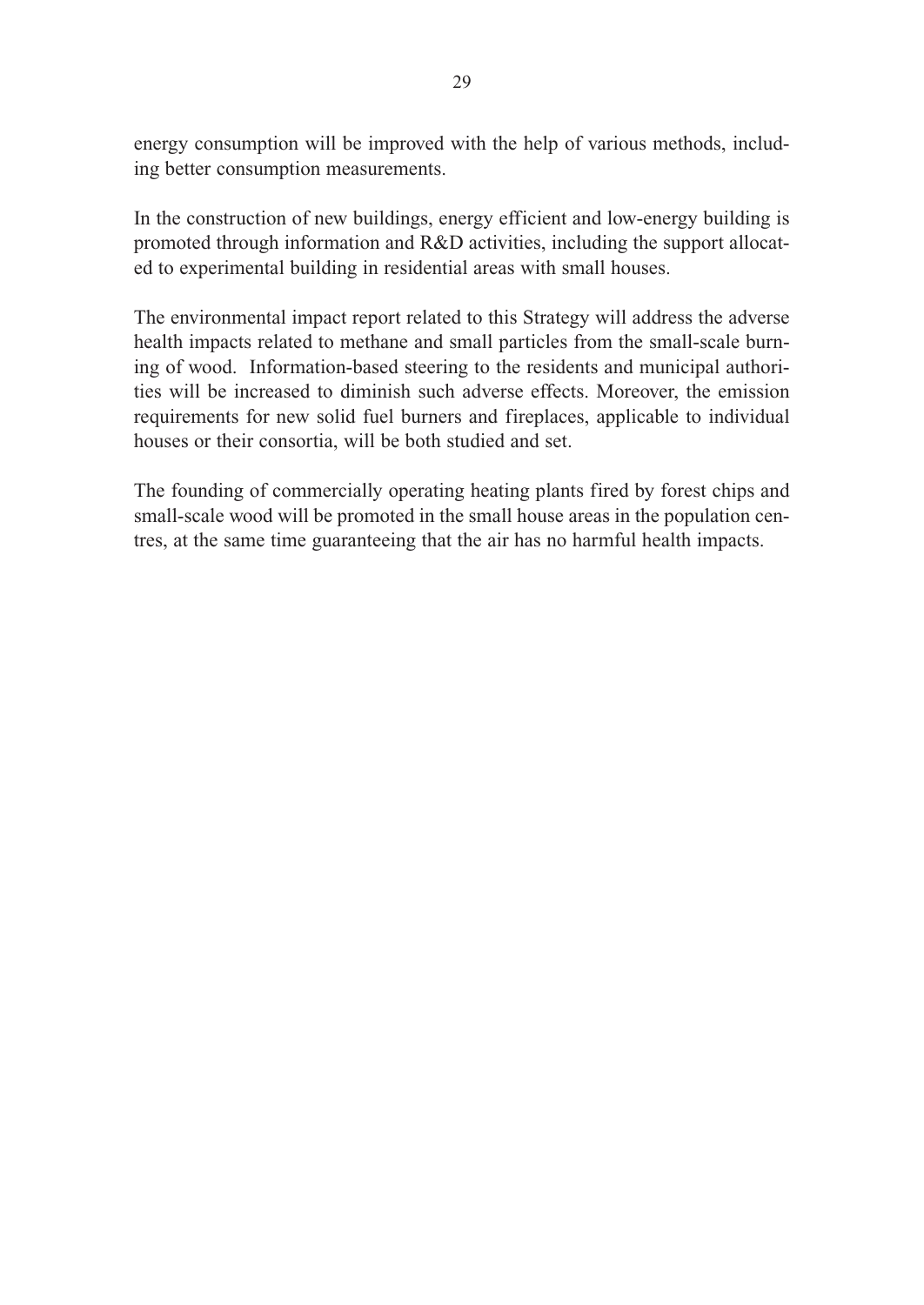energy consumption will be improved with the help of various methods, including better consumption measurements.

In the construction of new buildings, energy efficient and low-energy building is promoted through information and R&D activities, including the support allocated to experimental building in residential areas with small houses.

The environmental impact report related to this Strategy will address the adverse health impacts related to methane and small particles from the small-scale burning of wood. Information-based steering to the residents and municipal authorities will be increased to diminish such adverse effects. Moreover, the emission requirements for new solid fuel burners and fireplaces, applicable to individual houses or their consortia, will be both studied and set.

The founding of commercially operating heating plants fired by forest chips and small-scale wood will be promoted in the small house areas in the population centres, at the same time guaranteeing that the air has no harmful health impacts.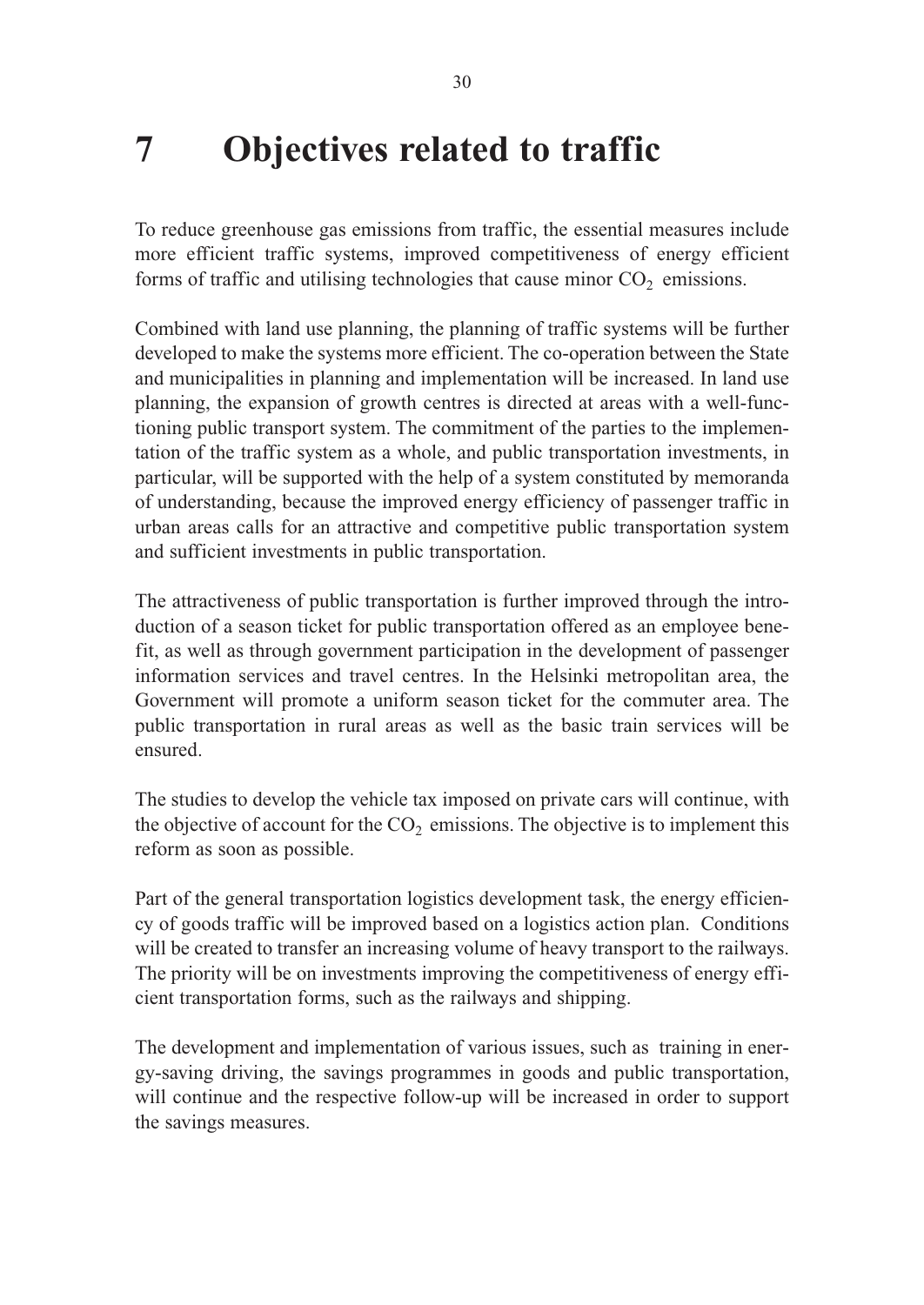# 7 Objectives related to traffic

To reduce greenhouse gas emissions from traffic, the essential measures include more efficient traffic systems, improved competitiveness of energy efficient forms of traffic and utilising technologies that cause minor $CO_2$ emissions.

Combined with land use planning, the planning of traffic systems will be further developed to make the systems more efficient. The co-operation between the State and municipalities in planning and implementation will be increased. In land use planning, the expansion of growth centres is directed at areas with a well-functioning public transport system. The commitment of the parties to the implementation of the traffic system as a whole, and public transportation investments, in particular, will be supported with the help of a system constituted by memoranda of understanding, because the improved energy efficiency of passenger traffic in urban areas calls for an attractive and competitive public transportation system and sufficient investments in public transportation.

The attractiveness of public transportation is further improved through the introduction of a season ticket for public transportation offered as an employee benefit, as well as through government participation in the development of passenger information services and travel centres. In the Helsinki metropolitan area, the Government will promote a uniform season ticket for the commuter area. The public transportation in rural areas as well as the basic train services will be ensured.

The studies to develop the vehicle tax imposed on private cars will continue, with the objective of account for the $CO_2$ emissions. The objective is to implement this reform as soon as possible.

Part of the general transportation logistics development task, the energy efficiency of goods traffic will be improved based on a logistics action plan. Conditions will be created to transfer an increasing volume of heavy transport to the railways. The priority will be on investments improving the competitiveness of energy efficient transportation forms, such as the railways and shipping.

The development and implementation of various issues, such as training in energy-saving driving, the savings programmes in goods and public transportation, will continue and the respective follow-up will be increased in order to support the savings measures.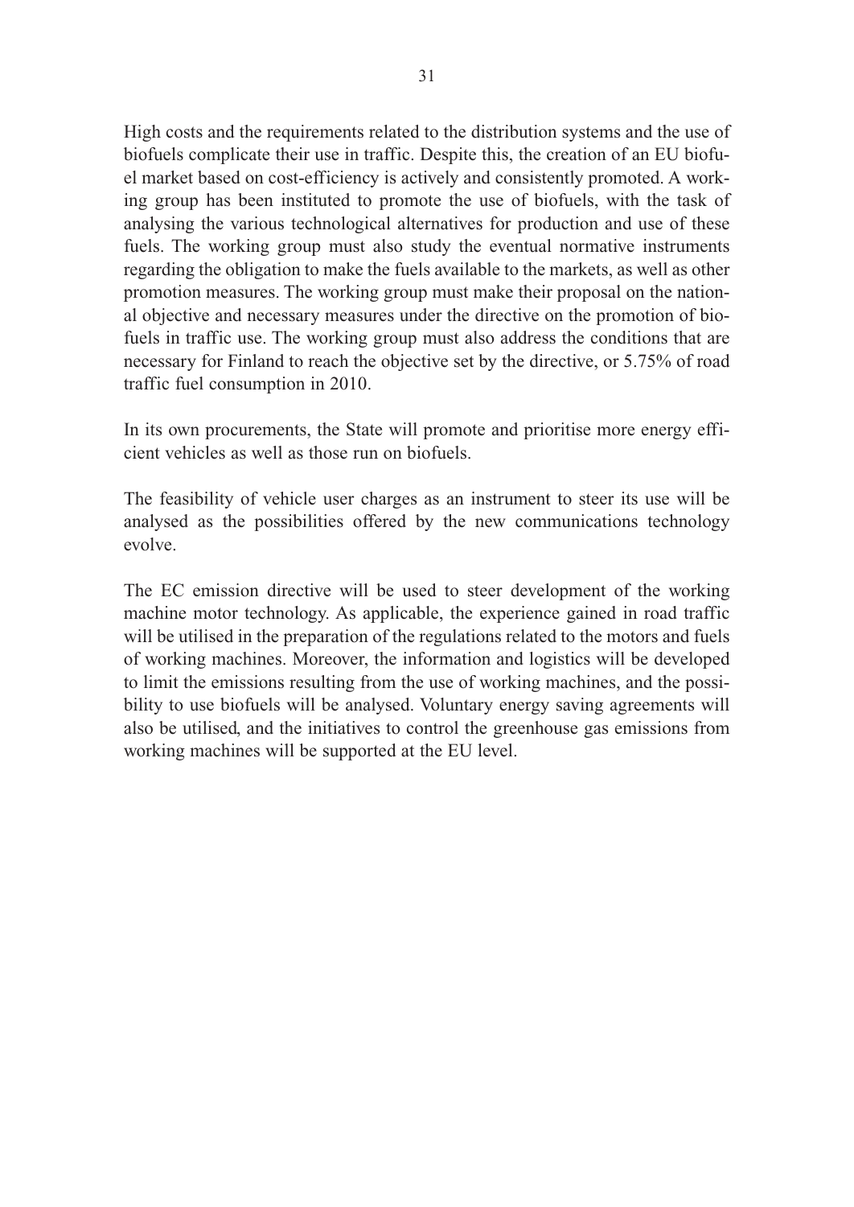High costs and the requirements related to the distribution systems and the use of biofuels complicate their use in traffic. Despite this, the creation of an EU biofuel market based on cost-efficiency is actively and consistently promoted. A working group has been instituted to promote the use of biofuels, with the task of analysing the various technological alternatives for production and use of these fuels. The working group must also study the eventual normative instruments regarding the obligation to make the fuels available to the markets, as well as other promotion measures. The working group must make their proposal on the national objective and necessary measures under the directive on the promotion of biofuels in traffic use. The working group must also address the conditions that are necessary for Finland to reach the objective set by the directive, or 5.75% of road traffic fuel consumption in 2010.

In its own procurements, the State will promote and prioritise more energy efficient vehicles as well as those run on biofuels.

The feasibility of vehicle user charges as an instrument to steer its use will be analysed as the possibilities offered by the new communications technology evolve.

The EC emission directive will be used to steer development of the working machine motor technology. As applicable, the experience gained in road traffic will be utilised in the preparation of the regulations related to the motors and fuels of working machines. Moreover, the information and logistics will be developed to limit the emissions resulting from the use of working machines, and the possibility to use biofuels will be analysed. Voluntary energy saving agreements will also be utilised, and the initiatives to control the greenhouse gas emissions from working machines will be supported at the EU level.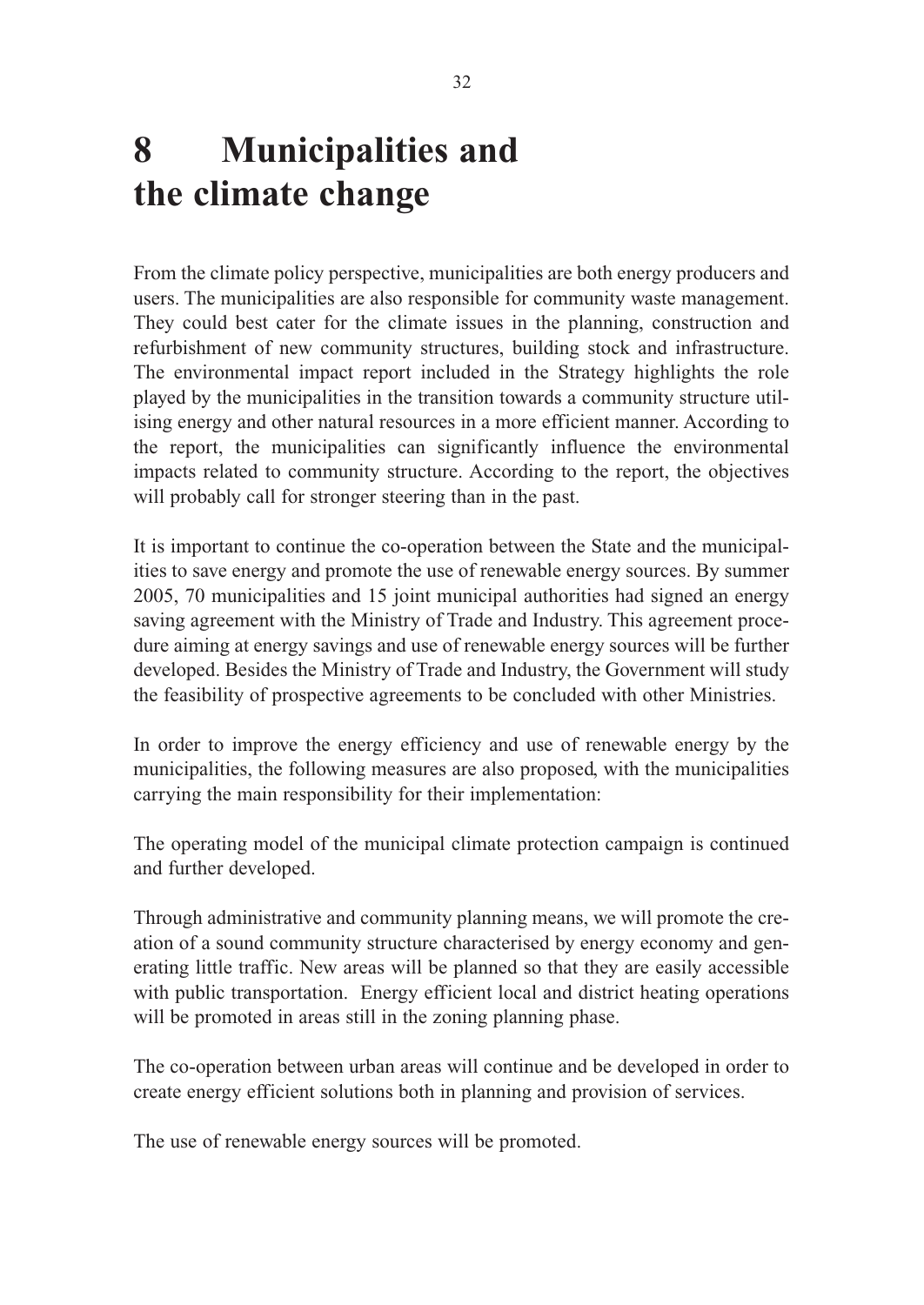# 8 Municipalities and the climate change

From the climate policy perspective, municipalities are both energy producers and users. The municipalities are also responsible for community waste management. They could best cater for the climate issues in the planning, construction and refurbishment of new community structures, building stock and infrastructure. The environmental impact report included in the Strategy highlights the role played by the municipalities in the transition towards a community structure utilising energy and other natural resources in a more efficient manner. According to the report, the municipalities can significantly influence the environmental impacts related to community structure. According to the report, the objectives will probably call for stronger steering than in the past.

It is important to continue the co-operation between the State and the municipalities to save energy and promote the use of renewable energy sources. By summer 2005, 70 municipalities and 15 joint municipal authorities had signed an energy saving agreement with the Ministry of Trade and Industry. This agreement procedure aiming at energy savings and use of renewable energy sources will be further developed. Besides the Ministry of Trade and Industry, the Government will study the feasibility of prospective agreements to be concluded with other Ministries.

In order to improve the energy efficiency and use of renewable energy by the municipalities, the following measures are also proposed, with the municipalities carrying the main responsibility for their implementation:

The operating model of the municipal climate protection campaign is continued and further developed.

Through administrative and community planning means, we will promote the creation of a sound community structure characterised by energy economy and generating little traffic. New areas will be planned so that they are easily accessible with public transportation. Energy efficient local and district heating operations will be promoted in areas still in the zoning planning phase.

The co-operation between urban areas will continue and be developed in order to create energy efficient solutions both in planning and provision of services.

The use of renewable energy sources will be promoted.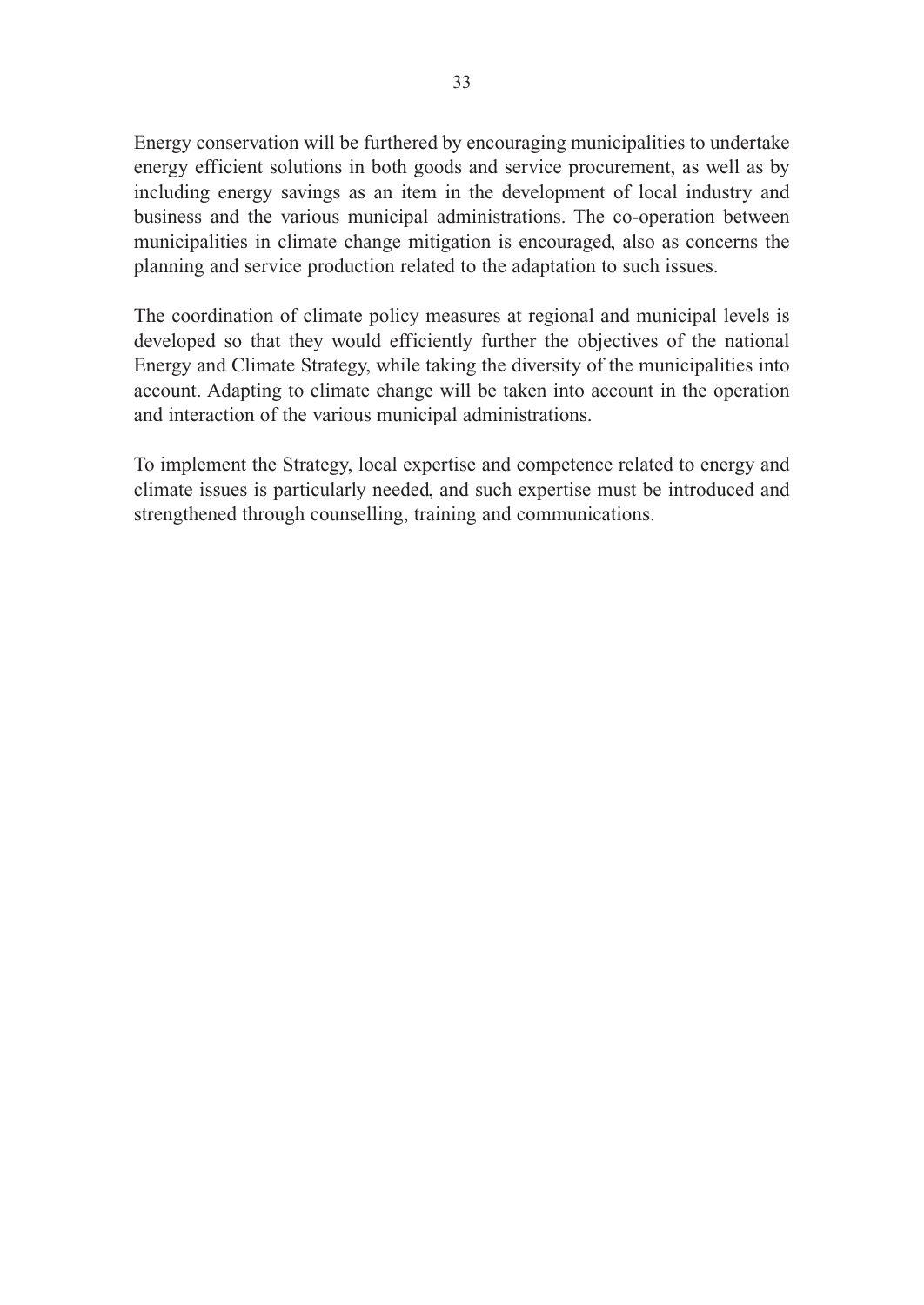Energy conservation will be furthered by encouraging municipalities to undertake energy efficient solutions in both goods and service procurement, as well as by including energy savings as an item in the development of local industry and business and the various municipal administrations. The co-operation between municipalities in climate change mitigation is encouraged, also as concerns the planning and service production related to the adaptation to such issues.

The coordination of climate policy measures at regional and municipal levels is developed so that they would efficiently further the objectives of the national Energy and Climate Strategy, while taking the diversity of the municipalities into account. Adapting to climate change will be taken into account in the operation and interaction of the various municipal administrations.

To implement the Strategy, local expertise and competence related to energy and climate issues is particularly needed, and such expertise must be introduced and strengthened through counselling, training and communications.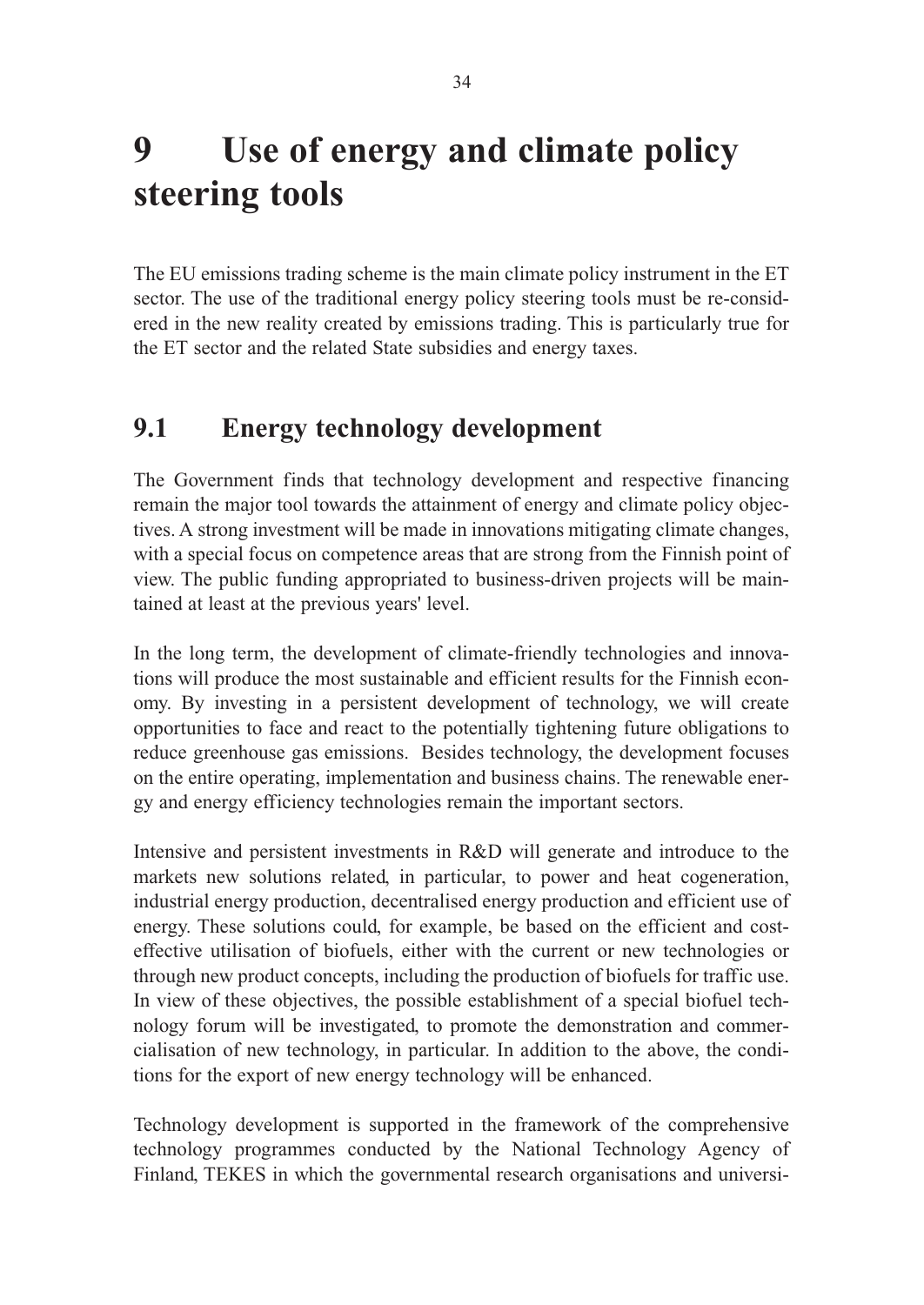# 9 Use of energy and climate policy steering tools

The EU emissions trading scheme is the main climate policy instrument in the ET sector. The use of the traditional energy policy steering tools must be re-considered in the new reality created by emissions trading. This is particularly true for the ET sector and the related State subsidies and energy taxes.

## 9.1 Energy technology development

The Government finds that technology development and respective financing remain the major tool towards the attainment of energy and climate policy objectives. A strong investment will be made in innovations mitigating climate changes, with a special focus on competence areas that are strong from the Finnish point of view. The public funding appropriated to business-driven projects will be maintained at least at the previous years' level.

In the long term, the development of climate-friendly technologies and innovations will produce the most sustainable and efficient results for the Finnish economy. By investing in a persistent development of technology, we will create opportunities to face and react to the potentially tightening future obligations to reduce greenhouse gas emissions. Besides technology, the development focuses on the entire operating, implementation and business chains. The renewable energy and energy efficiency technologies remain the important sectors.

Intensive and persistent investments in R&D will generate and introduce to the markets new solutions related, in particular, to power and heat cogeneration, industrial energy production, decentralised energy production and efficient use of energy. These solutions could, for example, be based on the efficient and cost-effective utilisation of biofuels, either with the current or new technologies or through new product concepts, including the production of biofuels for traffic use. In view of these objectives, the possible establishment of a special biofuel technology forum will be investigated, to promote the demonstration and commercialisation of new technology, in particular. In addition to the above, the conditions for the export of new energy technology will be enhanced.

Technology development is supported in the framework of the comprehensive technology programmes conducted by the National Technology Agency of Finland, TEKES in which the governmental research organisations and universi-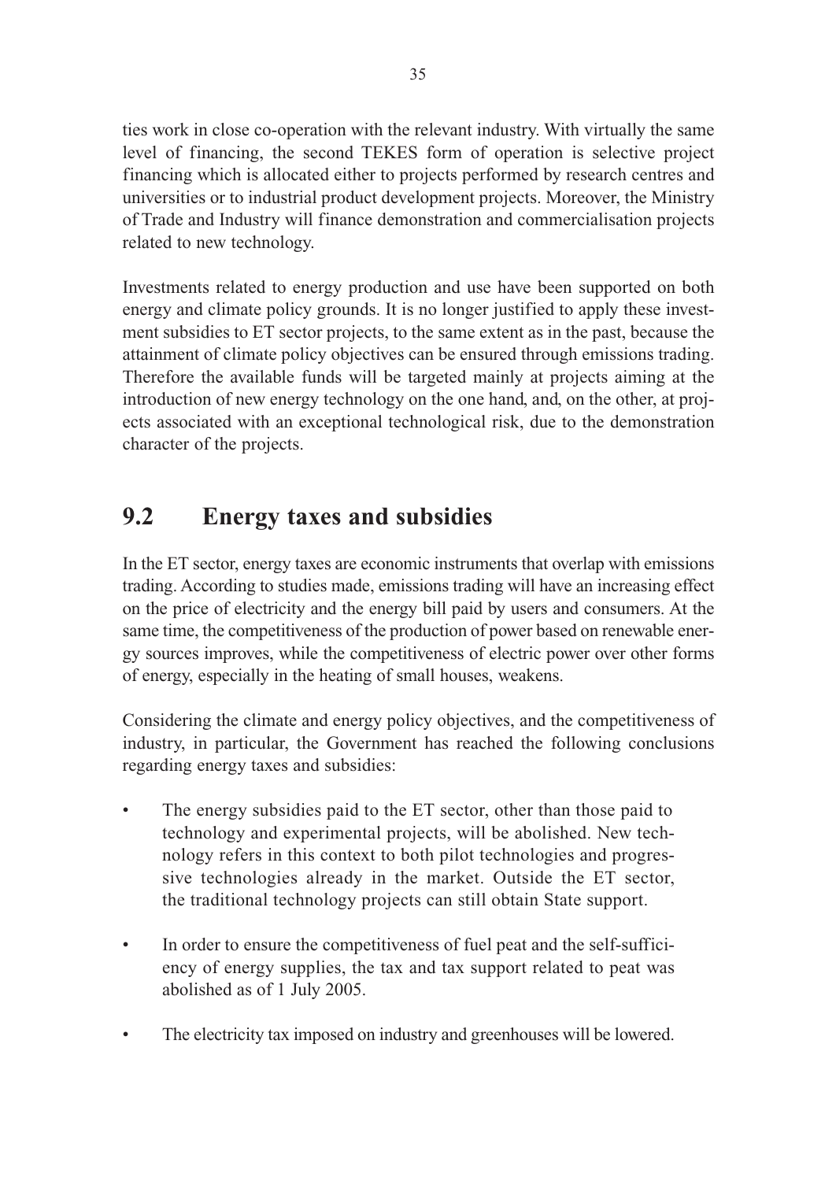ties work in close co-operation with the relevant industry. With virtually the same level of financing, the second TEKES form of operation is selective project financing which is allocated either to projects performed by research centres and universities or to industrial product development projects. Moreover, the Ministry of Trade and Industry will finance demonstration and commercialisation projects related to new technology.

Investments related to energy production and use have been supported on both energy and climate policy grounds. It is no longer justified to apply these investment subsidies to ET sector projects, to the same extent as in the past, because the attainment of climate policy objectives can be ensured through emissions trading. Therefore the available funds will be targeted mainly at projects aiming at the introduction of new energy technology on the one hand, and, on the other, at projects associated with an exceptional technological risk, due to the demonstration character of the projects.

## 9.2 Energy taxes and subsidies

In the ET sector, energy taxes are economic instruments that overlap with emissions trading. According to studies made, emissions trading will have an increasing effect on the price of electricity and the energy bill paid by users and consumers. At the same time, the competitiveness of the production of power based on renewable energy sources improves, while the competitiveness of electric power over other forms of energy, especially in the heating of small houses, weakens.

Considering the climate and energy policy objectives, and the competitiveness of industry, in particular, the Government has reached the following conclusions regarding energy taxes and subsidies:

- The energy subsidies paid to the ET sector, other than those paid to technology and experimental projects, will be abolished. New technology refers in this context to both pilot technologies and progressive technologies already in the market. Outside the ET sector, the traditional technology projects can still obtain State support.
- In order to ensure the competitiveness of fuel peat and the self-sufficiency of energy supplies, the tax and tax support related to peat was abolished as of 1 July 2005.
- The electricity tax imposed on industry and greenhouses will be lowered.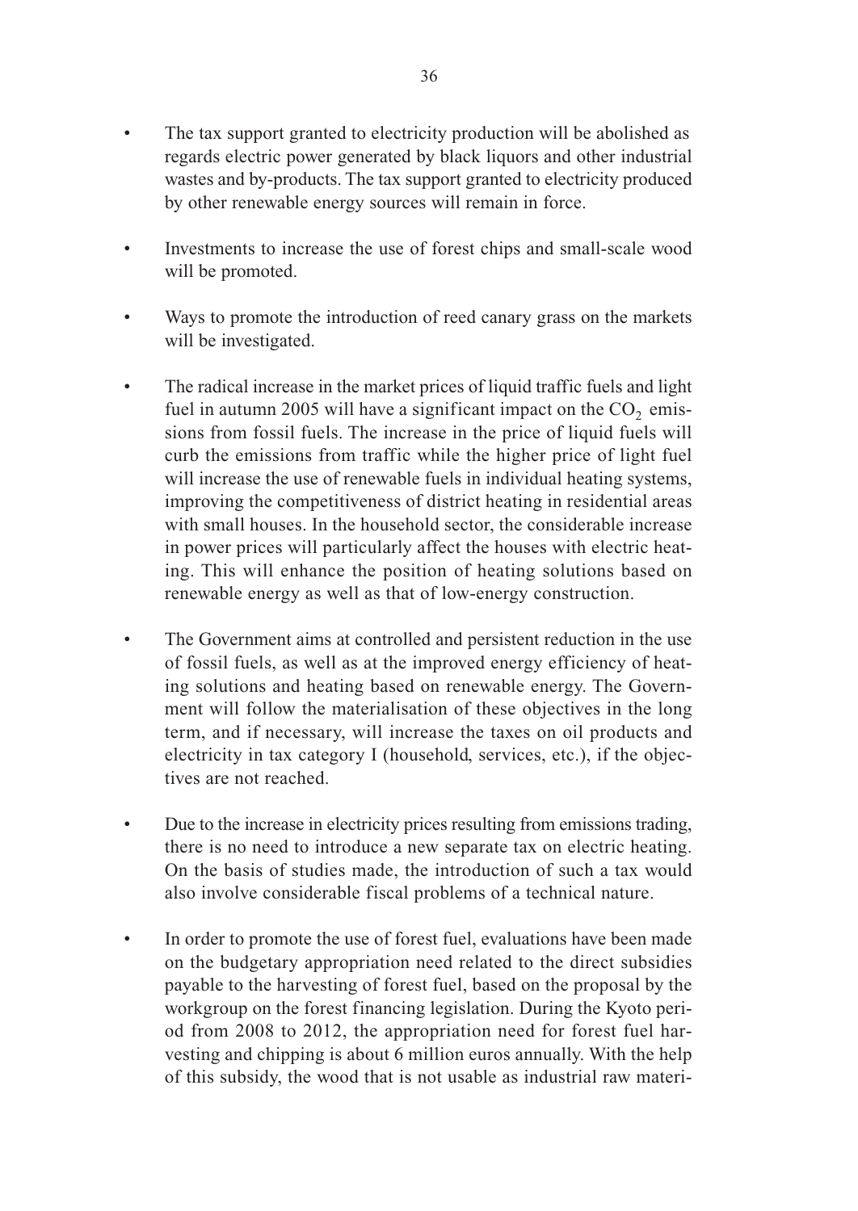- The tax support granted to electricity production will be abolished as regards electric power generated by black liquors and other industrial wastes and by-products. The tax support granted to electricity produced by other renewable energy sources will remain in force.

- Investments to increase the use of forest chips and small-scale wood will be promoted.

- Ways to promote the introduction of reed canary grass on the markets will be investigated.

- The radical increase in the market prices of liquid traffic fuels and light fuel in autumn 2005 will have a significant impact on the $CO_2$ emissions from fossil fuels. The increase in the price of liquid fuels will curb the emissions from traffic while the higher price of light fuel will increase the use of renewable fuels in individual heating systems, improving the competitiveness of district heating in residential areas with small houses. In the household sector, the considerable increase in power prices will particularly affect the houses with electric heating. This will enhance the position of heating solutions based on renewable energy as well as that of low-energy construction.

- The Government aims at controlled and persistent reduction in the use of fossil fuels, as well as at the improved energy efficiency of heating solutions and heating based on renewable energy. The Government will follow the materialisation of these objectives in the long term, and if necessary, will increase the taxes on oil products and electricity in tax category I (household, services, etc.), if the objectives are not reached.

- Due to the increase in electricity prices resulting from emissions trading, there is no need to introduce a new separate tax on electric heating. On the basis of studies made, the introduction of such a tax would also involve considerable fiscal problems of a technical nature.

- In order to promote the use of forest fuel, evaluations have been made on the budgetary appropriation need related to the direct subsidies payable to the harvesting of forest fuel, based on the proposal by the workgroup on the forest financing legislation. During the Kyoto period from 2008 to 2012, the appropriation need for forest fuel harvesting and chipping is about 6 million euros annually. With the help of this subsidy, the wood that is not usable as industrial raw materi-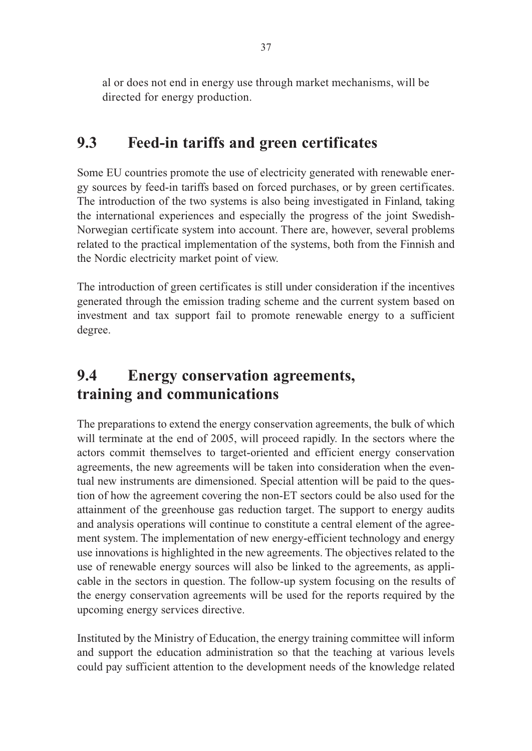al or does not end in energy use through market mechanisms, will be directed for energy production.

## 9.3 Feed-in tariffs and green certificates

Some EU countries promote the use of electricity generated with renewable energy sources by feed-in tariffs based on forced purchases, or by green certificates. The introduction of the two systems is also being investigated in Finland, taking the international experiences and especially the progress of the joint Swedish-Norwegian certificate system into account. There are, however, several problems related to the practical implementation of the systems, both from the Finnish and the Nordic electricity market point of view.

The introduction of green certificates is still under consideration if the incentives generated through the emission trading scheme and the current system based on investment and tax support fail to promote renewable energy to a sufficient degree.

## 9.4 Energy conservation agreements, training and communications

The preparations to extend the energy conservation agreements, the bulk of which will terminate at the end of 2005, will proceed rapidly. In the sectors where the actors commit themselves to target-oriented and efficient energy conservation agreements, the new agreements will be taken into consideration when the eventual new instruments are dimensioned. Special attention will be paid to the question of how the agreement covering the non-ET sectors could be also used for the attainment of the greenhouse gas reduction target. The support to energy audits and analysis operations will continue to constitute a central element of the agreement system. The implementation of new energy-efficient technology and energy use innovations is highlighted in the new agreements. The objectives related to the use of renewable energy sources will also be linked to the agreements, as applicable in the sectors in question. The follow-up system focusing on the results of the energy conservation agreements will be used for the reports required by the upcoming energy services directive.

Instituted by the Ministry of Education, the energy training committee will inform and support the education administration so that the teaching at various levels could pay sufficient attention to the development needs of the knowledge related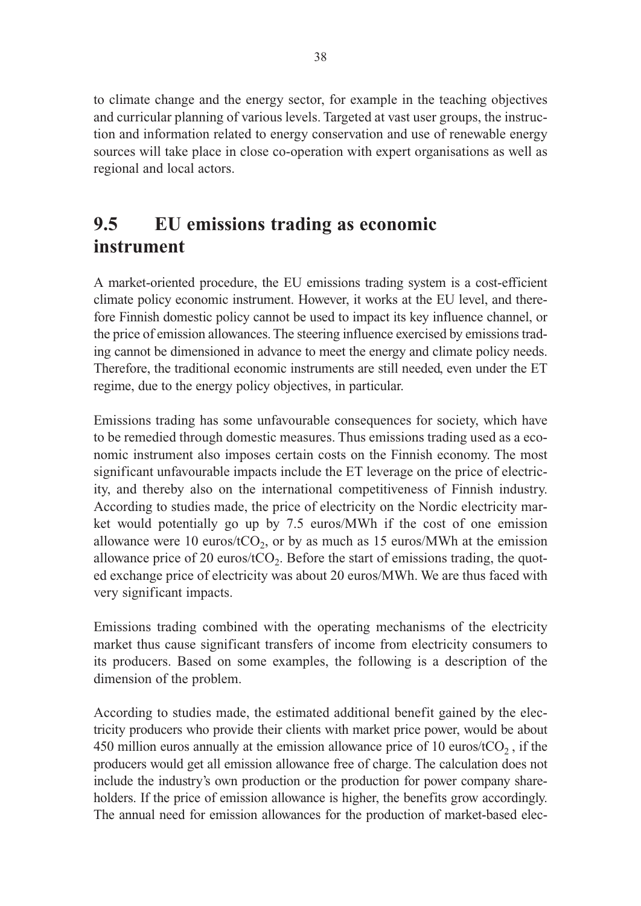to climate change and the energy sector, for example in the teaching objectives and curricular planning of various levels. Targeted at vast user groups, the instruction and information related to energy conservation and use of renewable energy sources will take place in close co-operation with expert organisations as well as regional and local actors.

## 9.5 EU emissions trading as economic instrument

A market-oriented procedure, the EU emissions trading system is a cost-efficient climate policy economic instrument. However, it works at the EU level, and therefore Finnish domestic policy cannot be used to impact its key influence channel, or the price of emission allowances. The steering influence exercised by emissions trading cannot be dimensioned in advance to meet the energy and climate policy needs. Therefore, the traditional economic instruments are still needed, even under the ET regime, due to the energy policy objectives, in particular.

Emissions trading has some unfavourable consequences for society, which have to be remedied through domestic measures. Thus emissions trading used as a economic instrument also imposes certain costs on the Finnish economy. The most significant unfavourable impacts include the ET leverage on the price of electricity, and thereby also on the international competitiveness of Finnish industry. According to studies made, the price of electricity on the Nordic electricity market would potentially go up by 7.5 euros/MWh if the cost of one emission allowance were 10 euros/t$CO_2$, or by as much as 15 euros/MWh at the emission allowance price of 20 euros/t$CO_2$. Before the start of emissions trading, the quoted exchange price of electricity was about 20 euros/MWh. We are thus faced with very significant impacts.

Emissions trading combined with the operating mechanisms of the electricity market thus cause significant transfers of income from electricity consumers to its producers. Based on some examples, the following is a description of the dimension of the problem.

According to studies made, the estimated additional benefit gained by the electricity producers who provide their clients with market price power, would be about 450 million euros annually at the emission allowance price of 10 euros/t$CO_2$ , if the producers would get all emission allowance free of charge. The calculation does not include the industry's own production or the production for power company shareholders. If the price of emission allowance is higher, the benefits grow accordingly. The annual need for emission allowances for the production of market-based elec-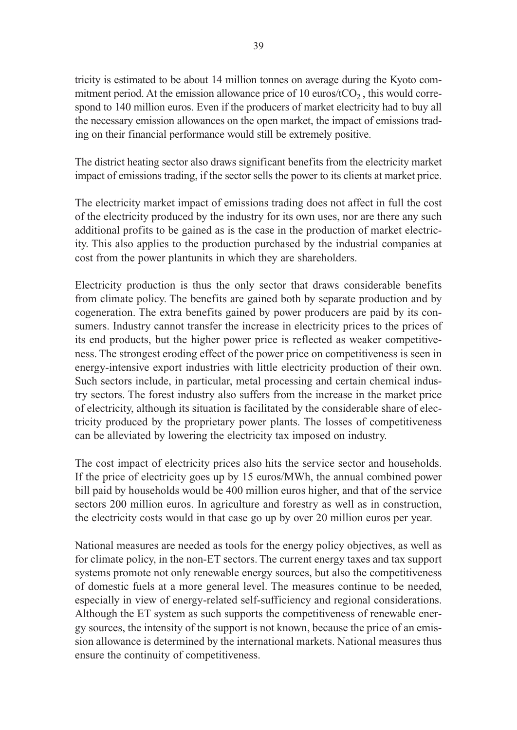tricity is estimated to be about 14 million tonnes on average during the Kyoto commitment period. At the emission allowance price of 10 euros/t$CO_2$, this would correspond to 140 million euros. Even if the producers of market electricity had to buy all the necessary emission allowances on the open market, the impact of emissions trading on their financial performance would still be extremely positive.

The district heating sector also draws significant benefits from the electricity market impact of emissions trading, if the sector sells the power to its clients at market price.

The electricity market impact of emissions trading does not affect in full the cost of the electricity produced by the industry for its own uses, nor are there any such additional profits to be gained as is the case in the production of market electricity. This also applies to the production purchased by the industrial companies at cost from the power plantunits in which they are shareholders.

Electricity production is thus the only sector that draws considerable benefits from climate policy. The benefits are gained both by separate production and by cogeneration. The extra benefits gained by power producers are paid by its consumers. Industry cannot transfer the increase in electricity prices to the prices of its end products, but the higher power price is reflected as weaker competitiveness. The strongest eroding effect of the power price on competitiveness is seen in energy-intensive export industries with little electricity production of their own. Such sectors include, in particular, metal processing and certain chemical industry sectors. The forest industry also suffers from the increase in the market price of electricity, although its situation is facilitated by the considerable share of electricity produced by the proprietary power plants. The losses of competitiveness can be alleviated by lowering the electricity tax imposed on industry.

The cost impact of electricity prices also hits the service sector and households. If the price of electricity goes up by 15 euros/MWh, the annual combined power bill paid by households would be 400 million euros higher, and that of the service sectors 200 million euros. In agriculture and forestry as well as in construction, the electricity costs would in that case go up by over 20 million euros per year.

National measures are needed as tools for the energy policy objectives, as well as for climate policy, in the non-ET sectors. The current energy taxes and tax support systems promote not only renewable energy sources, but also the competitiveness of domestic fuels at a more general level. The measures continue to be needed, especially in view of energy-related self-sufficiency and regional considerations. Although the ET system as such supports the competitiveness of renewable energy sources, the intensity of the support is not known, because the price of an emission allowance is determined by the international markets. National measures thus ensure the continuity of competitiveness.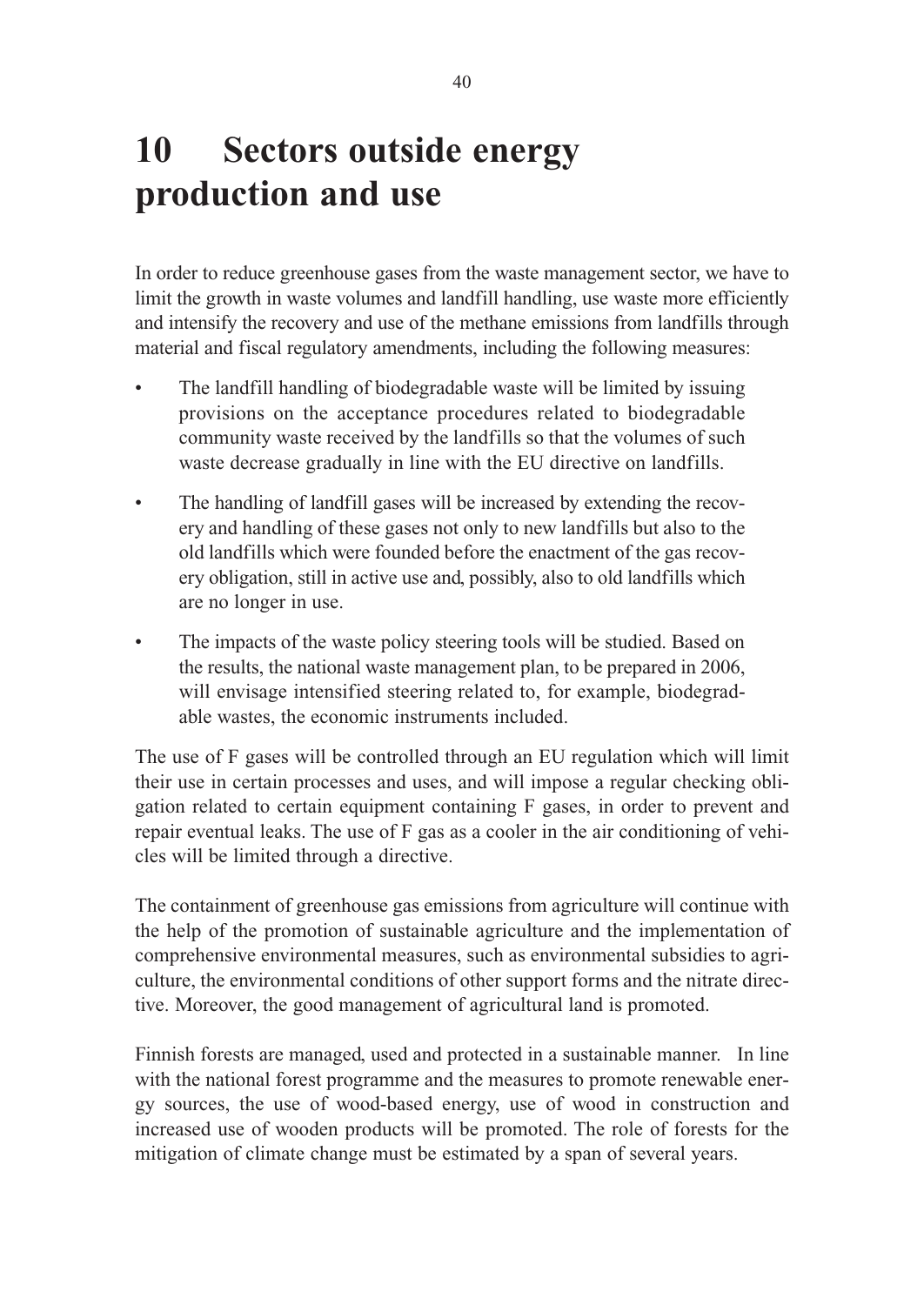# 10 Sectors outside energy production and use

In order to reduce greenhouse gases from the waste management sector, we have to limit the growth in waste volumes and landfill handling, use waste more efficiently and intensify the recovery and use of the methane emissions from landfills through material and fiscal regulatory amendments, including the following measures:

- The landfill handling of biodegradable waste will be limited by issuing provisions on the acceptance procedures related to biodegradable community waste received by the landfills so that the volumes of such waste decrease gradually in line with the EU directive on landfills.
- The handling of landfill gases will be increased by extending the recovery and handling of these gases not only to new landfills but also to the old landfills which were founded before the enactment of the gas recovery obligation, still in active use and, possibly, also to old landfills which are no longer in use.
- The impacts of the waste policy steering tools will be studied. Based on the results, the national waste management plan, to be prepared in 2006, will envisage intensified steering related to, for example, biodegradable wastes, the economic instruments included.

The use of F gases will be controlled through an EU regulation which will limit their use in certain processes and uses, and will impose a regular checking obligation related to certain equipment containing F gases, in order to prevent and repair eventual leaks. The use of F gas as a cooler in the air conditioning of vehicles will be limited through a directive.

The containment of greenhouse gas emissions from agriculture will continue with the help of the promotion of sustainable agriculture and the implementation of comprehensive environmental measures, such as environmental subsidies to agriculture, the environmental conditions of other support forms and the nitrate directive. Moreover, the good management of agricultural land is promoted.

Finnish forests are managed, used and protected in a sustainable manner. In line with the national forest programme and the measures to promote renewable energy sources, the use of wood-based energy, use of wood in construction and increased use of wooden products will be promoted. The role of forests for the mitigation of climate change must be estimated by a span of several years.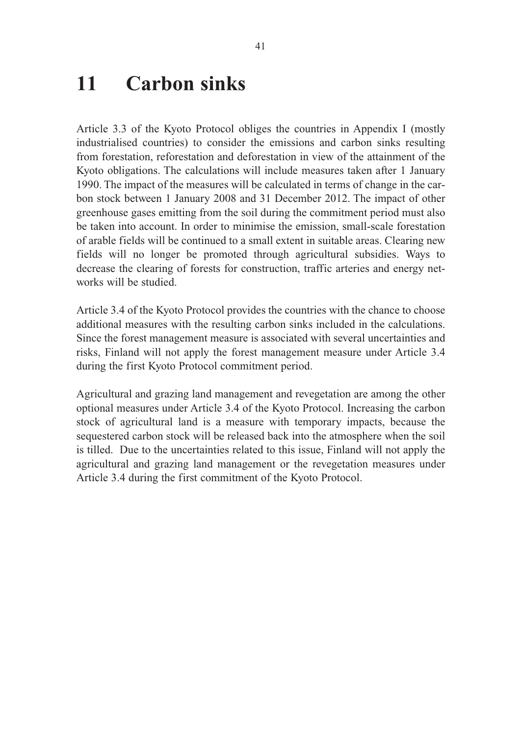# 11 Carbon sinks

Article 3.3 of the Kyoto Protocol obliges the countries in Appendix I (mostly industrialised countries) to consider the emissions and carbon sinks resulting from forestation, reforestation and deforestation in view of the attainment of the Kyoto obligations. The calculations will include measures taken after 1 January 1990. The impact of the measures will be calculated in terms of change in the carbon stock between 1 January 2008 and 31 December 2012. The impact of other greenhouse gases emitting from the soil during the commitment period must also be taken into account. In order to minimise the emission, small-scale forestation of arable fields will be continued to a small extent in suitable areas. Clearing new fields will no longer be promoted through agricultural subsidies. Ways to decrease the clearing of forests for construction, traffic arteries and energy networks will be studied.

Article 3.4 of the Kyoto Protocol provides the countries with the chance to choose additional measures with the resulting carbon sinks included in the calculations. Since the forest management measure is associated with several uncertainties and risks, Finland will not apply the forest management measure under Article 3.4 during the first Kyoto Protocol commitment period.

Agricultural and grazing land management and revegetation are among the other optional measures under Article 3.4 of the Kyoto Protocol. Increasing the carbon stock of agricultural land is a measure with temporary impacts, because the sequestered carbon stock will be released back into the atmosphere when the soil is tilled. Due to the uncertainties related to this issue, Finland will not apply the agricultural and grazing land management or the revegetation measures under Article 3.4 during the first commitment of the Kyoto Protocol.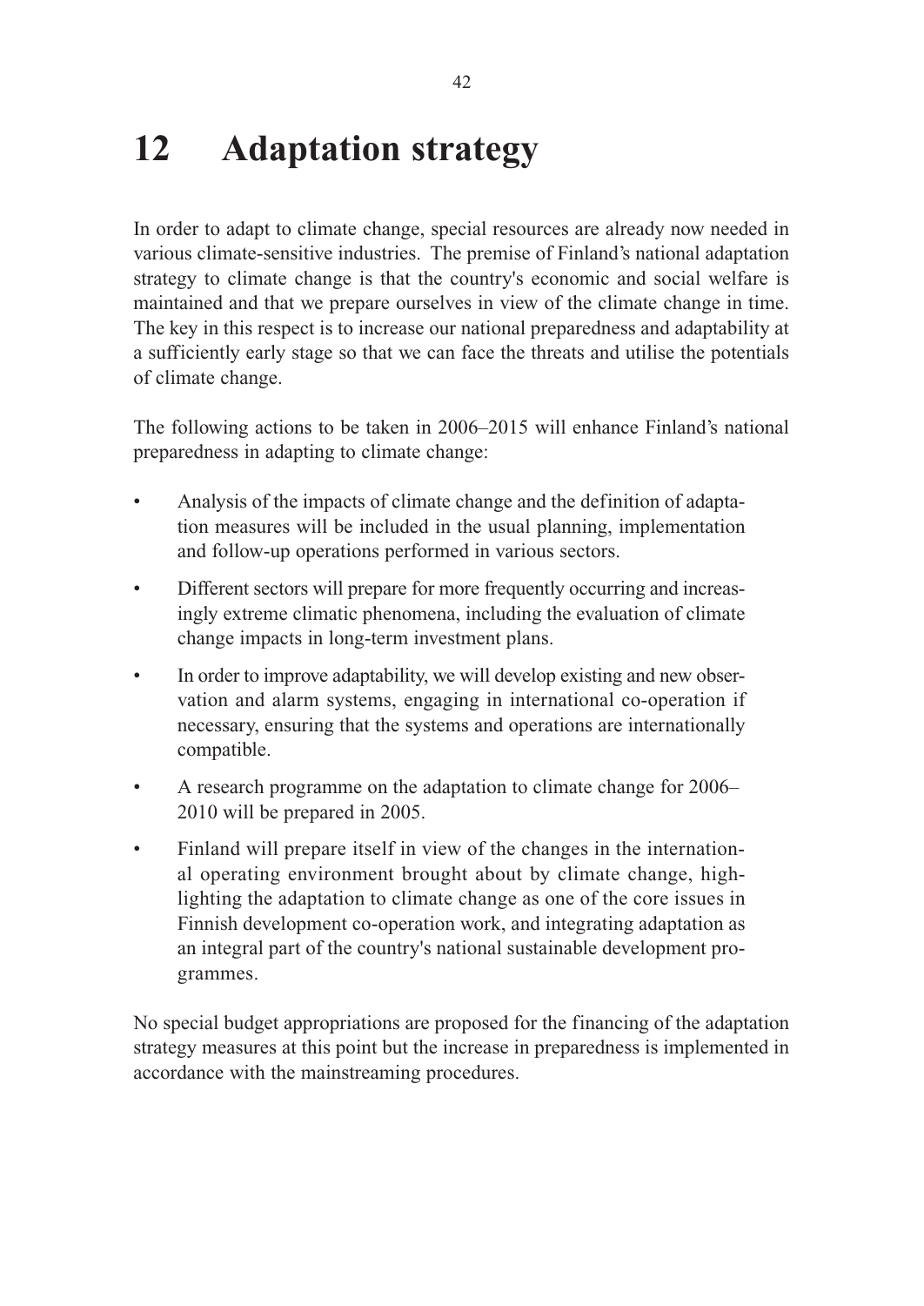# 12 Adaptation strategy

In order to adapt to climate change, special resources are already now needed in various climate-sensitive industries. The premise of Finland's national adaptation strategy to climate change is that the country's economic and social welfare is maintained and that we prepare ourselves in view of the climate change in time. The key in this respect is to increase our national preparedness and adaptability at a sufficiently early stage so that we can face the threats and utilise the potentials of climate change.

The following actions to be taken in 2006–2015 will enhance Finland's national preparedness in adapting to climate change:

- Analysis of the impacts of climate change and the definition of adaptation measures will be included in the usual planning, implementation and follow-up operations performed in various sectors.
- Different sectors will prepare for more frequently occurring and increasingly extreme climatic phenomena, including the evaluation of climate change impacts in long-term investment plans.
- In order to improve adaptability, we will develop existing and new observation and alarm systems, engaging in international co-operation if necessary, ensuring that the systems and operations are internationally compatible.
- A research programme on the adaptation to climate change for 2006–2010 will be prepared in 2005.
- Finland will prepare itself in view of the changes in the international operating environment brought about by climate change, highlighting the adaptation to climate change as one of the core issues in Finnish development co-operation work, and integrating adaptation as an integral part of the country's national sustainable development programmes.

No special budget appropriations are proposed for the financing of the adaptation strategy measures at this point but the increase in preparedness is implemented in accordance with the mainstreaming procedures.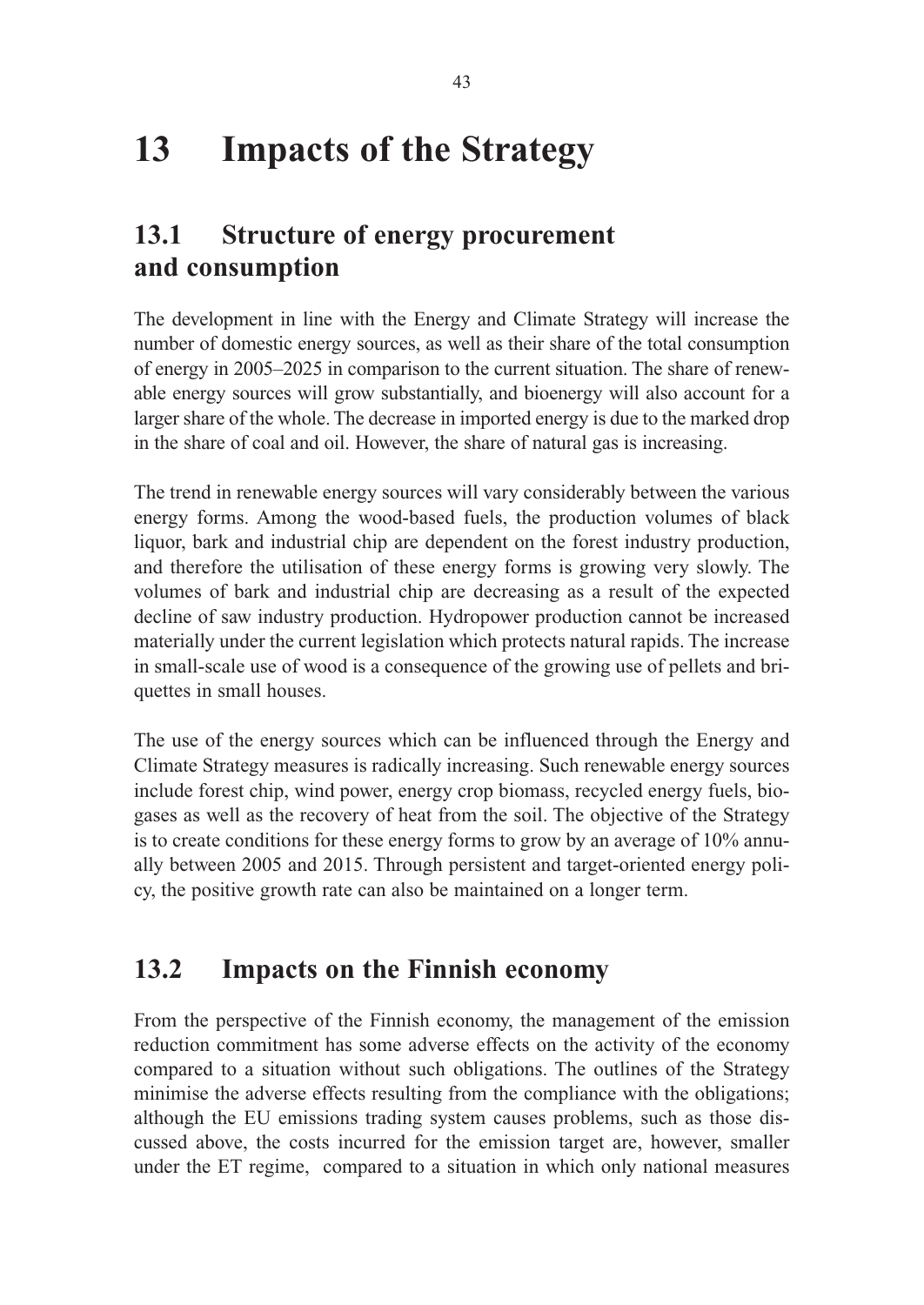# 13 Impacts of the Strategy

## 13.1 Structure of energy procurement and consumption

The development in line with the Energy and Climate Strategy will increase the number of domestic energy sources, as well as their share of the total consumption of energy in 2005–2025 in comparison to the current situation. The share of renewable energy sources will grow substantially, and bioenergy will also account for a larger share of the whole. The decrease in imported energy is due to the marked drop in the share of coal and oil. However, the share of natural gas is increasing.

The trend in renewable energy sources will vary considerably between the various energy forms. Among the wood-based fuels, the production volumes of black liquor, bark and industrial chip are dependent on the forest industry production, and therefore the utilisation of these energy forms is growing very slowly. The volumes of bark and industrial chip are decreasing as a result of the expected decline of saw industry production. Hydropower production cannot be increased materially under the current legislation which protects natural rapids. The increase in small-scale use of wood is a consequence of the growing use of pellets and briquettes in small houses.

The use of the energy sources which can be influenced through the Energy and Climate Strategy measures is radically increasing. Such renewable energy sources include forest chip, wind power, energy crop biomass, recycled energy fuels, biogases as well as the recovery of heat from the soil. The objective of the Strategy is to create conditions for these energy forms to grow by an average of 10% annually between 2005 and 2015. Through persistent and target-oriented energy policy, the positive growth rate can also be maintained on a longer term.

## 13.2 Impacts on the Finnish economy

From the perspective of the Finnish economy, the management of the emission reduction commitment has some adverse effects on the activity of the economy compared to a situation without such obligations. The outlines of the Strategy minimise the adverse effects resulting from the compliance with the obligations; although the EU emissions trading system causes problems, such as those discussed above, the costs incurred for the emission target are, however, smaller under the ET regime, compared to a situation in which only national measures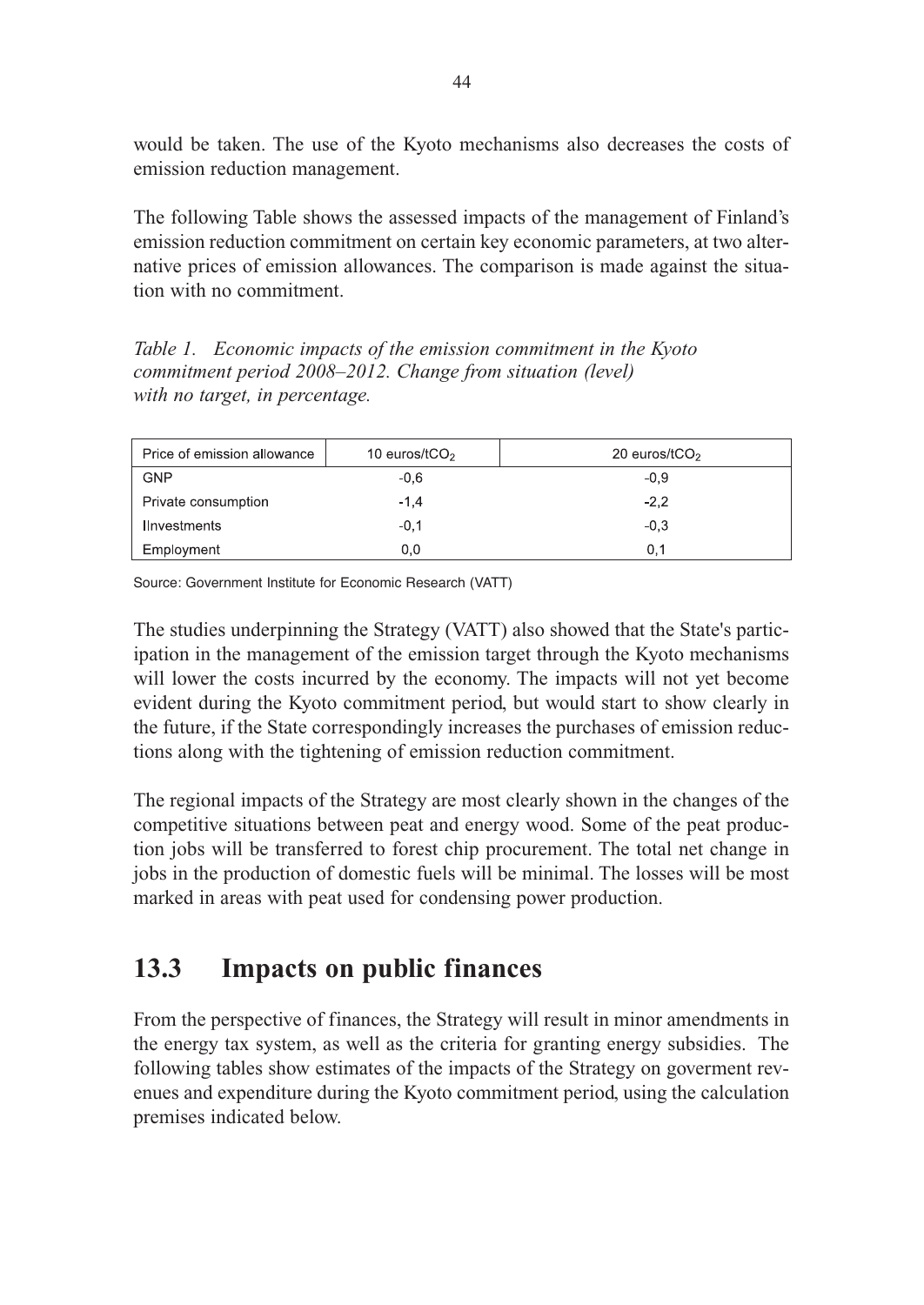would be taken. The use of the Kyoto mechanisms also decreases the costs of emission reduction management.

The following Table shows the assessed impacts of the management of Finland's emission reduction commitment on certain key economic parameters, at two alternative prices of emission allowances. The comparison is made against the situation with no commitment.

*Table 1. Economic impacts of the emission commitment in the Kyoto commitment period 2008–2012. Change from situation (level) with no target, in percentage.*

| Price of emission allowance | 10 euros/t$CO_2$ | 20 euros/t$CO_2$ |
|---|---|---|
| GNP | -0,6 | -0,9 |
| Private consumption | -1,4 | -2,2 |
| IInvestments | -0,1 | -0,3 |
| Employment | 0,0 | 0,1 |

Source: Government Institute for Economic Research (VATT)

The studies underpinning the Strategy (VATT) also showed that the State's participation in the management of the emission target through the Kyoto mechanisms will lower the costs incurred by the economy. The impacts will not yet become evident during the Kyoto commitment period, but would start to show clearly in the future, if the State correspondingly increases the purchases of emission reductions along with the tightening of emission reduction commitment.

The regional impacts of the Strategy are most clearly shown in the changes of the competitive situations between peat and energy wood. Some of the peat production jobs will be transferred to forest chip procurement. The total net change in jobs in the production of domestic fuels will be minimal. The losses will be most marked in areas with peat used for condensing power production.

## 13.3 Impacts on public finances

From the perspective of finances, the Strategy will result in minor amendments in the energy tax system, as well as the criteria for granting energy subsidies. The following tables show estimates of the impacts of the Strategy on goverment revenues and expenditure during the Kyoto commitment period, using the calculation premises indicated below.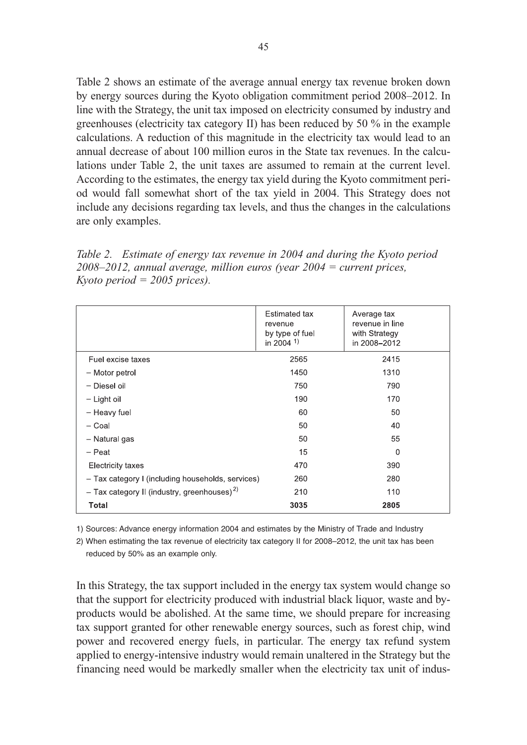Table 2 shows an estimate of the average annual energy tax revenue broken down by energy sources during the Kyoto obligation commitment period 2008–2012. In line with the Strategy, the unit tax imposed on electricity consumed by industry and greenhouses (electricity tax category II) has been reduced by 50 % in the example calculations. A reduction of this magnitude in the electricity tax would lead to an annual decrease of about 100 million euros in the State tax revenues. In the calculations under Table 2, the unit taxes are assumed to remain at the current level. According to the estimates, the energy tax yield during the Kyoto commitment period would fall somewhat short of the tax yield in 2004. This Strategy does not include any decisions regarding tax levels, and thus the changes in the calculations are only examples.

*Table 2. Estimate of energy tax revenue in 2004 and during the Kyoto period 2008–2012, annual average, million euros (year 2004 = current prices, Kyoto period = 2005 prices).*

| | Estimated tax revenue by type of fuel in 2004 [1] | Average tax revenue in line with Strategy in 2008–2012 |
|---|---|---|
| Fuel excise taxes | 2565 | 2415 |
| – Motor petrol | 1450 | 1310 |
| – Diesel oil | 750 | 790 |
| – Light oil | 190 | 170 |
| – Heavy fuel | 60 | 50 |
| – Coal | 50 | 40 |
| – Natural gas | 50 | 55 |
| – Peat | 15 | 0 |
| Electricity taxes | 470 | 390 |
| – Tax category I (including households, services) | 260 | 280 |
| – Tax category II (industry, greenhouses) [2] | 210 | 110 |
| **Total** | **3035** | **2805** |

1) Sources: Advance energy information 2004 and estimates by the Ministry of Trade and Industry

2) When estimating the tax revenue of electricity tax category II for 2008–2012, the unit tax has been reduced by 50% as an example only.

In this Strategy, the tax support included in the energy tax system would change so that the support for electricity produced with industrial black liquor, waste and by-products would be abolished. At the same time, we should prepare for increasing tax support granted for other renewable energy sources, such as forest chip, wind power and recovered energy fuels, in particular. The energy tax refund system applied to energy-intensive industry would remain unaltered in the Strategy but the financing need would be markedly smaller when the electricity tax unit of indus-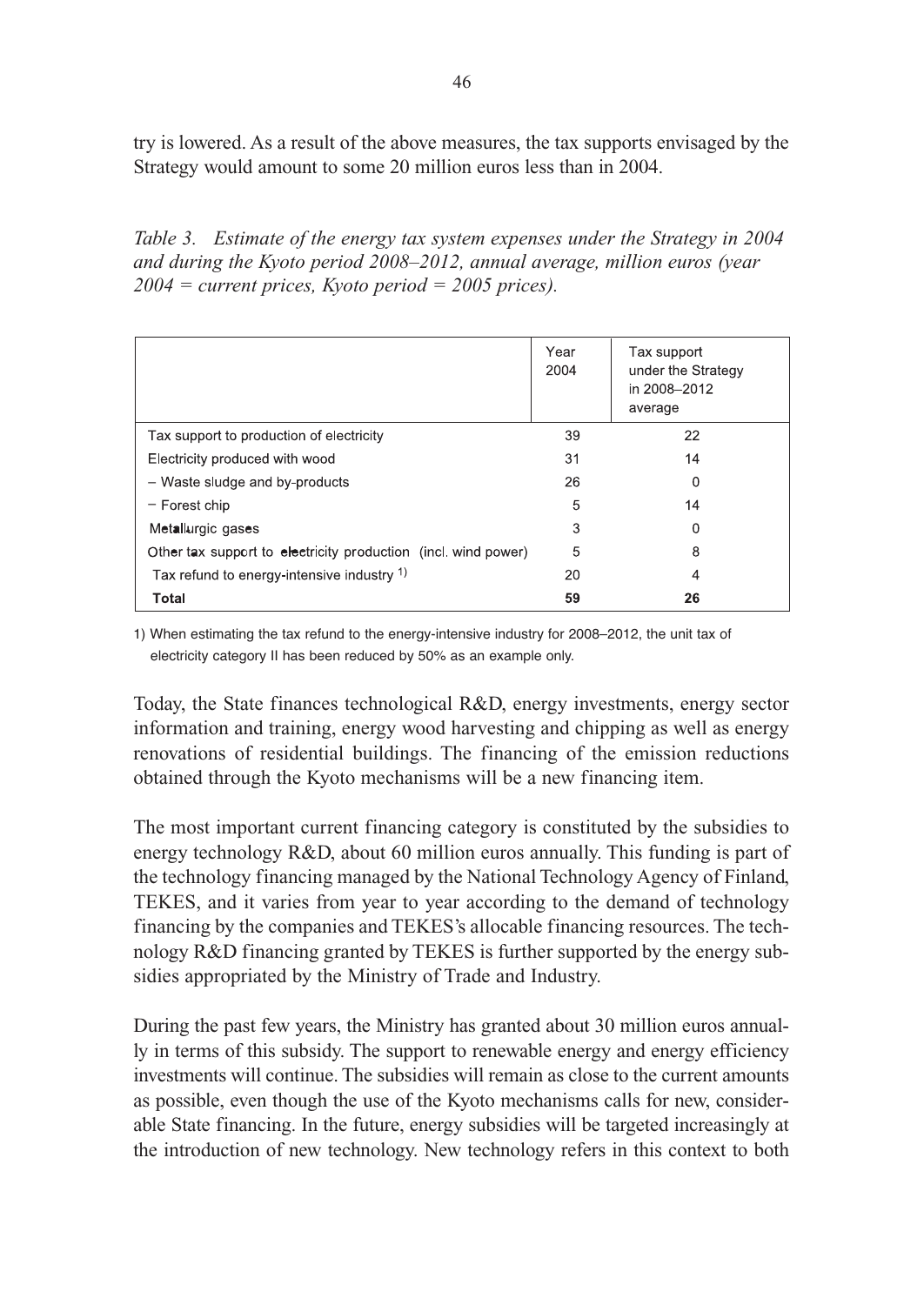try is lowered. As a result of the above measures, the tax supports envisaged by the Strategy would amount to some 20 million euros less than in 2004.

*Table 3. Estimate of the energy tax system expenses under the Strategy in 2004 and during the Kyoto period 2008–2012, annual average, million euros (year 2004 = current prices, Kyoto period = 2005 prices).*

| | Year 2004 | Tax support under the Strategy in 2008–2012 average |
|---|---|---|
| Tax support to production of electricity | 39 | 22 |
| Electricity produced with wood | 31 | 14 |
| – Waste sludge and by-products | 26 | 0 |
| – Forest chip | 5 | 14 |
| Metallurgic gases | 3 | 0 |
| Other tax support to electricity production (incl. wind power) | 5 | 8 |
| Tax refund to energy-intensive industry [1] | 20 | 4 |
| **Total** | **59** | **26** |

1) When estimating the tax refund to the energy-intensive industry for 2008–2012, the unit tax of electricity category II has been reduced by 50% as an example only.

Today, the State finances technological R&D, energy investments, energy sector information and training, energy wood harvesting and chipping as well as energy renovations of residential buildings. The financing of the emission reductions obtained through the Kyoto mechanisms will be a new financing item.

The most important current financing category is constituted by the subsidies to energy technology R&D, about 60 million euros annually. This funding is part of the technology financing managed by the National Technology Agency of Finland, TEKES, and it varies from year to year according to the demand of technology financing by the companies and TEKES's allocable financing resources. The technology R&D financing granted by TEKES is further supported by the energy subsidies appropriated by the Ministry of Trade and Industry.

During the past few years, the Ministry has granted about 30 million euros annually in terms of this subsidy. The support to renewable energy and energy efficiency investments will continue. The subsidies will remain as close to the current amounts as possible, even though the use of the Kyoto mechanisms calls for new, considerable State financing. In the future, energy subsidies will be targeted increasingly at the introduction of new technology. New technology refers in this context to both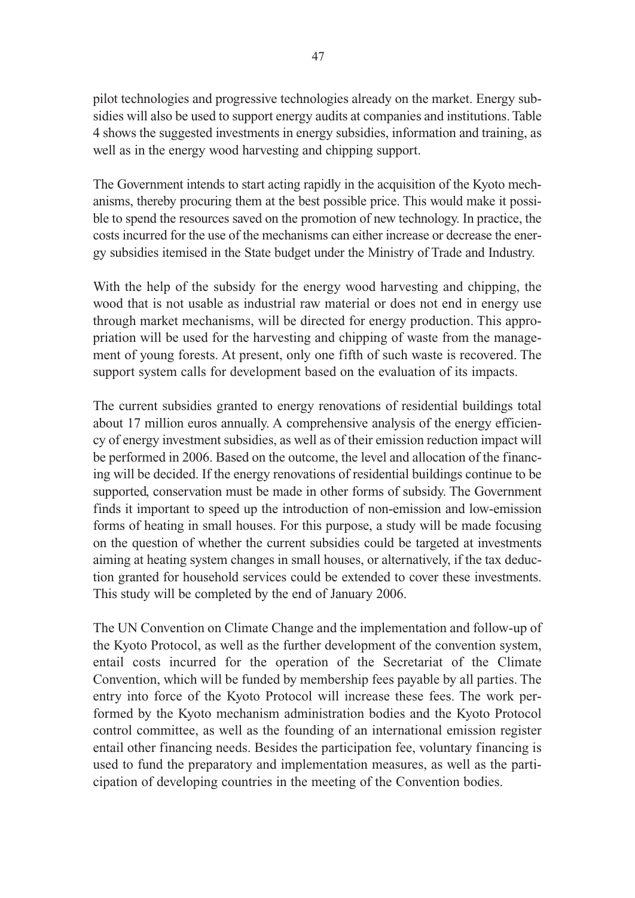pilot technologies and progressive technologies already on the market. Energy subsidies will also be used to support energy audits at companies and institutions. Table 4 shows the suggested investments in energy subsidies, information and training, as well as in the energy wood harvesting and chipping support.

The Government intends to start acting rapidly in the acquisition of the Kyoto mechanisms, thereby procuring them at the best possible price. This would make it possible to spend the resources saved on the promotion of new technology. In practice, the costs incurred for the use of the mechanisms can either increase or decrease the energy subsidies itemised in the State budget under the Ministry of Trade and Industry.

With the help of the subsidy for the energy wood harvesting and chipping, the wood that is not usable as industrial raw material or does not end in energy use through market mechanisms, will be directed for energy production. This appropriation will be used for the harvesting and chipping of waste from the management of young forests. At present, only one fifth of such waste is recovered. The support system calls for development based on the evaluation of its impacts.

The current subsidies granted to energy renovations of residential buildings total about 17 million euros annually. A comprehensive analysis of the energy efficiency of energy investment subsidies, as well as of their emission reduction impact will be performed in 2006. Based on the outcome, the level and allocation of the financing will be decided. If the energy renovations of residential buildings continue to be supported, conservation must be made in other forms of subsidy. The Government finds it important to speed up the introduction of non-emission and low-emission forms of heating in small houses. For this purpose, a study will be made focusing on the question of whether the current subsidies could be targeted at investments aiming at heating system changes in small houses, or alternatively, if the tax deduction granted for household services could be extended to cover these investments. This study will be completed by the end of January 2006.

The UN Convention on Climate Change and the implementation and follow-up of the Kyoto Protocol, as well as the further development of the convention system, entail costs incurred for the operation of the Secretariat of the Climate Convention, which will be funded by membership fees payable by all parties. The entry into force of the Kyoto Protocol will increase these fees. The work performed by the Kyoto mechanism administration bodies and the Kyoto Protocol control committee, as well as the founding of an international emission register entail other financing needs. Besides the participation fee, voluntary financing is used to fund the preparatory and implementation measures, as well as the participation of developing countries in the meeting of the Convention bodies.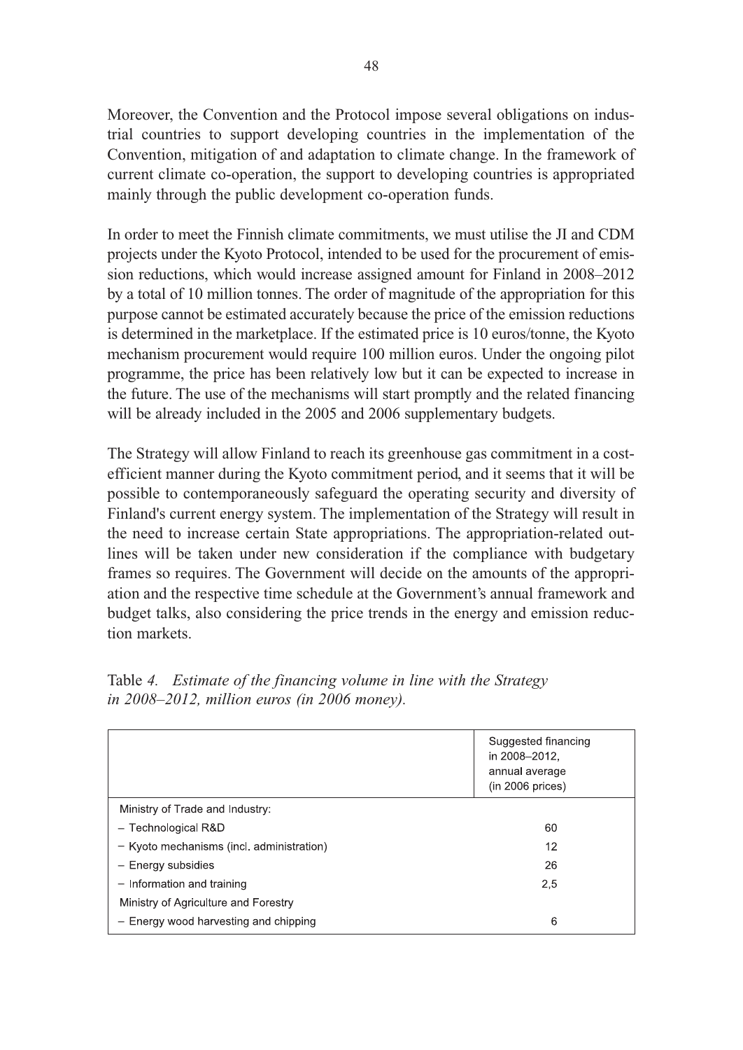Moreover, the Convention and the Protocol impose several obligations on industrial countries to support developing countries in the implementation of the Convention, mitigation of and adaptation to climate change. In the framework of current climate co-operation, the support to developing countries is appropriated mainly through the public development co-operation funds.

In order to meet the Finnish climate commitments, we must utilise the JI and CDM projects under the Kyoto Protocol, intended to be used for the procurement of emission reductions, which would increase assigned amount for Finland in 2008–2012 by a total of 10 million tonnes. The order of magnitude of the appropriation for this purpose cannot be estimated accurately because the price of the emission reductions is determined in the marketplace. If the estimated price is 10 euros/tonne, the Kyoto mechanism procurement would require 100 million euros. Under the ongoing pilot programme, the price has been relatively low but it can be expected to increase in the future. The use of the mechanisms will start promptly and the related financing will be already included in the 2005 and 2006 supplementary budgets.

The Strategy will allow Finland to reach its greenhouse gas commitment in a cost-efficient manner during the Kyoto commitment period, and it seems that it will be possible to contemporaneously safeguard the operating security and diversity of Finland's current energy system. The implementation of the Strategy will result in the need to increase certain State appropriations. The appropriation-related outlines will be taken under new consideration if the compliance with budgetary frames so requires. The Government will decide on the amounts of the appropriation and the respective time schedule at the Government's annual framework and budget talks, also considering the price trends in the energy and emission reduction markets.

Table *4. Estimate of the financing volume in line with the Strategy in 2008–2012, million euros (in 2006 money).*

| | Suggested financing in 2008–2012, annual average (in 2006 prices) |
|---|---|
| Ministry of Trade and Industry: | |
| – Technological R&D | 60 |
| – Kyoto mechanisms (incl. administration) | 12 |
| – Energy subsidies | 26 |
| – Information and training | 2,5 |
| Ministry of Agriculture and Forestry | |
| – Energy wood harvesting and chipping | 6 |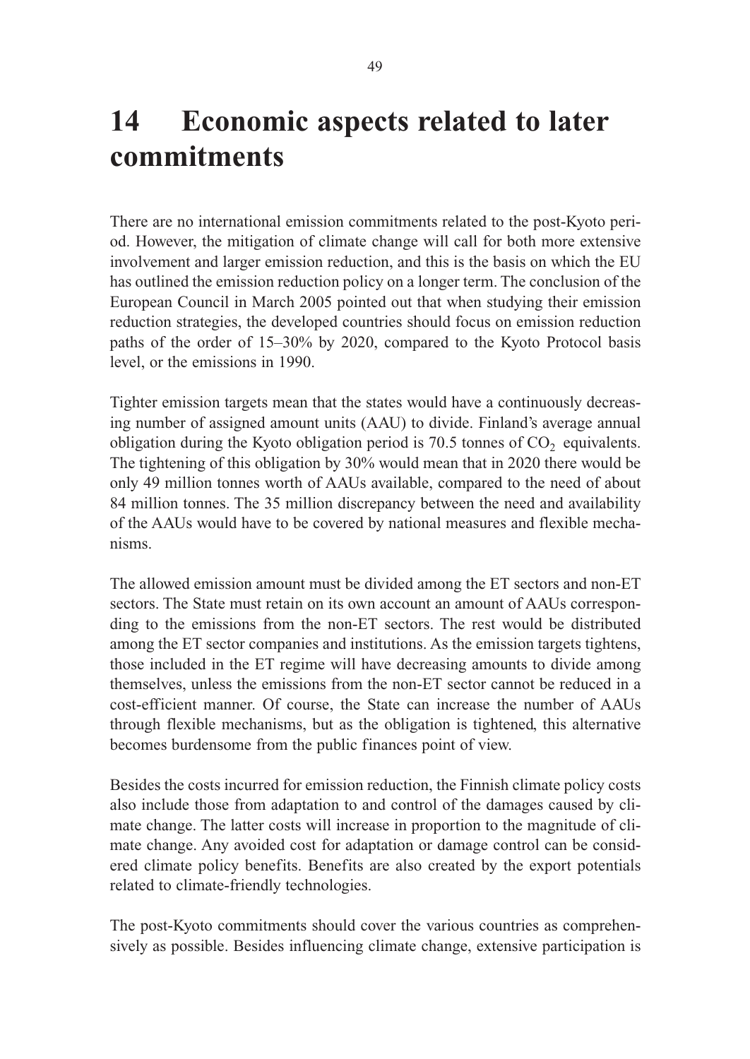# 14 Economic aspects related to later commitments

There are no international emission commitments related to the post-Kyoto period. However, the mitigation of climate change will call for both more extensive involvement and larger emission reduction, and this is the basis on which the EU has outlined the emission reduction policy on a longer term. The conclusion of the European Council in March 2005 pointed out that when studying their emission reduction strategies, the developed countries should focus on emission reduction paths of the order of 15–30% by 2020, compared to the Kyoto Protocol basis level, or the emissions in 1990.

Tighter emission targets mean that the states would have a continuously decreasing number of assigned amount units (AAU) to divide. Finland's average annual obligation during the Kyoto obligation period is 70.5 tonnes of $CO_2$ equivalents. The tightening of this obligation by 30% would mean that in 2020 there would be only 49 million tonnes worth of AAUs available, compared to the need of about 84 million tonnes. The 35 million discrepancy between the need and availability of the AAUs would have to be covered by national measures and flexible mechanisms.

The allowed emission amount must be divided among the ET sectors and non-ET sectors. The State must retain on its own account an amount of AAUs corresponding to the emissions from the non-ET sectors. The rest would be distributed among the ET sector companies and institutions. As the emission targets tightens, those included in the ET regime will have decreasing amounts to divide among themselves, unless the emissions from the non-ET sector cannot be reduced in a cost-efficient manner. Of course, the State can increase the number of AAUs through flexible mechanisms, but as the obligation is tightened, this alternative becomes burdensome from the public finances point of view.

Besides the costs incurred for emission reduction, the Finnish climate policy costs also include those from adaptation to and control of the damages caused by climate change. The latter costs will increase in proportion to the magnitude of climate change. Any avoided cost for adaptation or damage control can be considered climate policy benefits. Benefits are also created by the export potentials related to climate-friendly technologies.

The post-Kyoto commitments should cover the various countries as comprehensively as possible. Besides influencing climate change, extensive participation is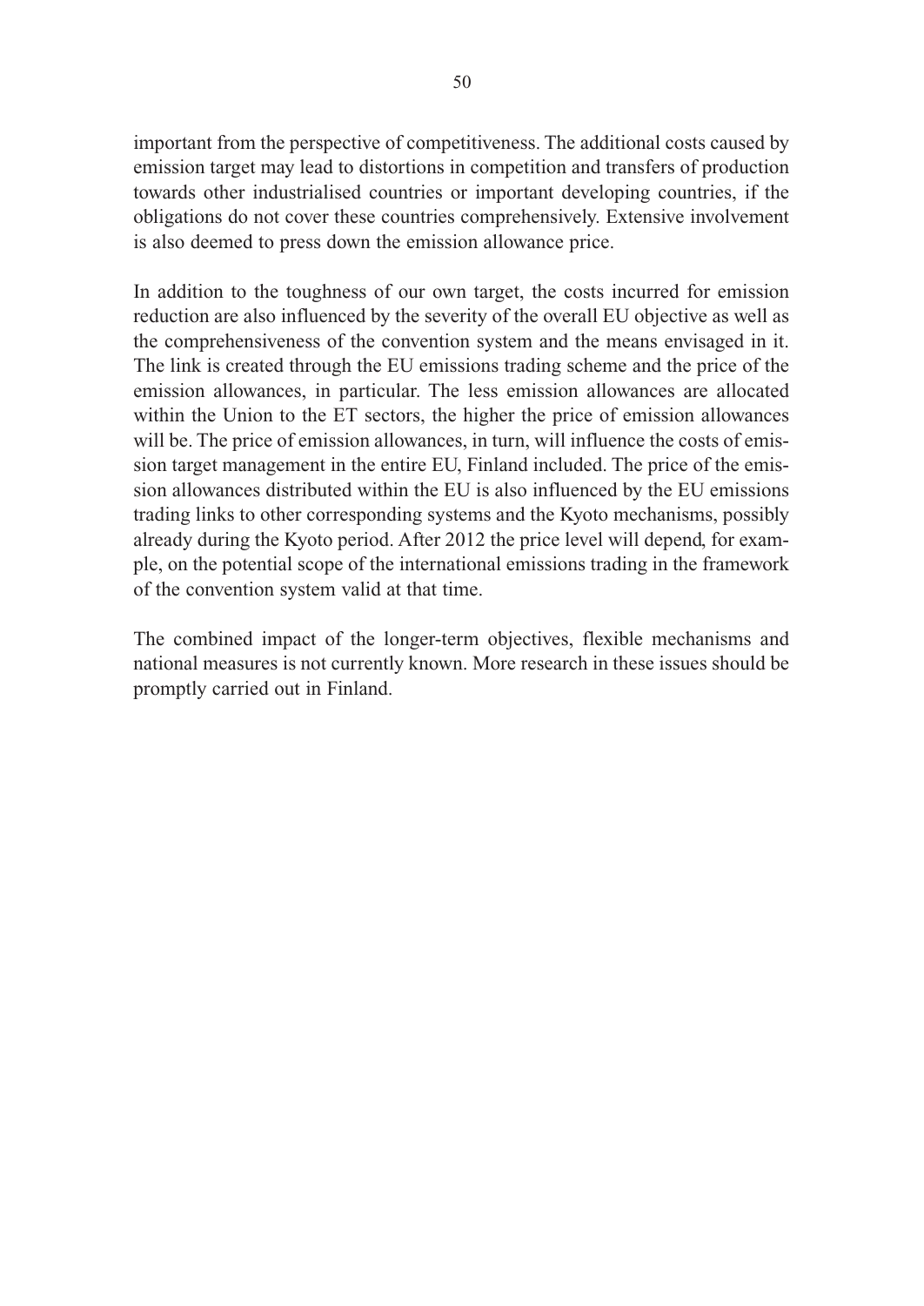important from the perspective of competitiveness. The additional costs caused by emission target may lead to distortions in competition and transfers of production towards other industrialised countries or important developing countries, if the obligations do not cover these countries comprehensively. Extensive involvement is also deemed to press down the emission allowance price.

In addition to the toughness of our own target, the costs incurred for emission reduction are also influenced by the severity of the overall EU objective as well as the comprehensiveness of the convention system and the means envisaged in it. The link is created through the EU emissions trading scheme and the price of the emission allowances, in particular. The less emission allowances are allocated within the Union to the ET sectors, the higher the price of emission allowances will be. The price of emission allowances, in turn, will influence the costs of emission target management in the entire EU, Finland included. The price of the emission allowances distributed within the EU is also influenced by the EU emissions trading links to other corresponding systems and the Kyoto mechanisms, possibly already during the Kyoto period. After 2012 the price level will depend, for example, on the potential scope of the international emissions trading in the framework of the convention system valid at that time.

The combined impact of the longer-term objectives, flexible mechanisms and national measures is not currently known. More research in these issues should be promptly carried out in Finland.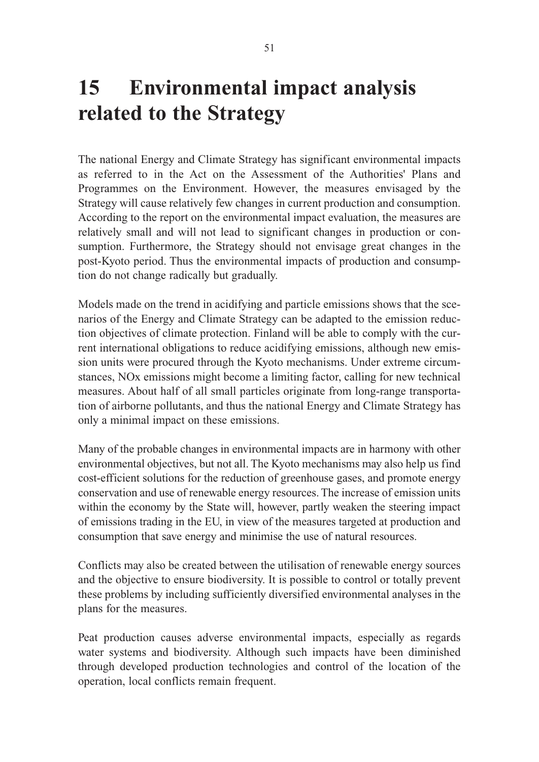# 15 Environmental impact analysis related to the Strategy

The national Energy and Climate Strategy has significant environmental impacts as referred to in the Act on the Assessment of the Authorities' Plans and Programmes on the Environment. However, the measures envisaged by the Strategy will cause relatively few changes in current production and consumption. According to the report on the environmental impact evaluation, the measures are relatively small and will not lead to significant changes in production or consumption. Furthermore, the Strategy should not envisage great changes in the post-Kyoto period. Thus the environmental impacts of production and consumption do not change radically but gradually.

Models made on the trend in acidifying and particle emissions shows that the scenarios of the Energy and Climate Strategy can be adapted to the emission reduction objectives of climate protection. Finland will be able to comply with the current international obligations to reduce acidifying emissions, although new emission units were procured through the Kyoto mechanisms. Under extreme circumstances, NOx emissions might become a limiting factor, calling for new technical measures. About half of all small particles originate from long-range transportation of airborne pollutants, and thus the national Energy and Climate Strategy has only a minimal impact on these emissions.

Many of the probable changes in environmental impacts are in harmony with other environmental objectives, but not all. The Kyoto mechanisms may also help us find cost-efficient solutions for the reduction of greenhouse gases, and promote energy conservation and use of renewable energy resources. The increase of emission units within the economy by the State will, however, partly weaken the steering impact of emissions trading in the EU, in view of the measures targeted at production and consumption that save energy and minimise the use of natural resources.

Conflicts may also be created between the utilisation of renewable energy sources and the objective to ensure biodiversity. It is possible to control or totally prevent these problems by including sufficiently diversified environmental analyses in the plans for the measures.

Peat production causes adverse environmental impacts, especially as regards water systems and biodiversity. Although such impacts have been diminished through developed production technologies and control of the location of the operation, local conflicts remain frequent.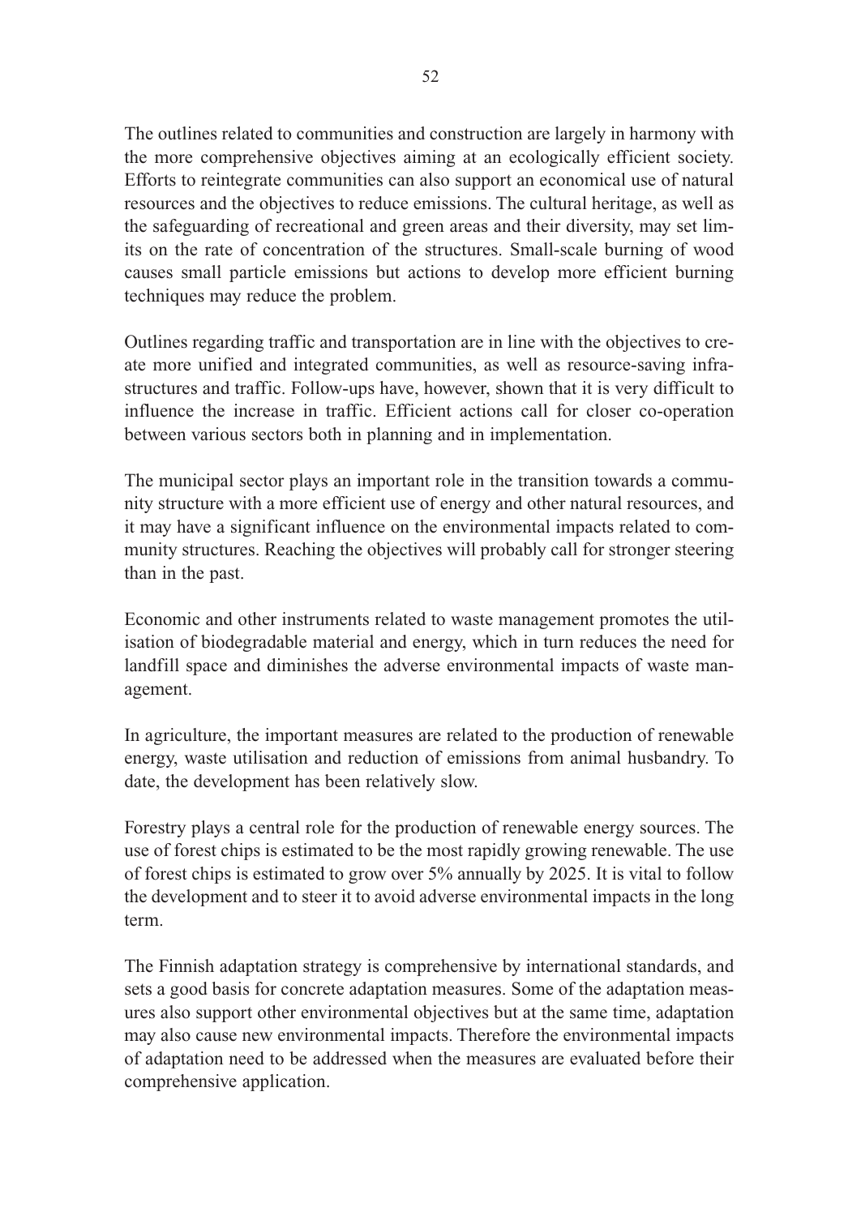The outlines related to communities and construction are largely in harmony with the more comprehensive objectives aiming at an ecologically efficient society. Efforts to reintegrate communities can also support an economical use of natural resources and the objectives to reduce emissions. The cultural heritage, as well as the safeguarding of recreational and green areas and their diversity, may set limits on the rate of concentration of the structures. Small-scale burning of wood causes small particle emissions but actions to develop more efficient burning techniques may reduce the problem.

Outlines regarding traffic and transportation are in line with the objectives to create more unified and integrated communities, as well as resource-saving infrastructures and traffic. Follow-ups have, however, shown that it is very difficult to influence the increase in traffic. Efficient actions call for closer co-operation between various sectors both in planning and in implementation.

The municipal sector plays an important role in the transition towards a community structure with a more efficient use of energy and other natural resources, and it may have a significant influence on the environmental impacts related to community structures. Reaching the objectives will probably call for stronger steering than in the past.

Economic and other instruments related to waste management promotes the utilisation of biodegradable material and energy, which in turn reduces the need for landfill space and diminishes the adverse environmental impacts of waste management.

In agriculture, the important measures are related to the production of renewable energy, waste utilisation and reduction of emissions from animal husbandry. To date, the development has been relatively slow.

Forestry plays a central role for the production of renewable energy sources. The use of forest chips is estimated to be the most rapidly growing renewable. The use of forest chips is estimated to grow over 5% annually by 2025. It is vital to follow the development and to steer it to avoid adverse environmental impacts in the long term.

The Finnish adaptation strategy is comprehensive by international standards, and sets a good basis for concrete adaptation measures. Some of the adaptation measures also support other environmental objectives but at the same time, adaptation may also cause new environmental impacts. Therefore the environmental impacts of adaptation need to be addressed when the measures are evaluated before their comprehensive application.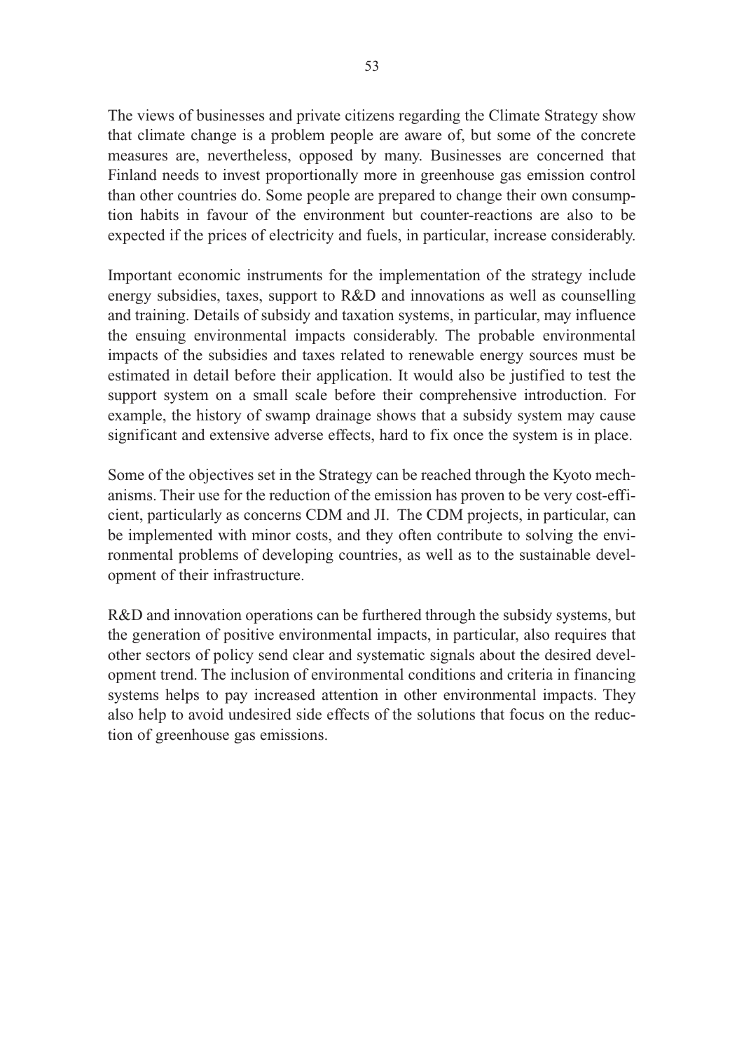The views of businesses and private citizens regarding the Climate Strategy show that climate change is a problem people are aware of, but some of the concrete measures are, nevertheless, opposed by many. Businesses are concerned that Finland needs to invest proportionally more in greenhouse gas emission control than other countries do. Some people are prepared to change their own consumption habits in favour of the environment but counter-reactions are also to be expected if the prices of electricity and fuels, in particular, increase considerably.

Important economic instruments for the implementation of the strategy include energy subsidies, taxes, support to R&D and innovations as well as counselling and training. Details of subsidy and taxation systems, in particular, may influence the ensuing environmental impacts considerably. The probable environmental impacts of the subsidies and taxes related to renewable energy sources must be estimated in detail before their application. It would also be justified to test the support system on a small scale before their comprehensive introduction. For example, the history of swamp drainage shows that a subsidy system may cause significant and extensive adverse effects, hard to fix once the system is in place.

Some of the objectives set in the Strategy can be reached through the Kyoto mechanisms. Their use for the reduction of the emission has proven to be very cost-efficient, particularly as concerns CDM and JI. The CDM projects, in particular, can be implemented with minor costs, and they often contribute to solving the environmental problems of developing countries, as well as to the sustainable development of their infrastructure.

R&D and innovation operations can be furthered through the subsidy systems, but the generation of positive environmental impacts, in particular, also requires that other sectors of policy send clear and systematic signals about the desired development trend. The inclusion of environmental conditions and criteria in financing systems helps to pay increased attention in other environmental impacts. They also help to avoid undesired side effects of the solutions that focus on the reduction of greenhouse gas emissions.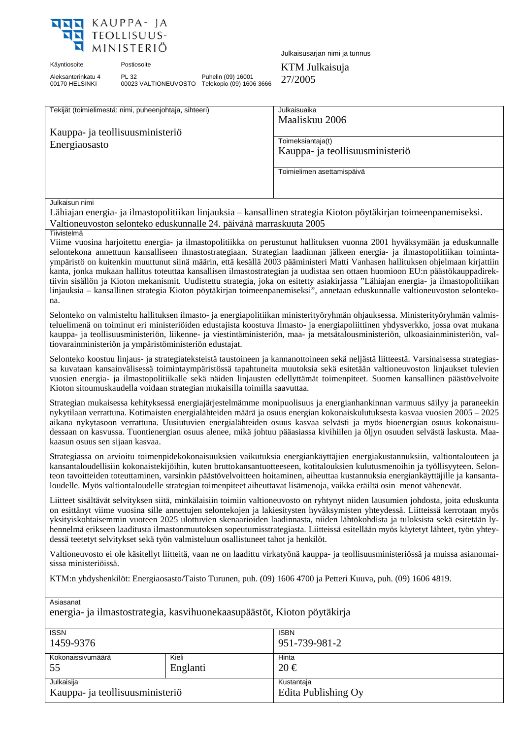KAUPPA- JA TEOLLISUUS-MINISTERIÖ

Käyntiosoite
Aleksanterinkatu 4
00170 HELSINKI

Postiosoite
PL 32
00023 VALTIONEUVOSTO

Puhelin (09) 16001
Telekopio (09) 1606 3666

Julkaisusarjan nimi ja tunnus
KTM Julkaisuja
27/2005

| Tekijät (toimielimestä: nimi, puheenjohtaja, sihteeri) | Julkaisuaika |
|---|---|
| Kauppa- ja teollisuusministeriö<br>Energiaosasto | Maaliskuu 2006 |
| | Toimeksiantaja(t)<br>Kauppa- ja teollisuusministeriö |
| | Toimielimen asettamispäivä |

**Julkaisun nimi**

Lähiajan energia- ja ilmastopolitiikan linjauksia – kansallinen strategia Kioton pöytäkirjan toimeenpanemiseksi. Valtioneuvoston selonteko eduskunnalle 24. päivänä marraskuuta 2005

**Tiivistelmä**

Viime vuosina harjoitettu energia- ja ilmastopolitiikka on perustunut hallituksen vuonna 2001 hyväksymään ja eduskunnalle selontekona annettuun kansalliseen ilmastostrategiaan. Strategian laadinnan jälkeen energia- ja ilmastopolitiikan toimintaympäristö on kuitenkin muuttunut siinä määrin, että kesällä 2003 pääministeri Matti Vanhasen hallituksen ohjelmaan kirjattiin kanta, jonka mukaan hallitus toteuttaa kansallisen ilmastostrategian ja uudistaa sen ottaen huomioon EU:n päästökauppadirektiivin sisällön ja Kioton mekanismit. Uudistettu strategia, joka on esitetty asiakirjassa "Lähiajan energia- ja ilmastopolitiikan linjauksia – kansallinen strategia Kioton pöytäkirjan toimeenpanemiseksi", annetaan eduskunnalle valtioneuvoston selontekona.

Selonteko on valmisteltu hallituksen ilmasto- ja energiapolitiikan ministerityöryhmän ohjauksessa. Ministerityöryhmän valmisteluelimenä on toiminut eri ministeriöiden edustajista koostuva Ilmasto- ja energiapoliittinen yhdysverkko, jossa ovat mukana kauppa- ja teollisuusministeriön, liikenne- ja viestintäministeriön, maa- ja metsätalousministeriön, ulkoasiainministeriön, valtiovarainministeriön ja ympäristöministeriön edustajat.

Selonteko koostuu linjaus- ja strategiateksteistä taustoineen ja kannanottoineen sekä neljästä liitteestä. Varsinaisessa strategiassa kuvataan kansainvälisessä toimintaympäristössä tapahtuneita muutoksia sekä esitetään valtioneuvoston linjaukset tulevien vuosien energia- ja ilmastopolitiikalle sekä näiden linjausten edellyttämät toimenpiteet. Suomen kansallinen päästövelvoite Kioton sitoumuskaudella voidaan strategian mukaisilla toimilla saavuttaa.

Strategian mukaisessa kehityksessä energiajärjestelmämme monipuolisuus ja energianhankinnan varmuus säilyy ja paraneekin nykytilaan verrattuna. Kotimaisten energialähteiden määrä ja osuus energian kokonaiskulutuksesta kasvaa vuosien 2005 – 2025 aikana nykytasoon verrattuna. Uusiutuvien energialähteiden osuus kasvaa selvästi ja myös bioenergian osuus kokonaisuudessaan on kasvussa. Tuontienergian osuus alenee, mikä johtuu pääasiassa kivihiilen ja öljyn osuuden selvästä laskusta. Maakaasun osuus sen sijaan kasvaa.

Strategiassa on arvioitu toimenpidekokonaisuuksien vaikutuksia energiankäyttäjien energiakustannuksiin, valtiontalouteen ja kansantaloudellisiin kokonaistekijöihin, kuten bruttokansantuotteeseen, kotitalouksien kulutusmenoihin ja työllisyyteen. Selonteon tavoitteiden toteuttaminen, varsinkin päästövelvoitteen hoitaminen, aiheuttaa kustannuksia energiankäyttäjille ja kansantaloudelle. Myös valtiontaloudelle strategian toimenpiteet aiheuttavat lisämenoja, vaikka eräiltä osin menot vähenevät.

Liitteet sisältävät selvityksen siitä, minkälaisiin toimiin valtioneuvosto on ryhtynyt niiden lausumien johdosta, joita eduskunta on esittänyt viime vuosina sille annettujen selontekojen ja lakiesitysten hyväksymisten yhteydessä. Liitteissä kerrotaan myös yksityiskohtaisemmin vuoteen 2025 ulottuvien skenaarioiden laadinnasta, niiden lähtökohdista ja tuloksista sekä esitetään lyhennelmä erikseen laaditusta ilmastonmuutoksen sopeutumisstrategiasta. Liitteissä esitellään myös käytetyt lähteet, työn yhteydessä teetetyt selvitykset sekä työn valmisteluun osallistuneet tahot ja henkilöt.

Valtioneuvosto ei ole käsitellyt liitteitä, vaan ne on laadittu virkatyönä kauppa- ja teollisuusministeriössä ja muissa asianomaisissa ministeriöissä.

KTM:n yhdyshenkilöt: Energiaosasto/Taisto Turunen, puh. (09) 1606 4700 ja Petteri Kuuva, puh. (09) 1606 4819.

**Asiasanat**

energia- ja ilmastostrategia, kasvihuonekaasupäästöt, Kioton pöytäkirja

| ISSN | | ISBN |
|---|---|---|
| 1459-9376 | | 951-739-981-2 |
| Kokonaissivumäärä | Kieli | Hinta |
| 55 | Englanti | 20 € |
| Julkaisija | | Kustantaja |
| Kauppa- ja teollisuusministeriö | | Edita Publishing Oy |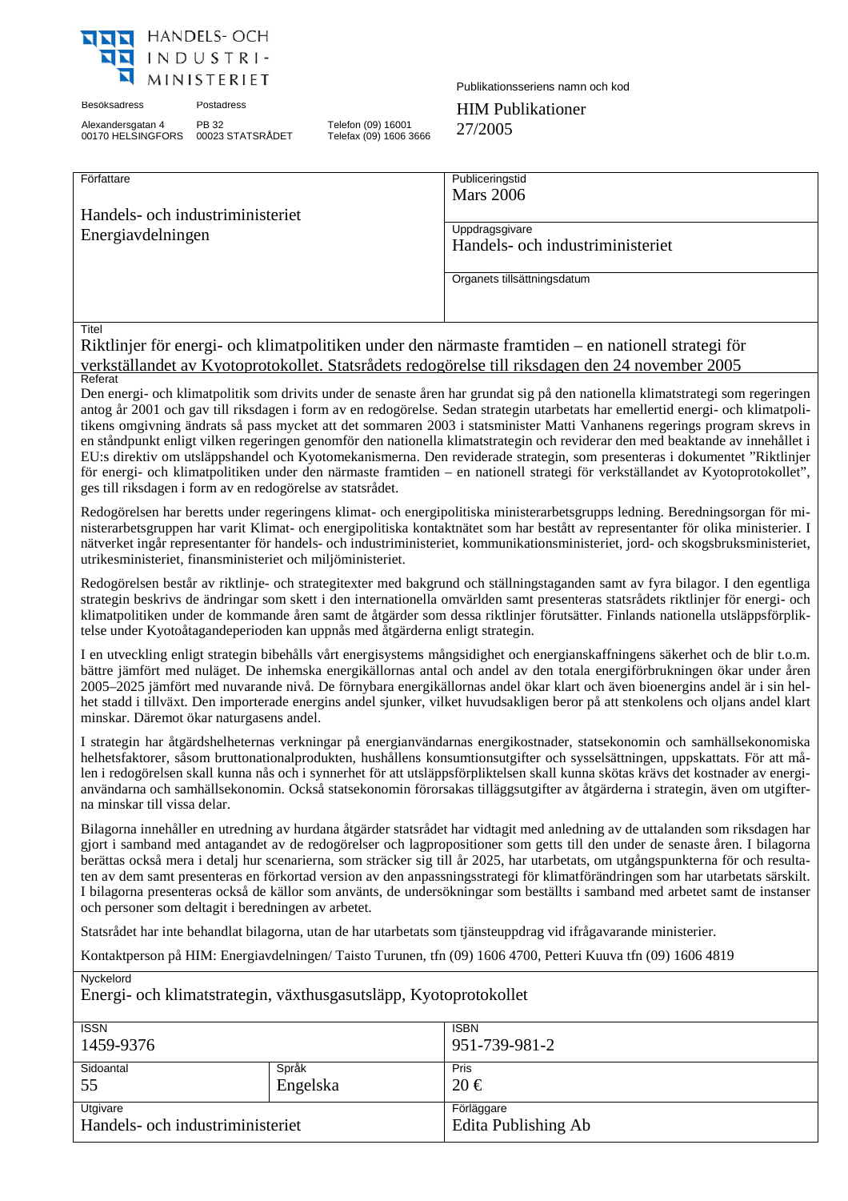HANDELS- OCH INDUSTRI-MINISTERIET

| Besöksadress | Postadress | | Publikationsseriens namn och kod |
|---|---|---|---|
| Alexandersgatan 4<br>00170 HELSINGFORS | PB 32<br>00023 STATSRÅDET | Telefon (09) 16001<br>Telefax (09) 1606 3666 | HIM Publikationer<br>27/2005 |

| | |
|---|---|
| Författare<br><br>Handels- och industriministeriet<br>Energiavdelningen | Publiceringstid<br>Mars 2006<br><br>Uppdragsgivare<br>Handels- och industriministeriet<br><br>Organets tillsättningsdatum |

**Titel**

Riktlinjer för energi- och klimatpolitiken under den närmaste framtiden – en nationell strategi för verkställandet av Kyotoprotokollet. Statsrådets redogörelse till riksdagen den 24 november 2005

**Referat**

Den energi- och klimatpolitik som drivits under de senaste åren har grundat sig på den nationella klimatstrategi som regeringen antog år 2001 och gav till riksdagen i form av en redogörelse. Sedan strategin utarbetats har emellertid energi- och klimatpolitikens omgivning ändrats så pass mycket att det sommaren 2003 i statsminister Matti Vanhanens regerings program skrevs in en ståndpunkt enligt vilken regeringen genomför den nationella klimatstrategin och reviderar den med beaktande av innehållet i EU:s direktiv om utsläppshandel och Kyotomekanismerna. Den reviderade strategin, som presenteras i dokumentet ”Riktlinjer för energi- och klimatpolitiken under den närmaste framtiden – en nationell strategi för verkställandet av Kyotoprotokollet”, ges till riksdagen i form av en redogörelse av statsrådet.

Redogörelsen har beretts under regeringens klimat- och energipolitiska ministerarbetsgrupps ledning. Beredningsorgan för ministerarbetsgruppen har varit Klimat- och energipolitiska kontaktnätet som har bestått av representanter för olika ministerier. I nätverket ingår representanter för handels- och industriministeriet, kommunikationsministeriet, jord- och skogsbruksministeriet, utrikesministeriet, finansministeriet och miljöministeriet.

Redogörelsen består av riktlinje- och strategitexter med bakgrund och ställningstaganden samt av fyra bilagor. I den egentliga strategin beskrivs de ändringar som skett i den internationella omvärlden samt presenteras statsrådets riktlinjer för energi- och klimatpolitiken under de kommande åren samt de åtgärder som dessa riktlinjer förutsätter. Finlands nationella utsläppsförpliktelse under Kyotoåtagandeperioden kan uppnås med åtgärderna enligt strategin.

I en utveckling enligt strategin bibehålls vårt energisystems mångsidighet och energianskaffningens säkerhet och de blir t.o.m. bättre jämfört med nuläget. De inhemska energikällornas antal och andel av den totala energiförbrukningen ökar under åren 2005–2025 jämfört med nuvarande nivå. De förnybara energikällornas andel ökar klart och även bioenergins andel är i sin helhet stadd i tillväxt. Den importerade energins andel sjunker, vilket huvudsakligen beror på att stenkolens och oljans andel klart minskar. Däremot ökar naturgasens andel.

I strategin har åtgärdshelheternas verkningar på energianvändarnas energikostnader, statsekonomin och samhällsekonomiska helhetsfaktorer, såsom bruttonationalprodukten, hushållens konsumtionsutgifter och sysselsättningen, uppskattats. För att målen i redogörelsen skall kunna nås och i synnerhet för att utsläppsförpliktelsen skall kunna skötas krävs det kostnader av energianvändarna och samhällsekonomin. Också statsekonomin förorsakas tilläggsutgifter av åtgärderna i strategin, även om utgifterna minskar till vissa delar.

Bilagorna innehåller en utredning av hurdana åtgärder statsrådet har vidtagit med anledning av de uttalanden som riksdagen har gjort i samband med antagandet av de redogörelser och lagpropositioner som getts till den under de senaste åren. I bilagorna berättas också mera i detalj hur scenarierna, som sträcker sig till år 2025, har utarbetats, om utgångspunkterna för och resultaten av dem samt presenteras en förkortad version av den anpassningsstrategi för klimatförändringen som har utarbetats särskilt. I bilagorna presenteras också de källor som använts, de undersökningar som beställts i samband med arbetet samt de instanser och personer som deltagit i beredningen av arbetet.

Statsrådet har inte behandlat bilagorna, utan de har utarbetats som tjänsteuppdrag vid ifrågavarande ministerier.

Kontaktperson på HIM: Energiavdelningen/ Taisto Turunen, tfn (09) 1606 4700, Petteri Kuuva tfn (09) 1606 4819

**Nyckelord**

Energi- och klimatstrategin, växthusgasutsläpp, Kyotoprotokollet

| | | |
|---|---|---|
| ISSN<br>1459-9376 | | ISBN<br>951-739-981-2 |
| Sidoantal<br>55 | Språk<br>Engelska | Pris<br>20 € |
| Utgivare<br>Handels- och industriministeriet | | Förläggare<br>Edita Publishing Ab |